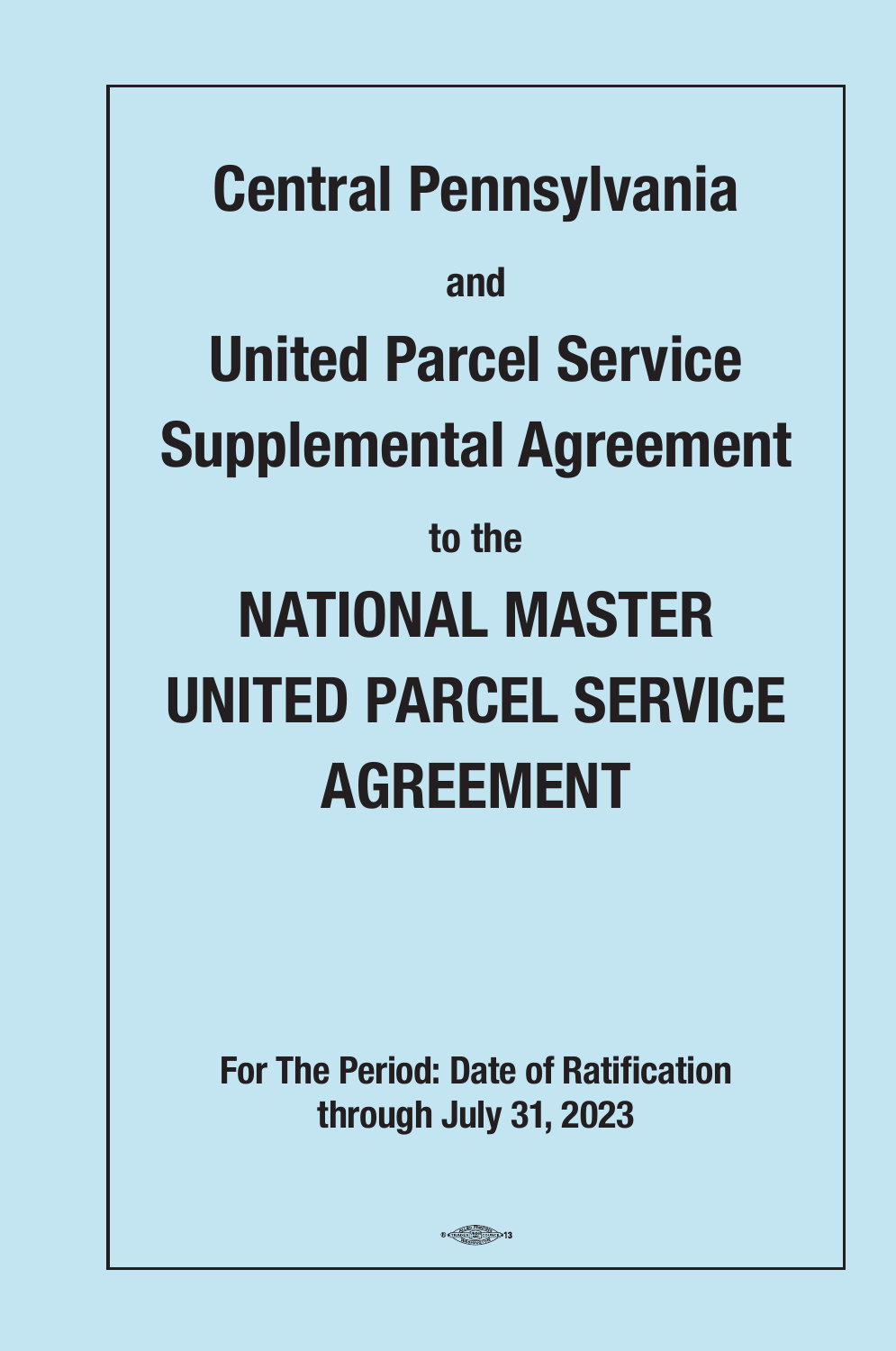# Central Pennsylvania

**and**

# United Parcel Service Supplemental Agreement

**to the**

# NATIONAL MASTER UNITED PARCEL SERVICE AGREEMENT

**For The Period: Date of Ratification through July 31, 2023**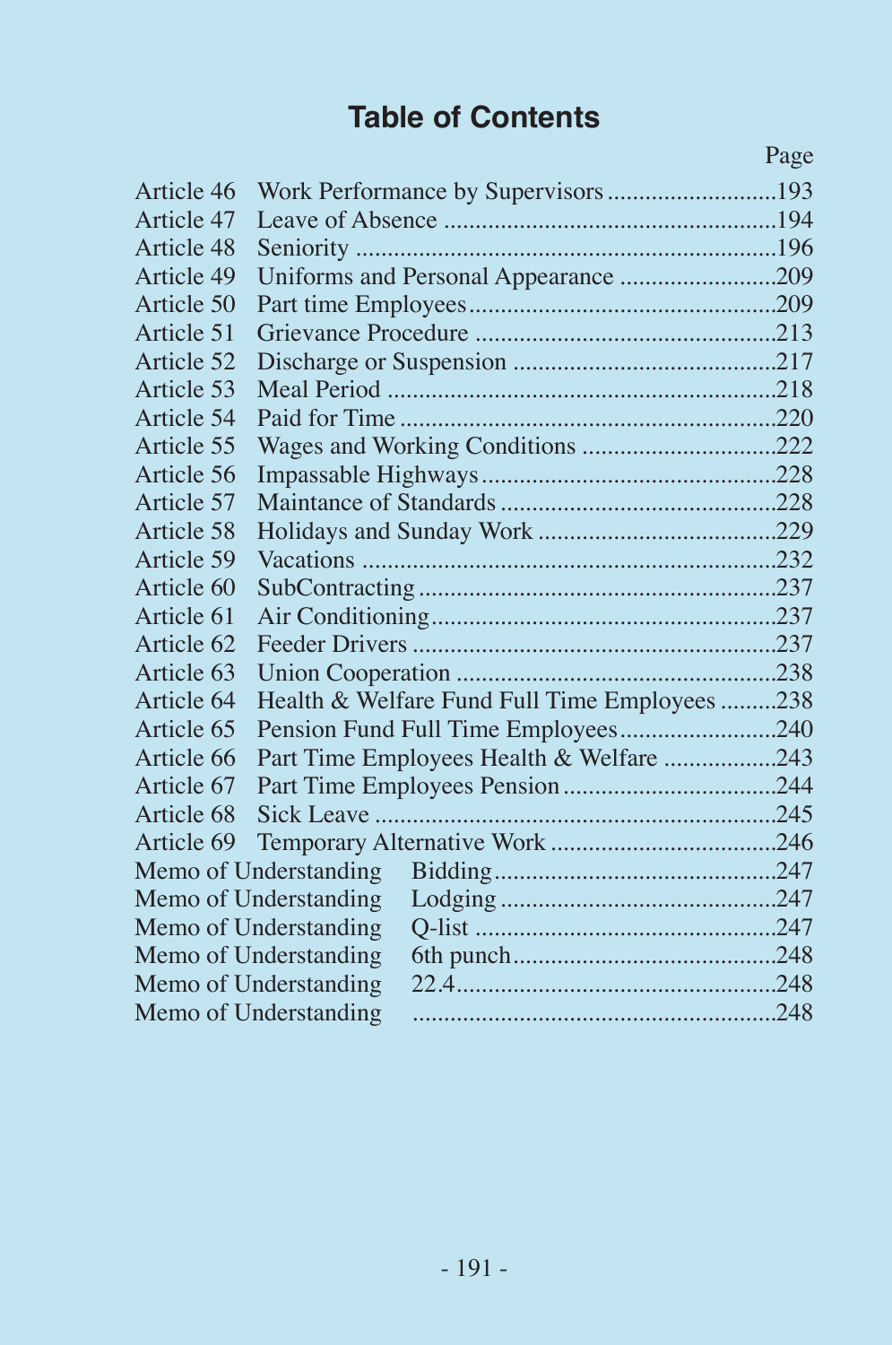# Table of Contents

| | | Page |
|---|---|---|
| Article 46 | Work Performance by Supervisors | 193 |
| Article 47 | Leave of Absence | 194 |
| Article 48 | Seniority | 196 |
| Article 49 | Uniforms and Personal Appearance | 209 |
| Article 50 | Part time Employees | 209 |
| Article 51 | Grievance Procedure | 213 |
| Article 52 | Discharge or Suspension | 217 |
| Article 53 | Meal Period | 218 |
| Article 54 | Paid for Time | 220 |
| Article 55 | Wages and Working Conditions | 222 |
| Article 56 | Impassable Highways | 228 |
| Article 57 | Maintance of Standards | 228 |
| Article 58 | Holidays and Sunday Work | 229 |
| Article 59 | Vacations | 232 |
| Article 60 | SubContracting | 237 |
| Article 61 | Air Conditioning | 237 |
| Article 62 | Feeder Drivers | 237 |
| Article 63 | Union Cooperation | 238 |
| Article 64 | Health & Welfare Fund Full Time Employees | 238 |
| Article 65 | Pension Fund Full Time Employees | 240 |
| Article 66 | Part Time Employees Health & Welfare | 243 |
| Article 67 | Part Time Employees Pension | 244 |
| Article 68 | Sick Leave | 245 |
| Article 69 | Temporary Alternative Work | 246 |
| Memo of Understanding | Bidding | 247 |
| Memo of Understanding | Lodging | 247 |
| Memo of Understanding | Q-list | 247 |
| Memo of Understanding | 6th punch | 248 |
| Memo of Understanding | 22.4 | 248 |
| Memo of Understanding | | 248 |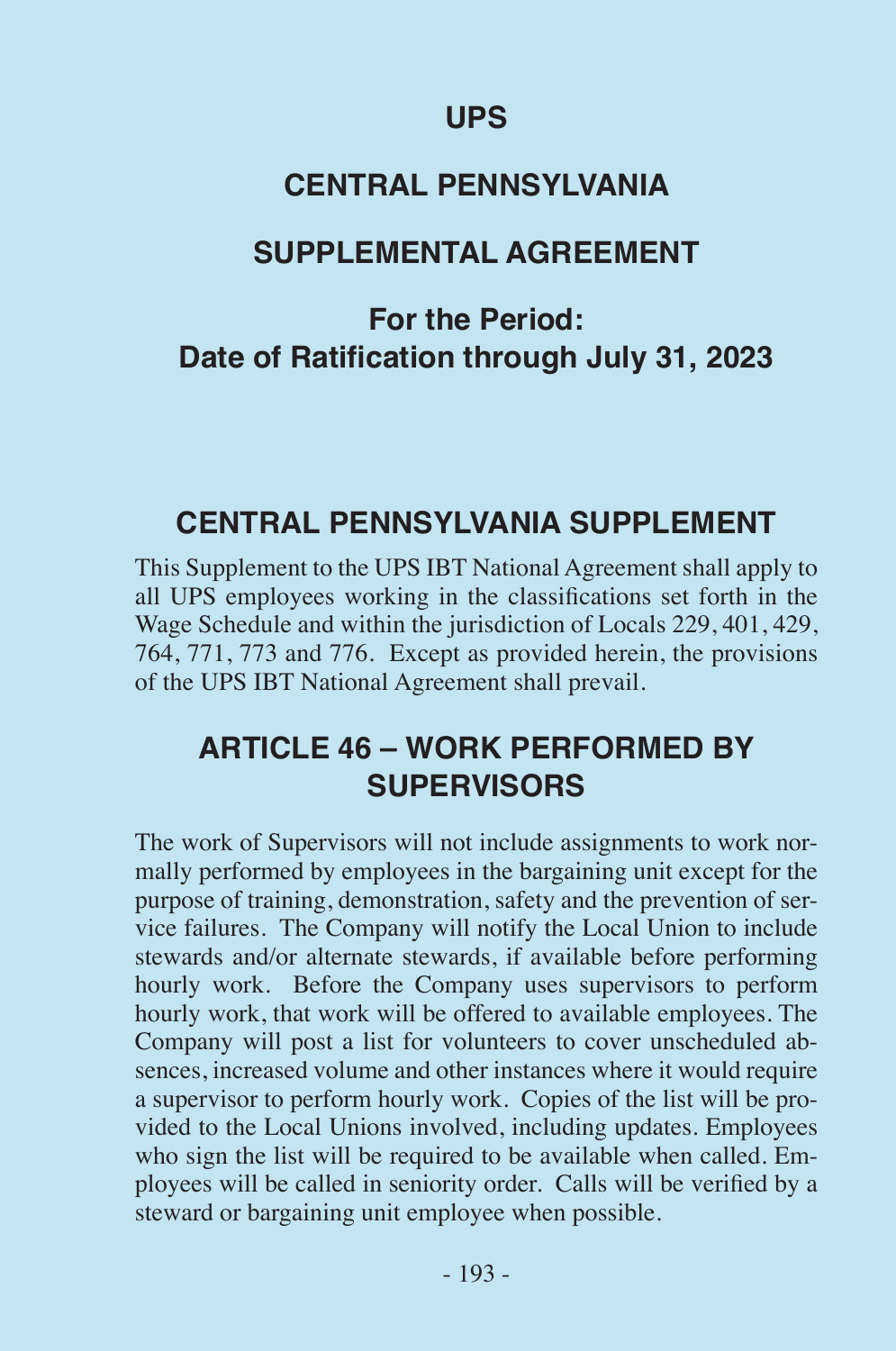# UPS

# CENTRAL PENNSYLVANIA

# SUPPLEMENTAL AGREEMENT

## For the Period:
## Date of Ratification through July 31, 2023

## CENTRAL PENNSYLVANIA SUPPLEMENT

This Supplement to the UPS IBT National Agreement shall apply to all UPS employees working in the classifications set forth in the Wage Schedule and within the jurisdiction of Locals 229, 401, 429, 764, 771, 773 and 776. Except as provided herein, the provisions of the UPS IBT National Agreement shall prevail.

## ARTICLE 46 – WORK PERFORMED BY SUPERVISORS

The work of Supervisors will not include assignments to work normally performed by employees in the bargaining unit except for the purpose of training, demonstration, safety and the prevention of service failures. The Company will notify the Local Union to include stewards and/or alternate stewards, if available before performing hourly work. Before the Company uses supervisors to perform hourly work, that work will be offered to available employees. The Company will post a list for volunteers to cover unscheduled absences, increased volume and other instances where it would require a supervisor to perform hourly work. Copies of the list will be provided to the Local Unions involved, including updates. Employees who sign the list will be required to be available when called. Employees will be called in seniority order. Calls will be verified by a steward or bargaining unit employee when possible.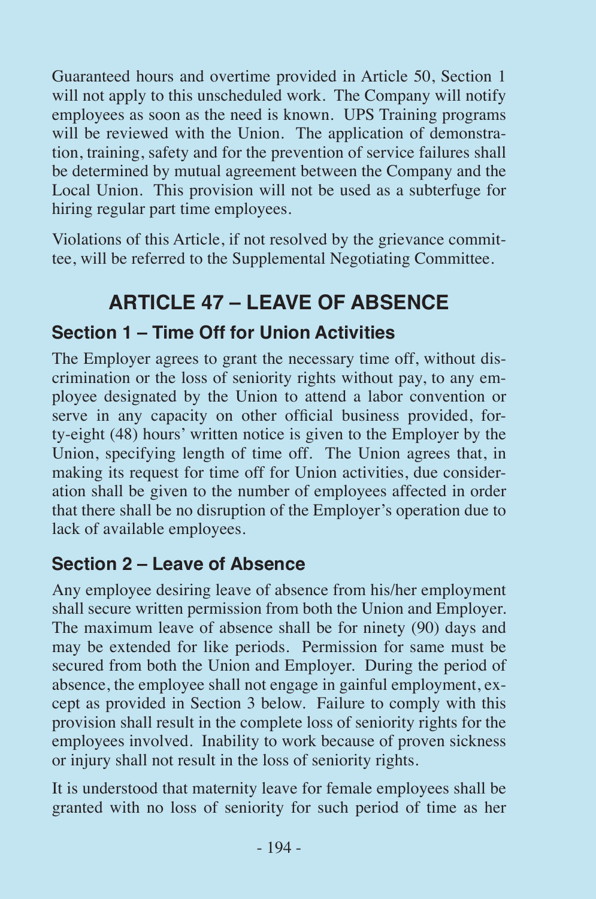Guaranteed hours and overtime provided in Article 50, Section 1 will not apply to this unscheduled work. The Company will notify employees as soon as the need is known. UPS Training programs will be reviewed with the Union. The application of demonstration, training, safety and for the prevention of service failures shall be determined by mutual agreement between the Company and the Local Union. This provision will not be used as a subterfuge for hiring regular part time employees.

Violations of this Article, if not resolved by the grievance committee, will be referred to the Supplemental Negotiating Committee.

# ARTICLE 47 – LEAVE OF ABSENCE

## Section 1 – Time Off for Union Activities

The Employer agrees to grant the necessary time off, without discrimination or the loss of seniority rights without pay, to any employee designated by the Union to attend a labor convention or serve in any capacity on other official business provided, forty-eight (48) hours' written notice is given to the Employer by the Union, specifying length of time off. The Union agrees that, in making its request for time off for Union activities, due consideration shall be given to the number of employees affected in order that there shall be no disruption of the Employer's operation due to lack of available employees.

## Section 2 – Leave of Absence

Any employee desiring leave of absence from his/her employment shall secure written permission from both the Union and Employer. The maximum leave of absence shall be for ninety (90) days and may be extended for like periods. Permission for same must be secured from both the Union and Employer. During the period of absence, the employee shall not engage in gainful employment, except as provided in Section 3 below. Failure to comply with this provision shall result in the complete loss of seniority rights for the employees involved. Inability to work because of proven sickness or injury shall not result in the loss of seniority rights.

It is understood that maternity leave for female employees shall be granted with no loss of seniority for such period of time as her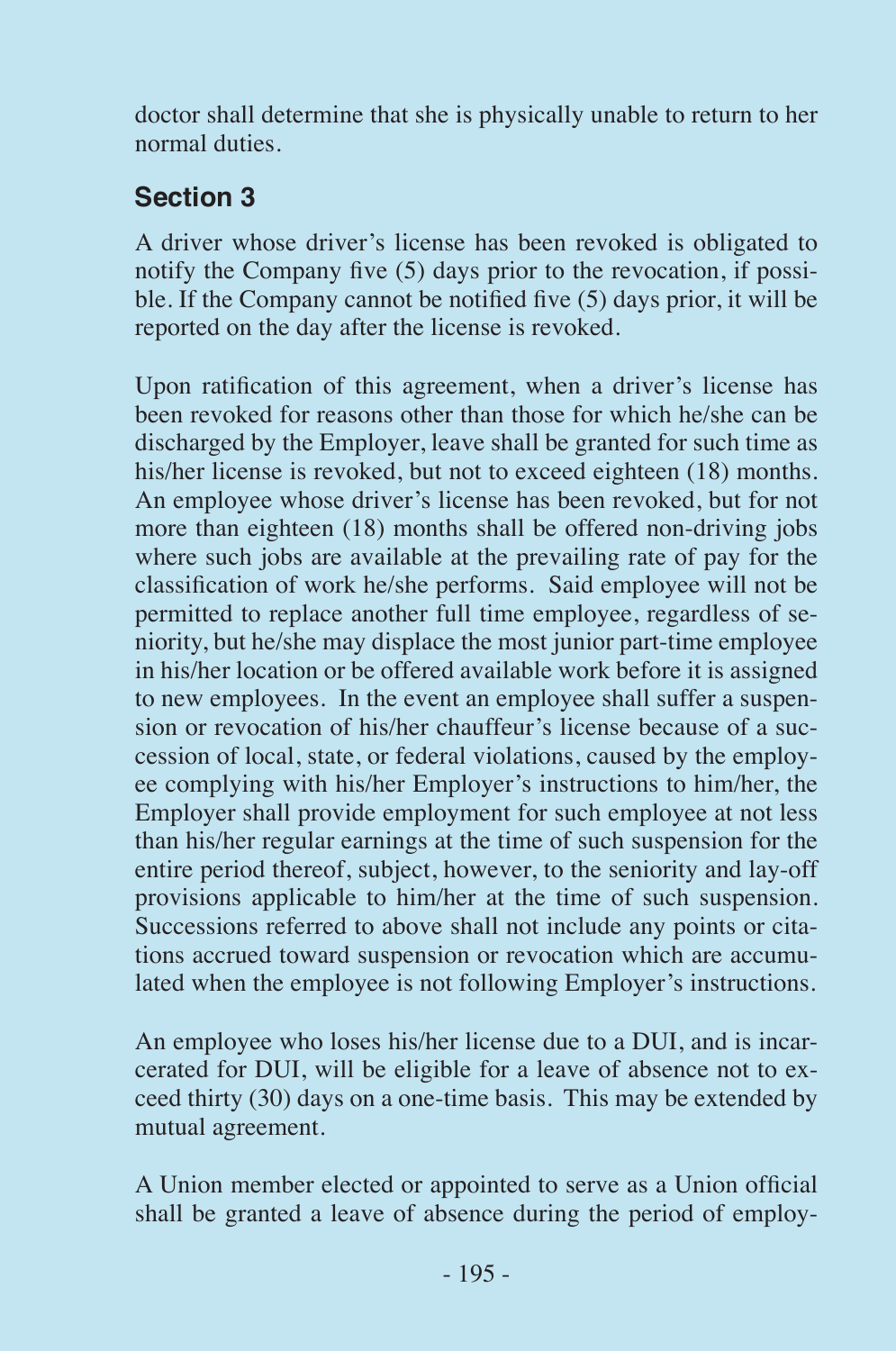doctor shall determine that she is physically unable to return to her normal duties.

## Section 3

A driver whose driver's license has been revoked is obligated to notify the Company five (5) days prior to the revocation, if possible. If the Company cannot be notified five (5) days prior, it will be reported on the day after the license is revoked.

Upon ratification of this agreement, when a driver's license has been revoked for reasons other than those for which he/she can be discharged by the Employer, leave shall be granted for such time as his/her license is revoked, but not to exceed eighteen (18) months. An employee whose driver's license has been revoked, but for not more than eighteen (18) months shall be offered non-driving jobs where such jobs are available at the prevailing rate of pay for the classification of work he/she performs. Said employee will not be permitted to replace another full time employee, regardless of seniority, but he/she may displace the most junior part-time employee in his/her location or be offered available work before it is assigned to new employees. In the event an employee shall suffer a suspension or revocation of his/her chauffeur's license because of a succession of local, state, or federal violations, caused by the employee complying with his/her Employer's instructions to him/her, the Employer shall provide employment for such employee at not less than his/her regular earnings at the time of such suspension for the entire period thereof, subject, however, to the seniority and lay-off provisions applicable to him/her at the time of such suspension. Successions referred to above shall not include any points or citations accrued toward suspension or revocation which are accumulated when the employee is not following Employer's instructions.

An employee who loses his/her license due to a DUI, and is incarcerated for DUI, will be eligible for a leave of absence not to exceed thirty (30) days on a one-time basis. This may be extended by mutual agreement.

A Union member elected or appointed to serve as a Union official shall be granted a leave of absence during the period of employ-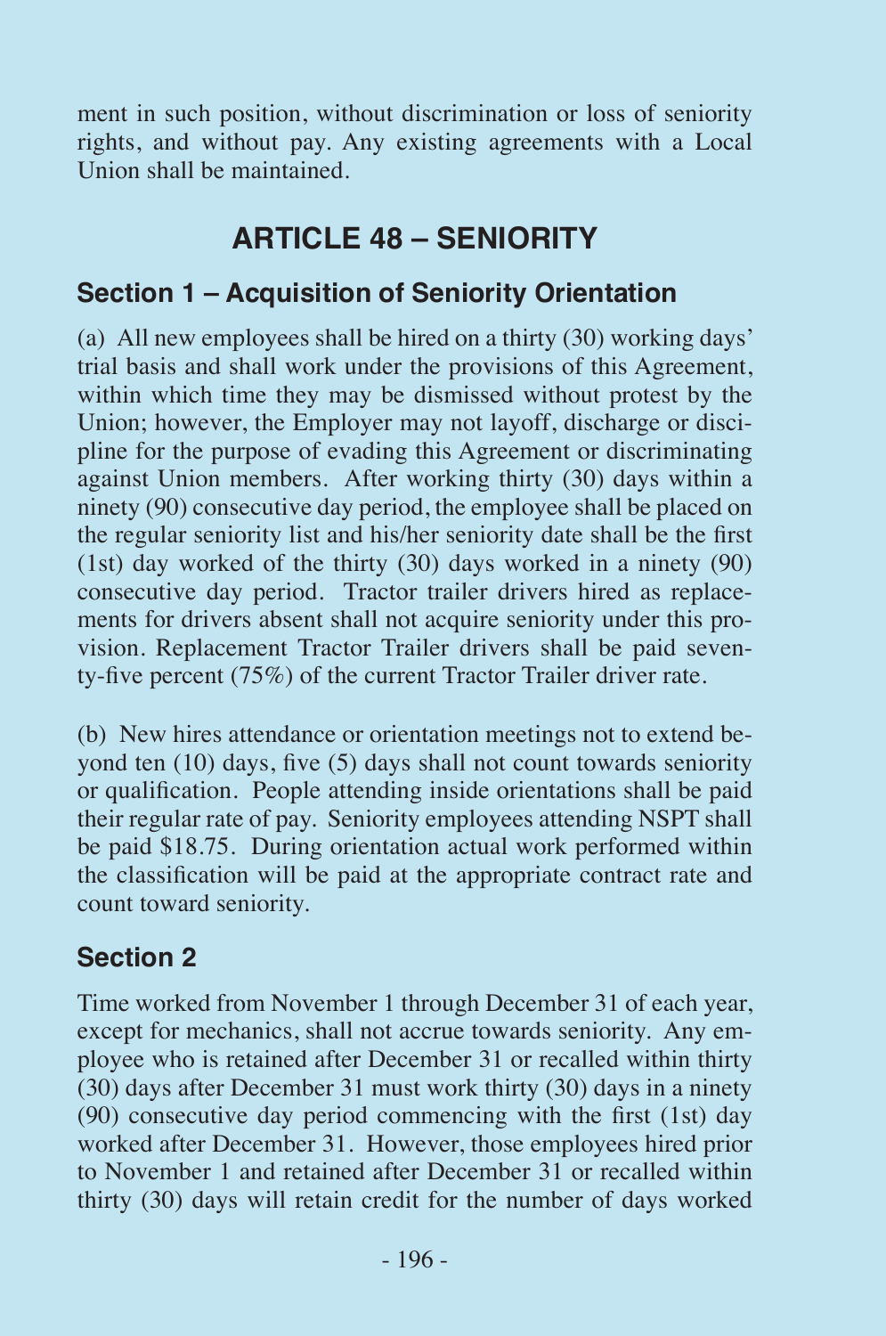ment in such position, without discrimination or loss of seniority rights, and without pay. Any existing agreements with a Local Union shall be maintained.

## ARTICLE 48 – SENIORITY

### Section 1 – Acquisition of Seniority Orientation

(a) All new employees shall be hired on a thirty (30) working days' trial basis and shall work under the provisions of this Agreement, within which time they may be dismissed without protest by the Union; however, the Employer may not layoff, discharge or discipline for the purpose of evading this Agreement or discriminating against Union members. After working thirty (30) days within a ninety (90) consecutive day period, the employee shall be placed on the regular seniority list and his/her seniority date shall be the first (1st) day worked of the thirty (30) days worked in a ninety (90) consecutive day period. Tractor trailer drivers hired as replacements for drivers absent shall not acquire seniority under this provision. Replacement Tractor Trailer drivers shall be paid seventy-five percent (75%) of the current Tractor Trailer driver rate.

(b) New hires attendance or orientation meetings not to extend beyond ten (10) days, five (5) days shall not count towards seniority or qualification. People attending inside orientations shall be paid their regular rate of pay. Seniority employees attending NSPT shall be paid $18.75. During orientation actual work performed within the classification will be paid at the appropriate contract rate and count toward seniority.

### Section 2

Time worked from November 1 through December 31 of each year, except for mechanics, shall not accrue towards seniority. Any employee who is retained after December 31 or recalled within thirty (30) days after December 31 must work thirty (30) days in a ninety (90) consecutive day period commencing with the first (1st) day worked after December 31. However, those employees hired prior to November 1 and retained after December 31 or recalled within thirty (30) days will retain credit for the number of days worked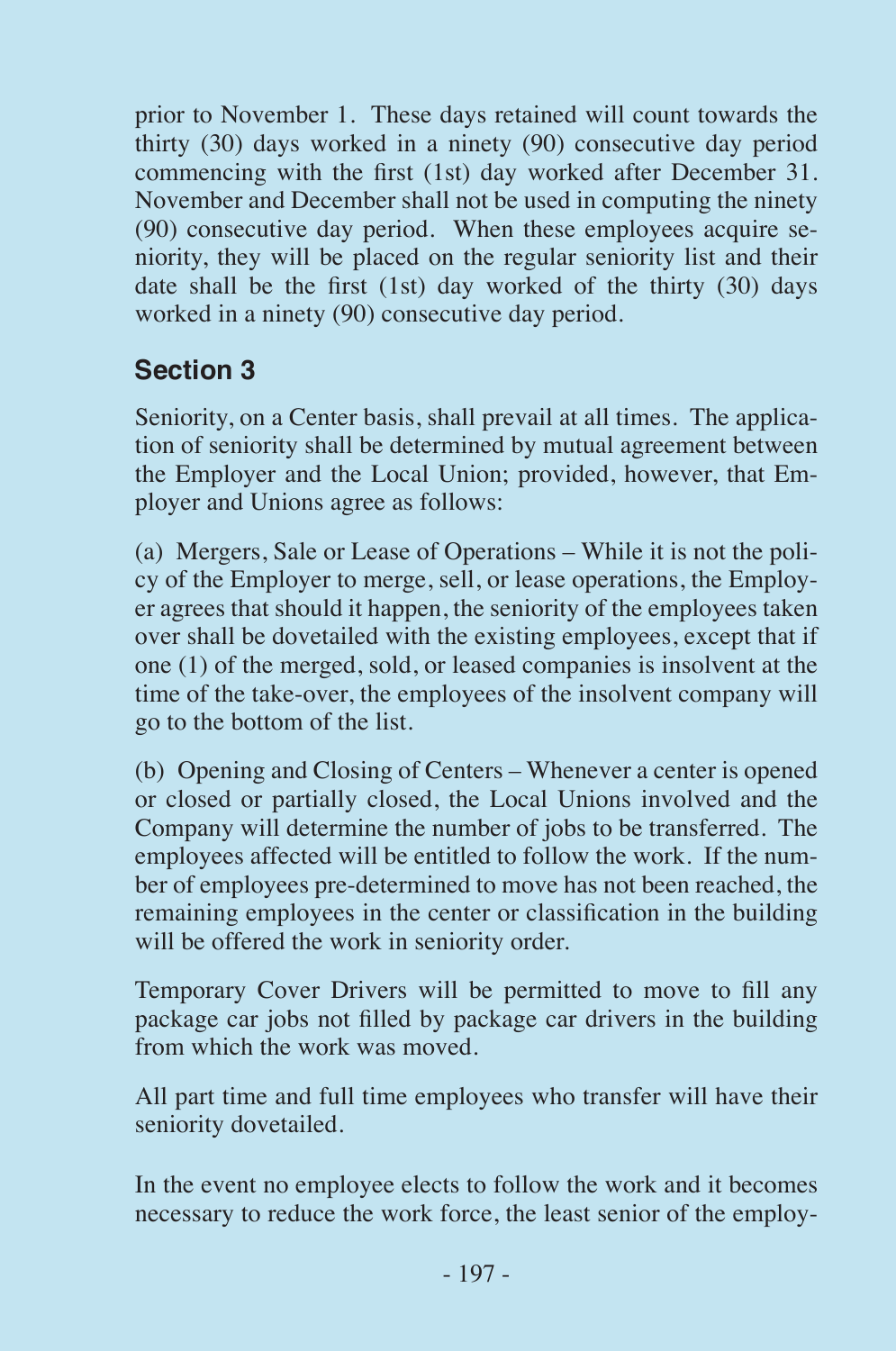prior to November 1. These days retained will count towards the thirty (30) days worked in a ninety (90) consecutive day period commencing with the first (1st) day worked after December 31. November and December shall not be used in computing the ninety (90) consecutive day period. When these employees acquire seniority, they will be placed on the regular seniority list and their date shall be the first (1st) day worked of the thirty (30) days worked in a ninety (90) consecutive day period.

## Section 3

Seniority, on a Center basis, shall prevail at all times. The application of seniority shall be determined by mutual agreement between the Employer and the Local Union; provided, however, that Employer and Unions agree as follows:

(a) Mergers, Sale or Lease of Operations – While it is not the policy of the Employer to merge, sell, or lease operations, the Employer agrees that should it happen, the seniority of the employees taken over shall be dovetailed with the existing employees, except that if one (1) of the merged, sold, or leased companies is insolvent at the time of the take-over, the employees of the insolvent company will go to the bottom of the list.

(b) Opening and Closing of Centers – Whenever a center is opened or closed or partially closed, the Local Unions involved and the Company will determine the number of jobs to be transferred. The employees affected will be entitled to follow the work. If the number of employees pre-determined to move has not been reached, the remaining employees in the center or classification in the building will be offered the work in seniority order.

Temporary Cover Drivers will be permitted to move to fill any package car jobs not filled by package car drivers in the building from which the work was moved.

All part time and full time employees who transfer will have their seniority dovetailed.

In the event no employee elects to follow the work and it becomes necessary to reduce the work force, the least senior of the employ-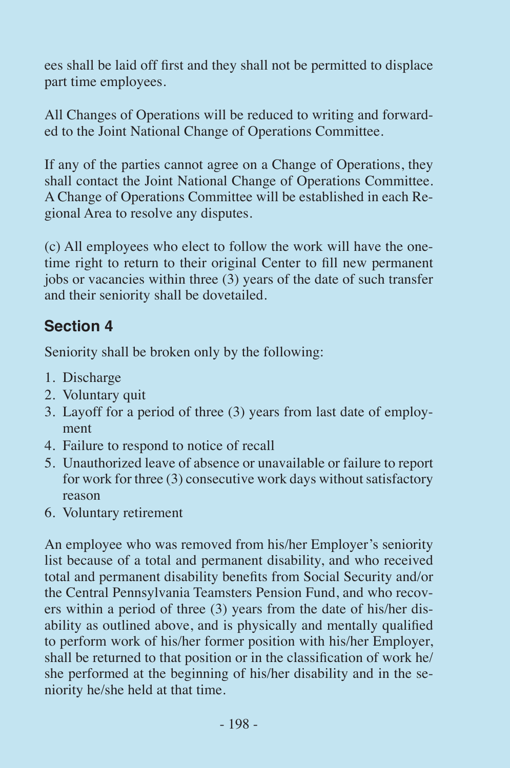ees shall be laid off first and they shall not be permitted to displace part time employees.

All Changes of Operations will be reduced to writing and forwarded to the Joint National Change of Operations Committee.

If any of the parties cannot agree on a Change of Operations, they shall contact the Joint National Change of Operations Committee. A Change of Operations Committee will be established in each Regional Area to resolve any disputes.

(c) All employees who elect to follow the work will have the one-time right to return to their original Center to fill new permanent jobs or vacancies within three (3) years of the date of such transfer and their seniority shall be dovetailed.

## Section 4

Seniority shall be broken only by the following:

1. Discharge
2. Voluntary quit
3. Layoff for a period of three (3) years from last date of employment
4. Failure to respond to notice of recall
5. Unauthorized leave of absence or unavailable or failure to report for work for three (3) consecutive work days without satisfactory reason
6. Voluntary retirement

An employee who was removed from his/her Employer's seniority list because of a total and permanent disability, and who received total and permanent disability benefits from Social Security and/or the Central Pennsylvania Teamsters Pension Fund, and who recovers within a period of three (3) years from the date of his/her disability as outlined above, and is physically and mentally qualified to perform work of his/her former position with his/her Employer, shall be returned to that position or in the classification of work he/she performed at the beginning of his/her disability and in the seniority he/she held at that time.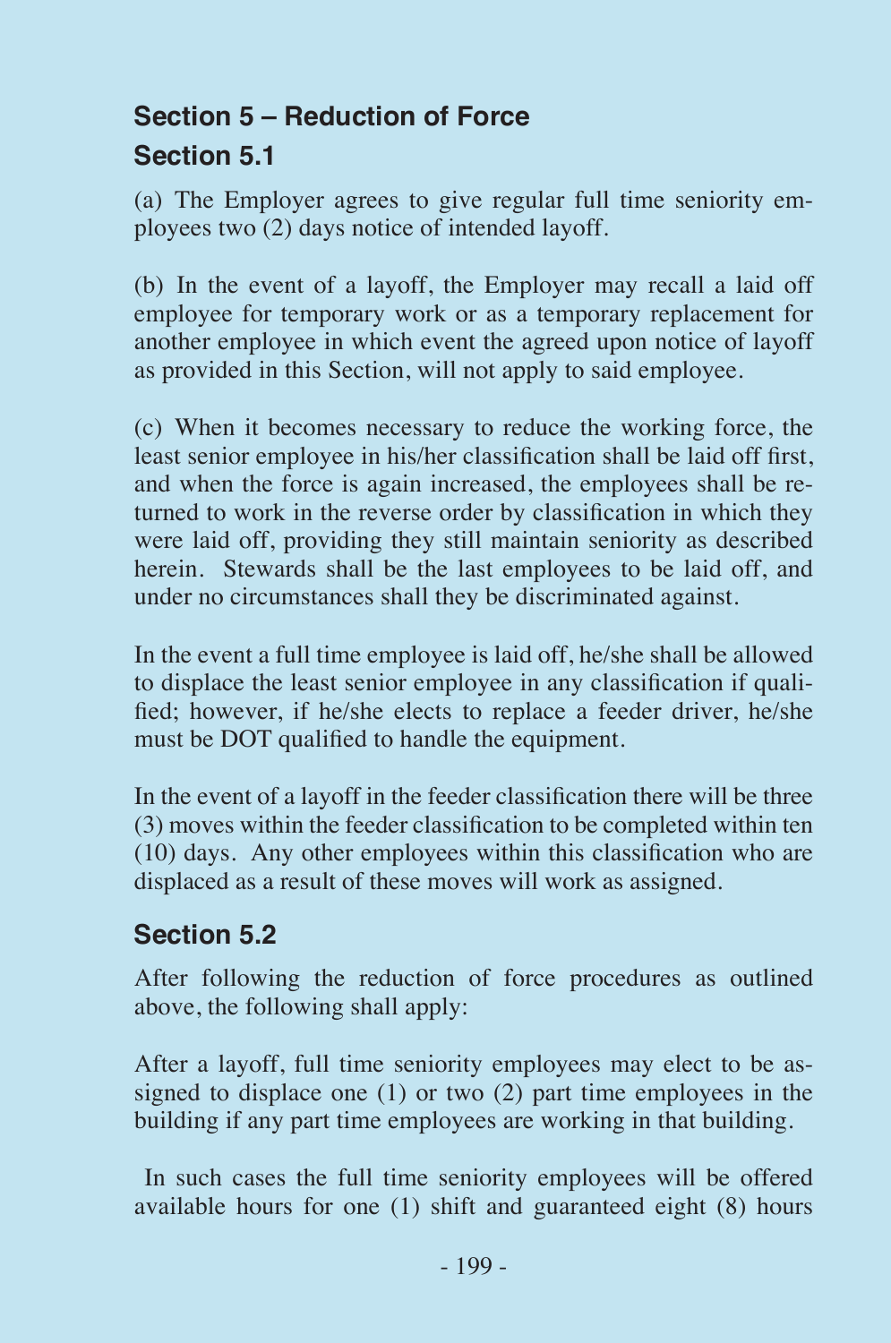## Section 5 – Reduction of Force

### Section 5.1

(a) The Employer agrees to give regular full time seniority employees two (2) days notice of intended layoff.

(b) In the event of a layoff, the Employer may recall a laid off employee for temporary work or as a temporary replacement for another employee in which event the agreed upon notice of layoff as provided in this Section, will not apply to said employee.

(c) When it becomes necessary to reduce the working force, the least senior employee in his/her classification shall be laid off first, and when the force is again increased, the employees shall be returned to work in the reverse order by classification in which they were laid off, providing they still maintain seniority as described herein. Stewards shall be the last employees to be laid off, and under no circumstances shall they be discriminated against.

In the event a full time employee is laid off, he/she shall be allowed to displace the least senior employee in any classification if qualified; however, if he/she elects to replace a feeder driver, he/she must be DOT qualified to handle the equipment.

In the event of a layoff in the feeder classification there will be three (3) moves within the feeder classification to be completed within ten (10) days. Any other employees within this classification who are displaced as a result of these moves will work as assigned.

### Section 5.2

After following the reduction of force procedures as outlined above, the following shall apply:

After a layoff, full time seniority employees may elect to be assigned to displace one (1) or two (2) part time employees in the building if any part time employees are working in that building.

In such cases the full time seniority employees will be offered available hours for one (1) shift and guaranteed eight (8) hours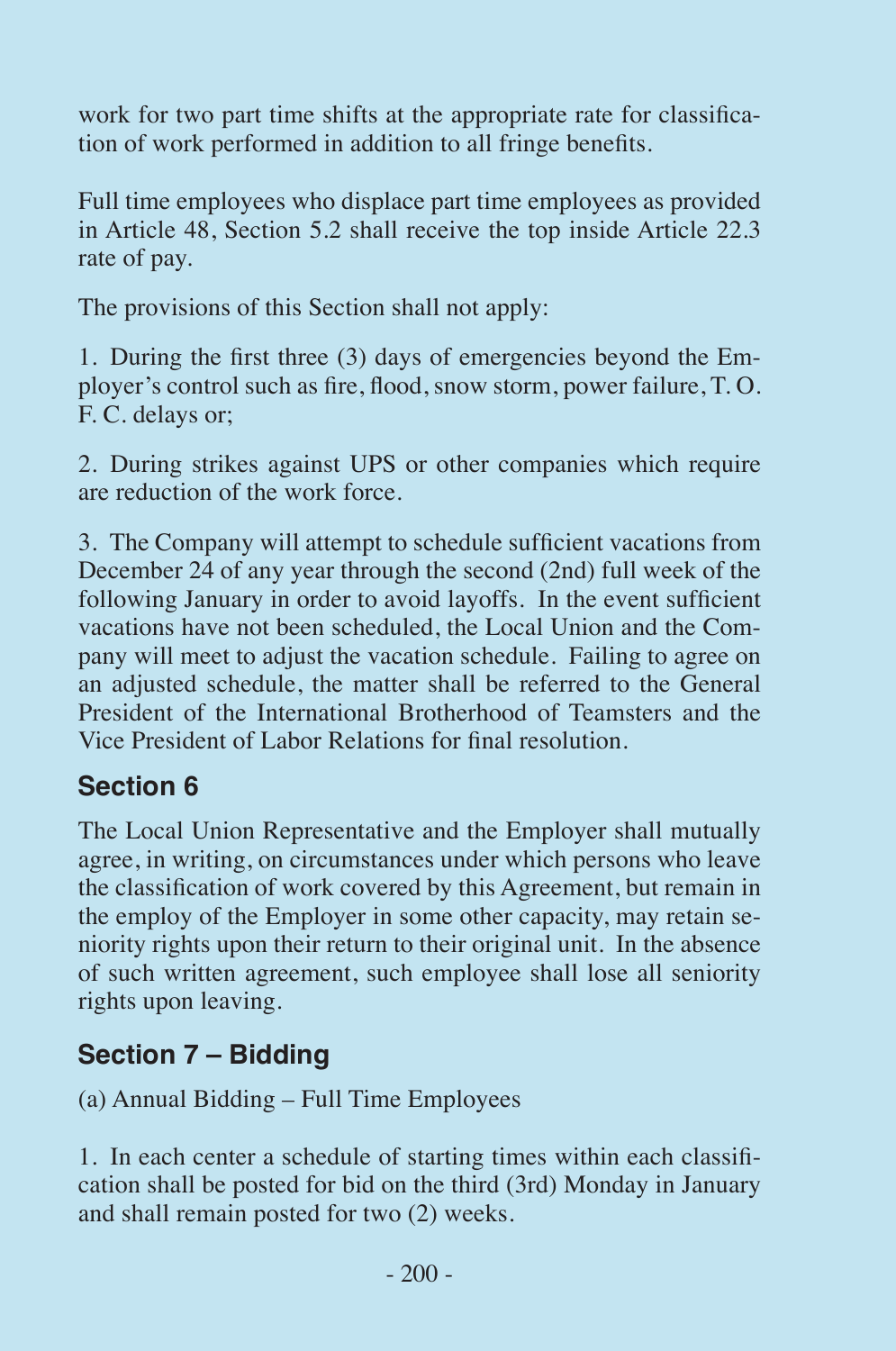work for two part time shifts at the appropriate rate for classification of work performed in addition to all fringe benefits.

Full time employees who displace part time employees as provided in Article 48, Section 5.2 shall receive the top inside Article 22.3 rate of pay.

The provisions of this Section shall not apply:

1. During the first three (3) days of emergencies beyond the Employer's control such as fire, flood, snow storm, power failure, T. O. F. C. delays or;

2. During strikes against UPS or other companies which require are reduction of the work force.

3. The Company will attempt to schedule sufficient vacations from December 24 of any year through the second (2nd) full week of the following January in order to avoid layoffs. In the event sufficient vacations have not been scheduled, the Local Union and the Company will meet to adjust the vacation schedule. Failing to agree on an adjusted schedule, the matter shall be referred to the General President of the International Brotherhood of Teamsters and the Vice President of Labor Relations for final resolution.

## Section 6

The Local Union Representative and the Employer shall mutually agree, in writing, on circumstances under which persons who leave the classification of work covered by this Agreement, but remain in the employ of the Employer in some other capacity, may retain seniority rights upon their return to their original unit. In the absence of such written agreement, such employee shall lose all seniority rights upon leaving.

## Section 7 – Bidding

(a) Annual Bidding – Full Time Employees

1. In each center a schedule of starting times within each classification shall be posted for bid on the third (3rd) Monday in January and shall remain posted for two (2) weeks.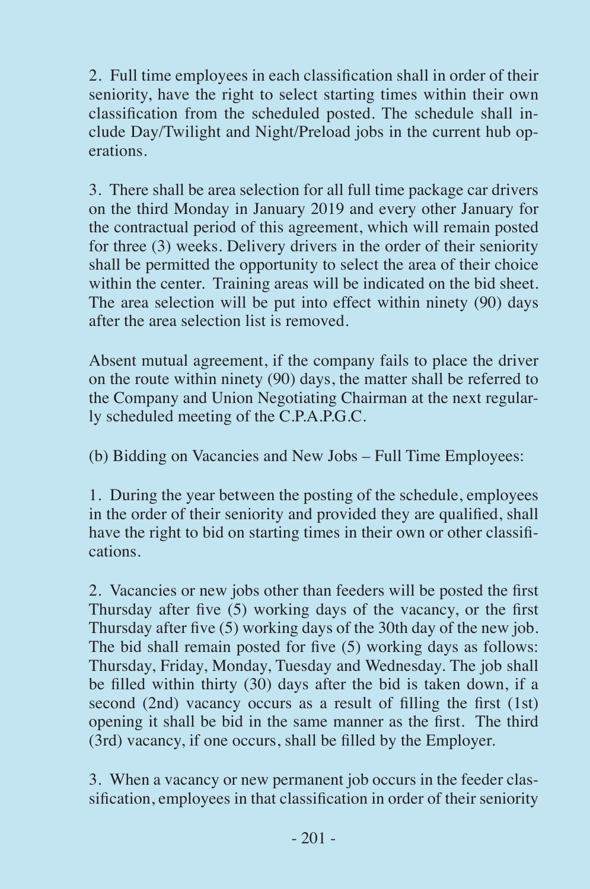2. Full time employees in each classification shall in order of their seniority, have the right to select starting times within their own classification from the scheduled posted. The schedule shall include Day/Twilight and Night/Preload jobs in the current hub operations.

3. There shall be area selection for all full time package car drivers on the third Monday in January 2019 and every other January for the contractual period of this agreement, which will remain posted for three (3) weeks. Delivery drivers in the order of their seniority shall be permitted the opportunity to select the area of their choice within the center. Training areas will be indicated on the bid sheet. The area selection will be put into effect within ninety (90) days after the area selection list is removed.

Absent mutual agreement, if the company fails to place the driver on the route within ninety (90) days, the matter shall be referred to the Company and Union Negotiating Chairman at the next regularly scheduled meeting of the C.P.A.P.G.C.

(b) Bidding on Vacancies and New Jobs – Full Time Employees:

1. During the year between the posting of the schedule, employees in the order of their seniority and provided they are qualified, shall have the right to bid on starting times in their own or other classifications.

2. Vacancies or new jobs other than feeders will be posted the first Thursday after five (5) working days of the vacancy, or the first Thursday after five (5) working days of the 30th day of the new job. The bid shall remain posted for five (5) working days as follows: Thursday, Friday, Monday, Tuesday and Wednesday. The job shall be filled within thirty (30) days after the bid is taken down, if a second (2nd) vacancy occurs as a result of filling the first (1st) opening it shall be bid in the same manner as the first. The third (3rd) vacancy, if one occurs, shall be filled by the Employer.

3. When a vacancy or new permanent job occurs in the feeder classification, employees in that classification in order of their seniority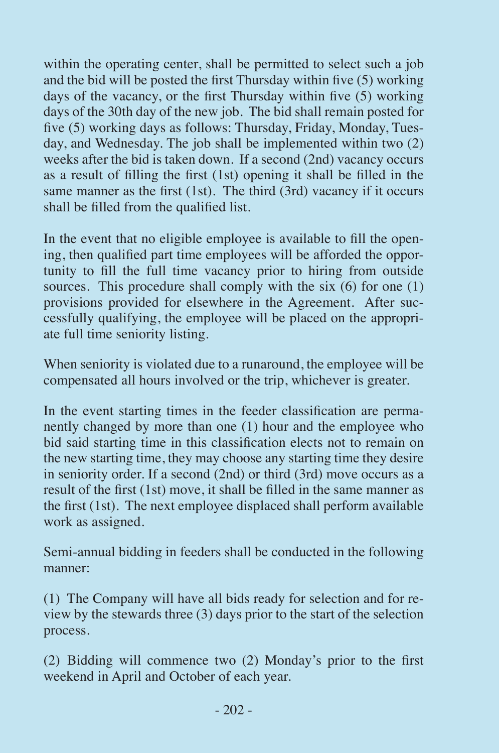within the operating center, shall be permitted to select such a job and the bid will be posted the first Thursday within five (5) working days of the vacancy, or the first Thursday within five (5) working days of the 30th day of the new job. The bid shall remain posted for five (5) working days as follows: Thursday, Friday, Monday, Tuesday, and Wednesday. The job shall be implemented within two (2) weeks after the bid is taken down. If a second (2nd) vacancy occurs as a result of filling the first (1st) opening it shall be filled in the same manner as the first (1st). The third (3rd) vacancy if it occurs shall be filled from the qualified list.

In the event that no eligible employee is available to fill the opening, then qualified part time employees will be afforded the opportunity to fill the full time vacancy prior to hiring from outside sources. This procedure shall comply with the six (6) for one (1) provisions provided for elsewhere in the Agreement. After successfully qualifying, the employee will be placed on the appropriate full time seniority listing.

When seniority is violated due to a runaround, the employee will be compensated all hours involved or the trip, whichever is greater.

In the event starting times in the feeder classification are permanently changed by more than one (1) hour and the employee who bid said starting time in this classification elects not to remain on the new starting time, they may choose any starting time they desire in seniority order. If a second (2nd) or third (3rd) move occurs as a result of the first (1st) move, it shall be filled in the same manner as the first (1st). The next employee displaced shall perform available work as assigned.

Semi-annual bidding in feeders shall be conducted in the following manner:

(1) The Company will have all bids ready for selection and for review by the stewards three (3) days prior to the start of the selection process.

(2) Bidding will commence two (2) Monday's prior to the first weekend in April and October of each year.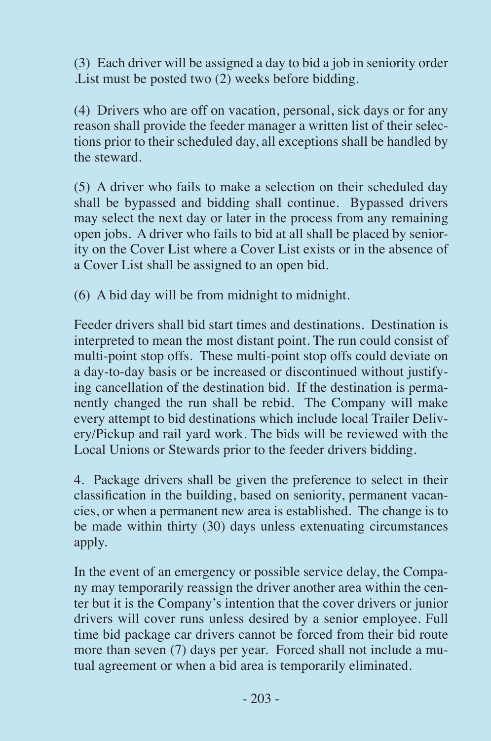(3) Each driver will be assigned a day to bid a job in seniority order .List must be posted two (2) weeks before bidding.

(4) Drivers who are off on vacation, personal, sick days or for any reason shall provide the feeder manager a written list of their selections prior to their scheduled day, all exceptions shall be handled by the steward.

(5) A driver who fails to make a selection on their scheduled day shall be bypassed and bidding shall continue. Bypassed drivers may select the next day or later in the process from any remaining open jobs. A driver who fails to bid at all shall be placed by seniority on the Cover List where a Cover List exists or in the absence of a Cover List shall be assigned to an open bid.

(6) A bid day will be from midnight to midnight.

Feeder drivers shall bid start times and destinations. Destination is interpreted to mean the most distant point. The run could consist of multi-point stop offs. These multi-point stop offs could deviate on a day-to-day basis or be increased or discontinued without justifying cancellation of the destination bid. If the destination is permanently changed the run shall be rebid. The Company will make every attempt to bid destinations which include local Trailer Delivery/Pickup and rail yard work. The bids will be reviewed with the Local Unions or Stewards prior to the feeder drivers bidding.

4. Package drivers shall be given the preference to select in their classification in the building, based on seniority, permanent vacancies, or when a permanent new area is established. The change is to be made within thirty (30) days unless extenuating circumstances apply.

In the event of an emergency or possible service delay, the Company may temporarily reassign the driver another area within the center but it is the Company's intention that the cover drivers or junior drivers will cover runs unless desired by a senior employee. Full time bid package car drivers cannot be forced from their bid route more than seven (7) days per year. Forced shall not include a mutual agreement or when a bid area is temporarily eliminated.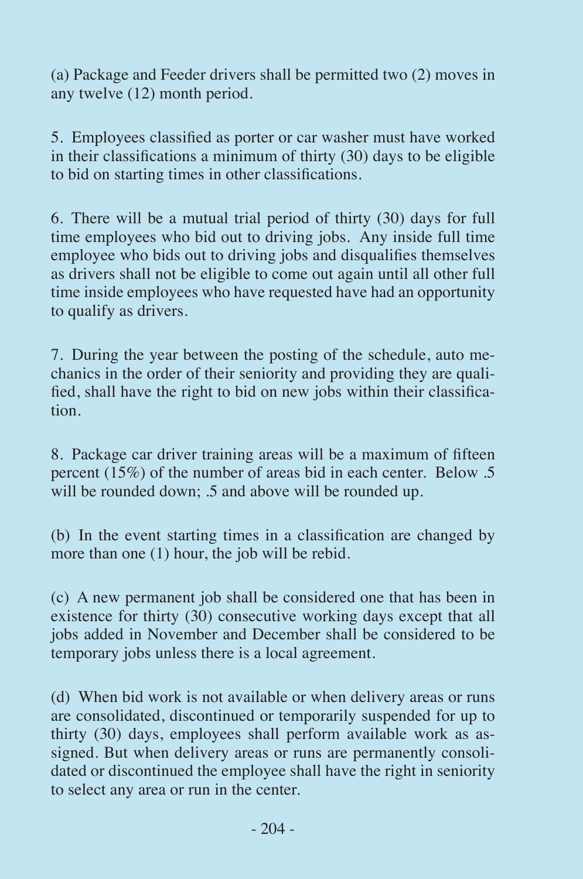(a) Package and Feeder drivers shall be permitted two (2) moves in any twelve (12) month period.

5. Employees classified as porter or car washer must have worked in their classifications a minimum of thirty (30) days to be eligible to bid on starting times in other classifications.

6. There will be a mutual trial period of thirty (30) days for full time employees who bid out to driving jobs. Any inside full time employee who bids out to driving jobs and disqualifies themselves as drivers shall not be eligible to come out again until all other full time inside employees who have requested have had an opportunity to qualify as drivers.

7. During the year between the posting of the schedule, auto mechanics in the order of their seniority and providing they are qualified, shall have the right to bid on new jobs within their classification.

8. Package car driver training areas will be a maximum of fifteen percent (15%) of the number of areas bid in each center. Below .5 will be rounded down; .5 and above will be rounded up.

(b) In the event starting times in a classification are changed by more than one (1) hour, the job will be rebid.

(c) A new permanent job shall be considered one that has been in existence for thirty (30) consecutive working days except that all jobs added in November and December shall be considered to be temporary jobs unless there is a local agreement.

(d) When bid work is not available or when delivery areas or runs are consolidated, discontinued or temporarily suspended for up to thirty (30) days, employees shall perform available work as assigned. But when delivery areas or runs are permanently consolidated or discontinued the employee shall have the right in seniority to select any area or run in the center.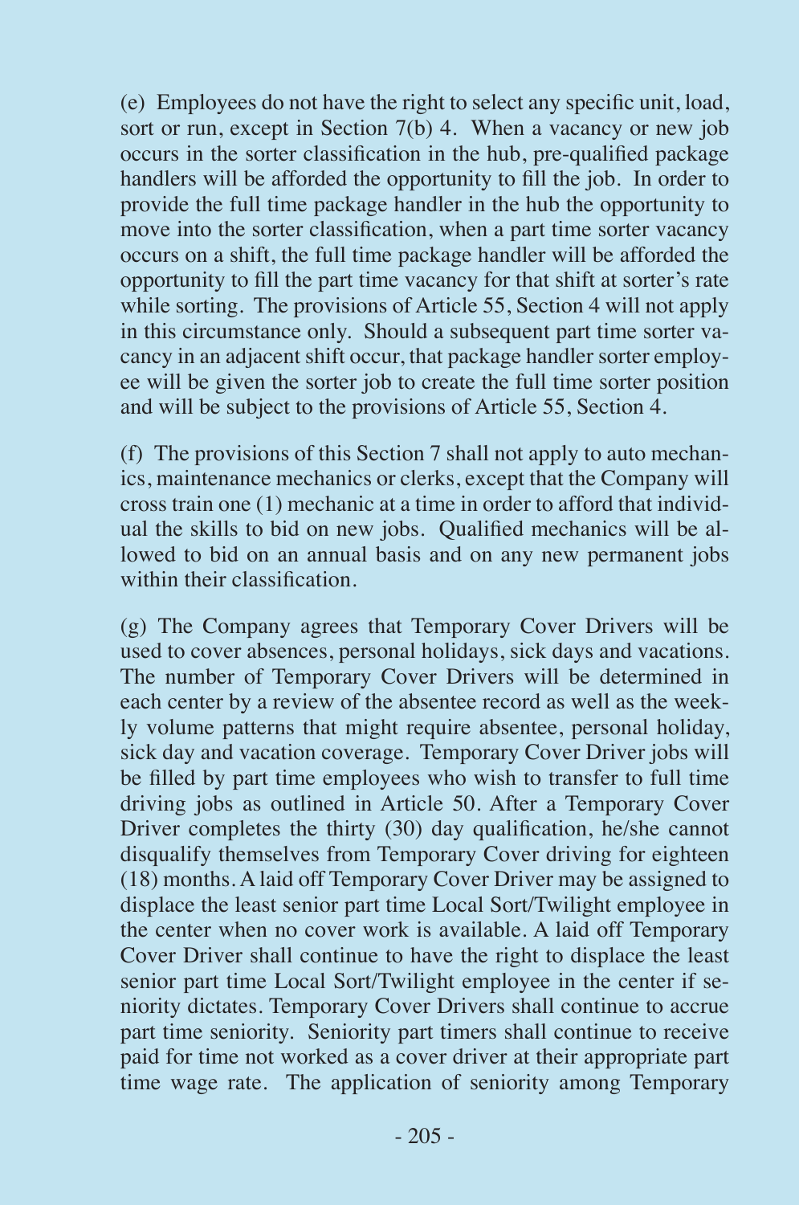(e) Employees do not have the right to select any specific unit, load, sort or run, except in Section 7(b) 4. When a vacancy or new job occurs in the sorter classification in the hub, pre-qualified package handlers will be afforded the opportunity to fill the job. In order to provide the full time package handler in the hub the opportunity to move into the sorter classification, when a part time sorter vacancy occurs on a shift, the full time package handler will be afforded the opportunity to fill the part time vacancy for that shift at sorter's rate while sorting. The provisions of Article 55, Section 4 will not apply in this circumstance only. Should a subsequent part time sorter vacancy in an adjacent shift occur, that package handler sorter employee will be given the sorter job to create the full time sorter position and will be subject to the provisions of Article 55, Section 4.

(f) The provisions of this Section 7 shall not apply to auto mechanics, maintenance mechanics or clerks, except that the Company will cross train one (1) mechanic at a time in order to afford that individual the skills to bid on new jobs. Qualified mechanics will be allowed to bid on an annual basis and on any new permanent jobs within their classification.

(g) The Company agrees that Temporary Cover Drivers will be used to cover absences, personal holidays, sick days and vacations. The number of Temporary Cover Drivers will be determined in each center by a review of the absentee record as well as the weekly volume patterns that might require absentee, personal holiday, sick day and vacation coverage. Temporary Cover Driver jobs will be filled by part time employees who wish to transfer to full time driving jobs as outlined in Article 50. After a Temporary Cover Driver completes the thirty (30) day qualification, he/she cannot disqualify themselves from Temporary Cover driving for eighteen (18) months. A laid off Temporary Cover Driver may be assigned to displace the least senior part time Local Sort/Twilight employee in the center when no cover work is available. A laid off Temporary Cover Driver shall continue to have the right to displace the least senior part time Local Sort/Twilight employee in the center if seniority dictates. Temporary Cover Drivers shall continue to accrue part time seniority. Seniority part timers shall continue to receive paid for time not worked as a cover driver at their appropriate part time wage rate. The application of seniority among Temporary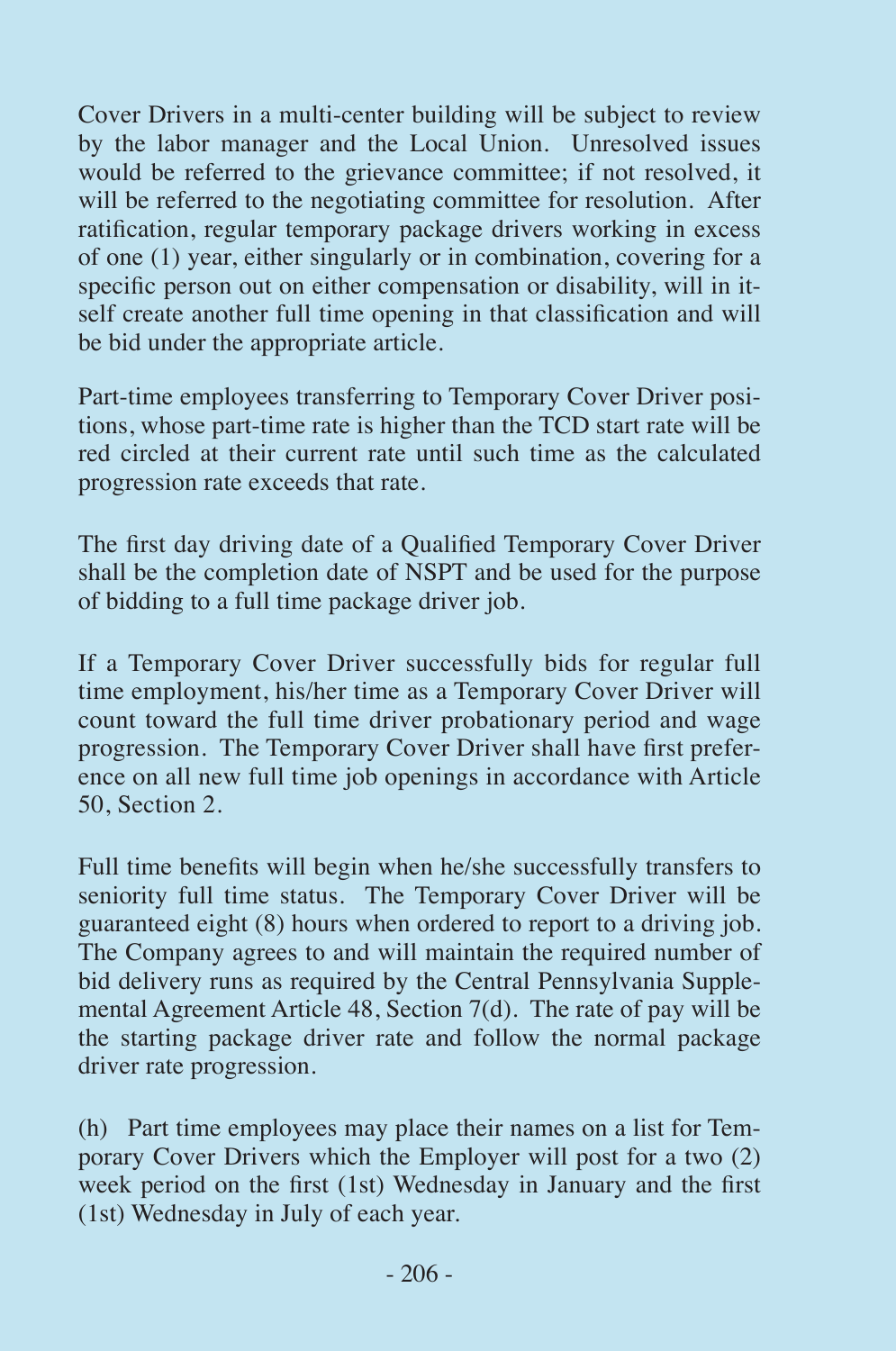Cover Drivers in a multi-center building will be subject to review by the labor manager and the Local Union. Unresolved issues would be referred to the grievance committee; if not resolved, it will be referred to the negotiating committee for resolution. After ratification, regular temporary package drivers working in excess of one (1) year, either singularly or in combination, covering for a specific person out on either compensation or disability, will in itself create another full time opening in that classification and will be bid under the appropriate article.

Part-time employees transferring to Temporary Cover Driver positions, whose part-time rate is higher than the TCD start rate will be red circled at their current rate until such time as the calculated progression rate exceeds that rate.

The first day driving date of a Qualified Temporary Cover Driver shall be the completion date of NSPT and be used for the purpose of bidding to a full time package driver job.

If a Temporary Cover Driver successfully bids for regular full time employment, his/her time as a Temporary Cover Driver will count toward the full time driver probationary period and wage progression. The Temporary Cover Driver shall have first preference on all new full time job openings in accordance with Article 50, Section 2.

Full time benefits will begin when he/she successfully transfers to seniority full time status. The Temporary Cover Driver will be guaranteed eight (8) hours when ordered to report to a driving job. The Company agrees to and will maintain the required number of bid delivery runs as required by the Central Pennsylvania Supplemental Agreement Article 48, Section 7(d). The rate of pay will be the starting package driver rate and follow the normal package driver rate progression.

(h) Part time employees may place their names on a list for Temporary Cover Drivers which the Employer will post for a two (2) week period on the first (1st) Wednesday in January and the first (1st) Wednesday in July of each year.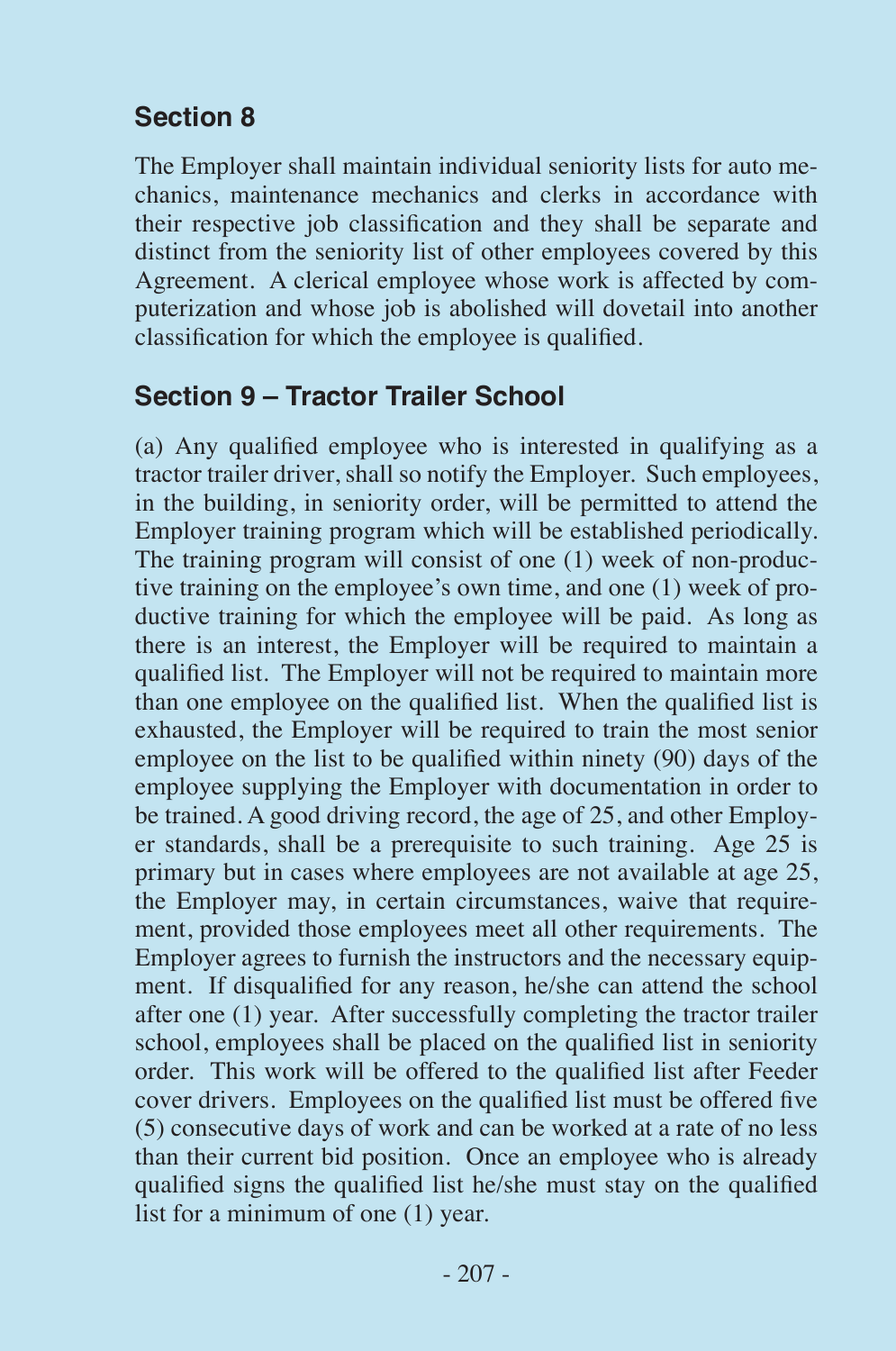## Section 8

The Employer shall maintain individual seniority lists for auto mechanics, maintenance mechanics and clerks in accordance with their respective job classification and they shall be separate and distinct from the seniority list of other employees covered by this Agreement. A clerical employee whose work is affected by computerization and whose job is abolished will dovetail into another classification for which the employee is qualified.

## Section 9 – Tractor Trailer School

(a) Any qualified employee who is interested in qualifying as a tractor trailer driver, shall so notify the Employer. Such employees, in the building, in seniority order, will be permitted to attend the Employer training program which will be established periodically. The training program will consist of one (1) week of non-productive training on the employee's own time, and one (1) week of productive training for which the employee will be paid. As long as there is an interest, the Employer will be required to maintain a qualified list. The Employer will not be required to maintain more than one employee on the qualified list. When the qualified list is exhausted, the Employer will be required to train the most senior employee on the list to be qualified within ninety (90) days of the employee supplying the Employer with documentation in order to be trained. A good driving record, the age of 25, and other Employer standards, shall be a prerequisite to such training. Age 25 is primary but in cases where employees are not available at age 25, the Employer may, in certain circumstances, waive that requirement, provided those employees meet all other requirements. The Employer agrees to furnish the instructors and the necessary equipment. If disqualified for any reason, he/she can attend the school after one (1) year. After successfully completing the tractor trailer school, employees shall be placed on the qualified list in seniority order. This work will be offered to the qualified list after Feeder cover drivers. Employees on the qualified list must be offered five (5) consecutive days of work and can be worked at a rate of no less than their current bid position. Once an employee who is already qualified signs the qualified list he/she must stay on the qualified list for a minimum of one (1) year.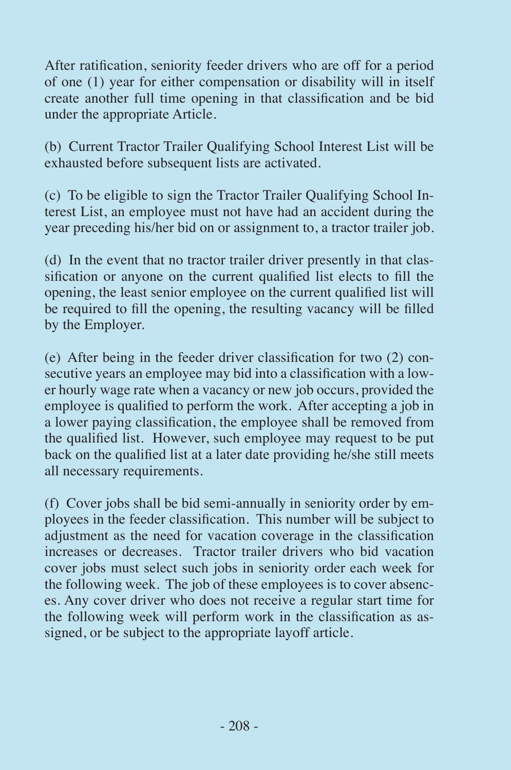After ratification, seniority feeder drivers who are off for a period of one (1) year for either compensation or disability will in itself create another full time opening in that classification and be bid under the appropriate Article.

(b) Current Tractor Trailer Qualifying School Interest List will be exhausted before subsequent lists are activated.

(c) To be eligible to sign the Tractor Trailer Qualifying School Interest List, an employee must not have had an accident during the year preceding his/her bid on or assignment to, a tractor trailer job.

(d) In the event that no tractor trailer driver presently in that classification or anyone on the current qualified list elects to fill the opening, the least senior employee on the current qualified list will be required to fill the opening, the resulting vacancy will be filled by the Employer.

(e) After being in the feeder driver classification for two (2) consecutive years an employee may bid into a classification with a lower hourly wage rate when a vacancy or new job occurs, provided the employee is qualified to perform the work. After accepting a job in a lower paying classification, the employee shall be removed from the qualified list. However, such employee may request to be put back on the qualified list at a later date providing he/she still meets all necessary requirements.

(f) Cover jobs shall be bid semi-annually in seniority order by employees in the feeder classification. This number will be subject to adjustment as the need for vacation coverage in the classification increases or decreases. Tractor trailer drivers who bid vacation cover jobs must select such jobs in seniority order each week for the following week. The job of these employees is to cover absences. Any cover driver who does not receive a regular start time for the following week will perform work in the classification as assigned, or be subject to the appropriate layoff article.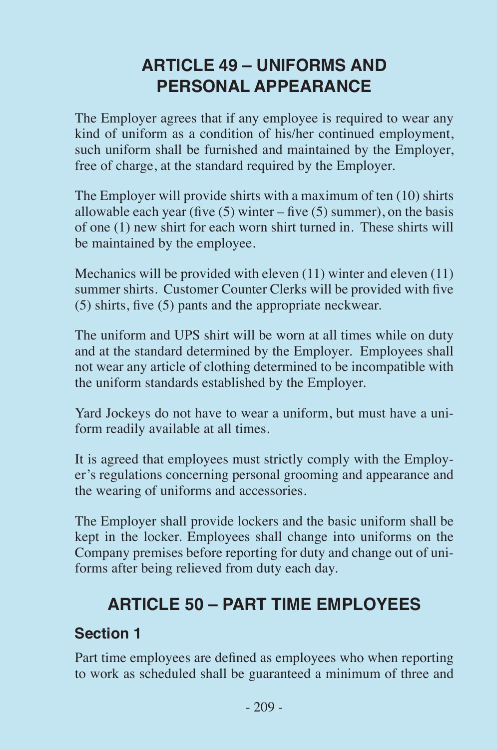## ARTICLE 49 – UNIFORMS AND PERSONAL APPEARANCE

The Employer agrees that if any employee is required to wear any kind of uniform as a condition of his/her continued employment, such uniform shall be furnished and maintained by the Employer, free of charge, at the standard required by the Employer.

The Employer will provide shirts with a maximum of ten (10) shirts allowable each year (five (5) winter – five (5) summer), on the basis of one (1) new shirt for each worn shirt turned in. These shirts will be maintained by the employee.

Mechanics will be provided with eleven (11) winter and eleven (11) summer shirts. Customer Counter Clerks will be provided with five (5) shirts, five (5) pants and the appropriate neckwear.

The uniform and UPS shirt will be worn at all times while on duty and at the standard determined by the Employer. Employees shall not wear any article of clothing determined to be incompatible with the uniform standards established by the Employer.

Yard Jockeys do not have to wear a uniform, but must have a uniform readily available at all times.

It is agreed that employees must strictly comply with the Employer's regulations concerning personal grooming and appearance and the wearing of uniforms and accessories.

The Employer shall provide lockers and the basic uniform shall be kept in the locker. Employees shall change into uniforms on the Company premises before reporting for duty and change out of uniforms after being relieved from duty each day.

## ARTICLE 50 – PART TIME EMPLOYEES

### Section 1

Part time employees are defined as employees who when reporting to work as scheduled shall be guaranteed a minimum of three and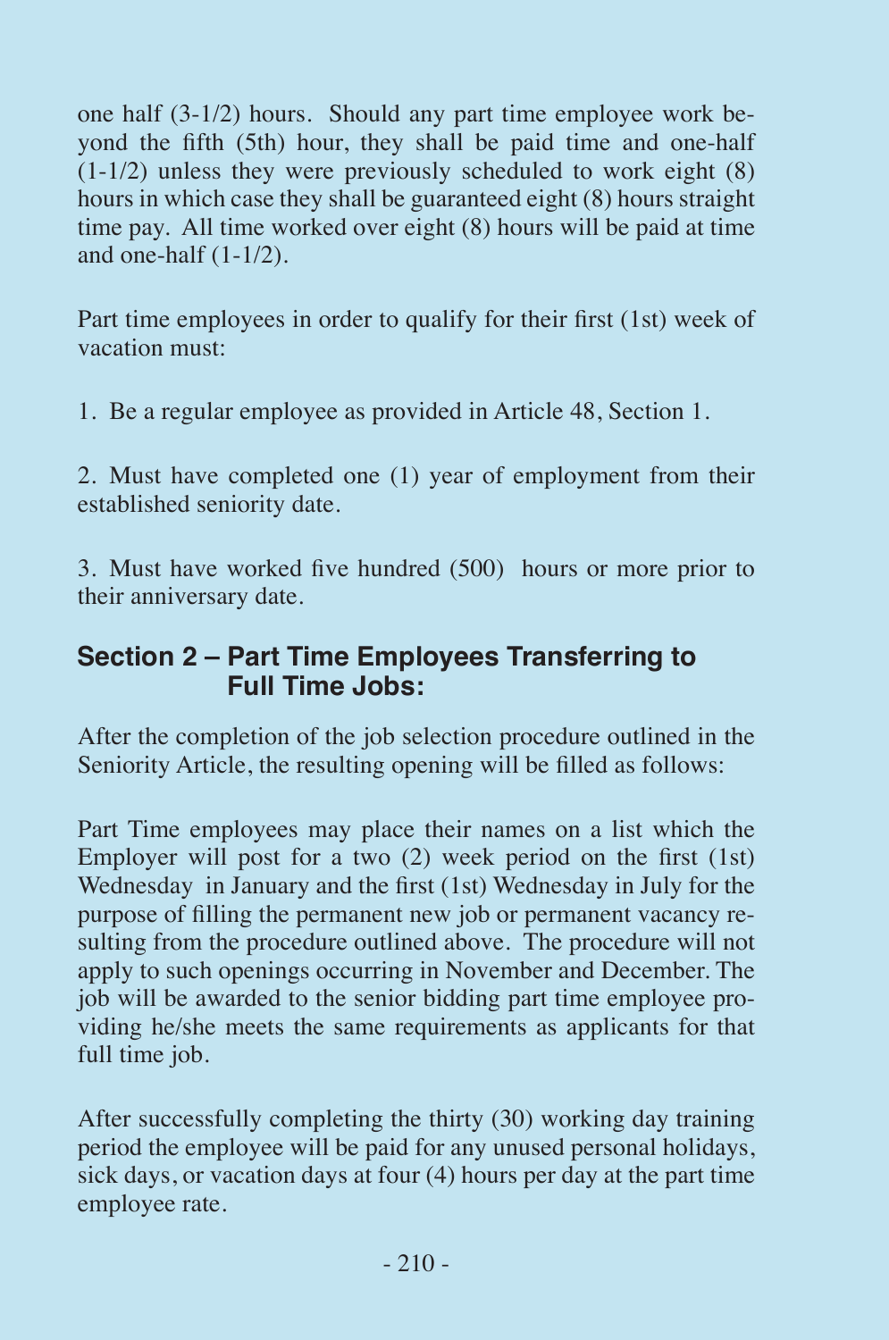one half (3-1/2) hours. Should any part time employee work beyond the fifth (5th) hour, they shall be paid time and one-half (1-1/2) unless they were previously scheduled to work eight (8) hours in which case they shall be guaranteed eight (8) hours straight time pay. All time worked over eight (8) hours will be paid at time and one-half (1-1/2).

Part time employees in order to qualify for their first (1st) week of vacation must:

1. Be a regular employee as provided in Article 48, Section 1.

2. Must have completed one (1) year of employment from their established seniority date.

3. Must have worked five hundred (500) hours or more prior to their anniversary date.

### Section 2 – Part Time Employees Transferring to Full Time Jobs:

After the completion of the job selection procedure outlined in the Seniority Article, the resulting opening will be filled as follows:

Part Time employees may place their names on a list which the Employer will post for a two (2) week period on the first (1st) Wednesday in January and the first (1st) Wednesday in July for the purpose of filling the permanent new job or permanent vacancy resulting from the procedure outlined above. The procedure will not apply to such openings occurring in November and December. The job will be awarded to the senior bidding part time employee providing he/she meets the same requirements as applicants for that full time job.

After successfully completing the thirty (30) working day training period the employee will be paid for any unused personal holidays, sick days, or vacation days at four (4) hours per day at the part time employee rate.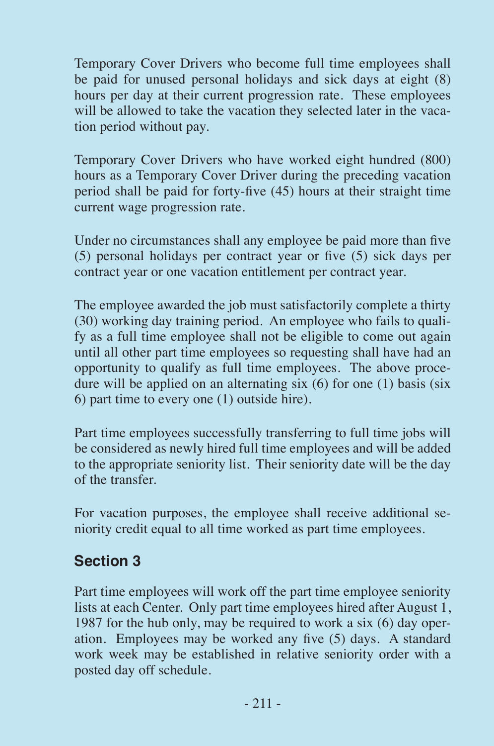Temporary Cover Drivers who become full time employees shall be paid for unused personal holidays and sick days at eight (8) hours per day at their current progression rate. These employees will be allowed to take the vacation they selected later in the vacation period without pay.

Temporary Cover Drivers who have worked eight hundred (800) hours as a Temporary Cover Driver during the preceding vacation period shall be paid for forty-five (45) hours at their straight time current wage progression rate.

Under no circumstances shall any employee be paid more than five (5) personal holidays per contract year or five (5) sick days per contract year or one vacation entitlement per contract year.

The employee awarded the job must satisfactorily complete a thirty (30) working day training period. An employee who fails to qualify as a full time employee shall not be eligible to come out again until all other part time employees so requesting shall have had an opportunity to qualify as full time employees. The above procedure will be applied on an alternating six (6) for one (1) basis (six 6) part time to every one (1) outside hire).

Part time employees successfully transferring to full time jobs will be considered as newly hired full time employees and will be added to the appropriate seniority list. Their seniority date will be the day of the transfer.

For vacation purposes, the employee shall receive additional seniority credit equal to all time worked as part time employees.

## Section 3

Part time employees will work off the part time employee seniority lists at each Center. Only part time employees hired after August 1, 1987 for the hub only, may be required to work a six (6) day operation. Employees may be worked any five (5) days. A standard work week may be established in relative seniority order with a posted day off schedule.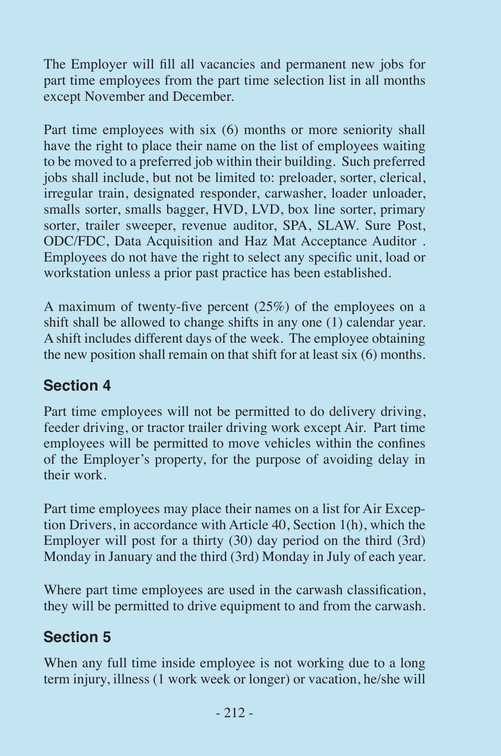The Employer will fill all vacancies and permanent new jobs for part time employees from the part time selection list in all months except November and December.

Part time employees with six (6) months or more seniority shall have the right to place their name on the list of employees waiting to be moved to a preferred job within their building. Such preferred jobs shall include, but not be limited to: preloader, sorter, clerical, irregular train, designated responder, carwasher, loader unloader, smalls sorter, smalls bagger, HVD, LVD, box line sorter, primary sorter, trailer sweeper, revenue auditor, SPA, SLAW. Sure Post, ODC/FDC, Data Acquisition and Haz Mat Acceptance Auditor . Employees do not have the right to select any specific unit, load or workstation unless a prior past practice has been established.

A maximum of twenty-five percent (25%) of the employees on a shift shall be allowed to change shifts in any one (1) calendar year. A shift includes different days of the week. The employee obtaining the new position shall remain on that shift for at least six (6) months.

## Section 4

Part time employees will not be permitted to do delivery driving, feeder driving, or tractor trailer driving work except Air. Part time employees will be permitted to move vehicles within the confines of the Employer's property, for the purpose of avoiding delay in their work.

Part time employees may place their names on a list for Air Exception Drivers, in accordance with Article 40, Section 1(h), which the Employer will post for a thirty (30) day period on the third (3rd) Monday in January and the third (3rd) Monday in July of each year.

Where part time employees are used in the carwash classification, they will be permitted to drive equipment to and from the carwash.

## Section 5

When any full time inside employee is not working due to a long term injury, illness (1 work week or longer) or vacation, he/she will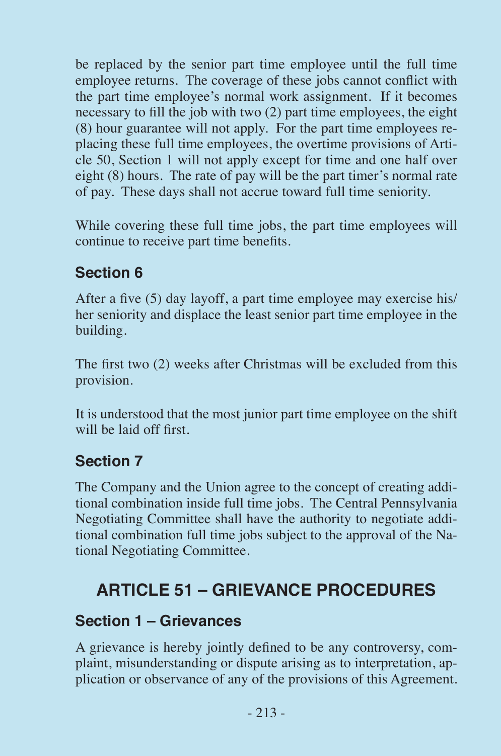be replaced by the senior part time employee until the full time employee returns. The coverage of these jobs cannot conflict with the part time employee's normal work assignment. If it becomes necessary to fill the job with two (2) part time employees, the eight (8) hour guarantee will not apply. For the part time employees replacing these full time employees, the overtime provisions of Article 50, Section 1 will not apply except for time and one half over eight (8) hours. The rate of pay will be the part timer's normal rate of pay. These days shall not accrue toward full time seniority.

While covering these full time jobs, the part time employees will continue to receive part time benefits.

### Section 6

After a five (5) day layoff, a part time employee may exercise his/her seniority and displace the least senior part time employee in the building.

The first two (2) weeks after Christmas will be excluded from this provision.

It is understood that the most junior part time employee on the shift will be laid off first.

### Section 7

The Company and the Union agree to the concept of creating additional combination inside full time jobs. The Central Pennsylvania Negotiating Committee shall have the authority to negotiate additional combination full time jobs subject to the approval of the National Negotiating Committee.

## ARTICLE 51 – GRIEVANCE PROCEDURES

### Section 1 – Grievances

A grievance is hereby jointly defined to be any controversy, complaint, misunderstanding or dispute arising as to interpretation, application or observance of any of the provisions of this Agreement.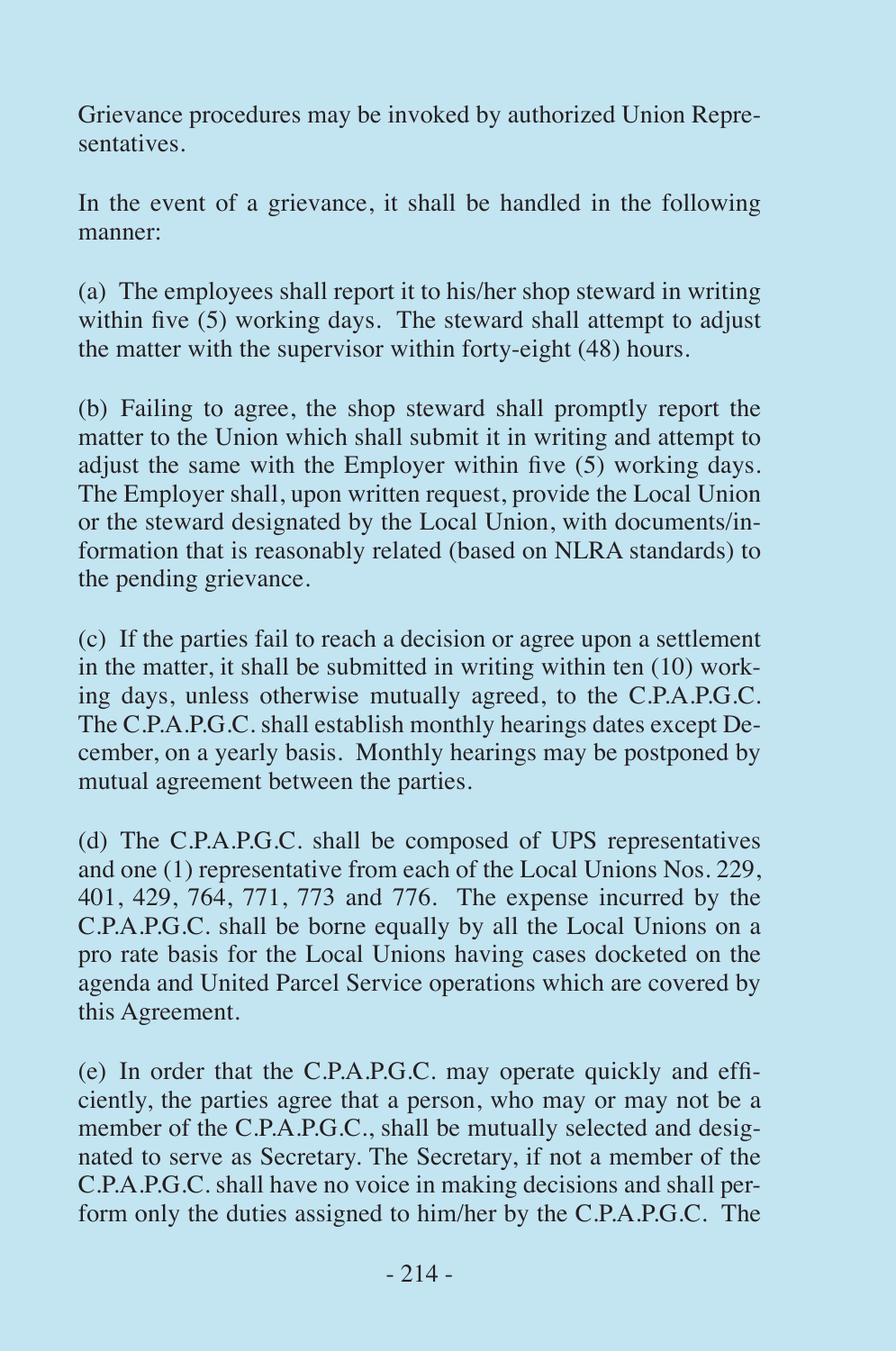Grievance procedures may be invoked by authorized Union Representatives.

In the event of a grievance, it shall be handled in the following manner:

(a) The employees shall report it to his/her shop steward in writing within five (5) working days. The steward shall attempt to adjust the matter with the supervisor within forty-eight (48) hours.

(b) Failing to agree, the shop steward shall promptly report the matter to the Union which shall submit it in writing and attempt to adjust the same with the Employer within five (5) working days. The Employer shall, upon written request, provide the Local Union or the steward designated by the Local Union, with documents/information that is reasonably related (based on NLRA standards) to the pending grievance.

(c) If the parties fail to reach a decision or agree upon a settlement in the matter, it shall be submitted in writing within ten (10) working days, unless otherwise mutually agreed, to the C.P.A.P.G.C. The C.P.A.P.G.C. shall establish monthly hearings dates except December, on a yearly basis. Monthly hearings may be postponed by mutual agreement between the parties.

(d) The C.P.A.P.G.C. shall be composed of UPS representatives and one (1) representative from each of the Local Unions Nos. 229, 401, 429, 764, 771, 773 and 776. The expense incurred by the C.P.A.P.G.C. shall be borne equally by all the Local Unions on a pro rate basis for the Local Unions having cases docketed on the agenda and United Parcel Service operations which are covered by this Agreement.

(e) In order that the C.P.A.P.G.C. may operate quickly and efficiently, the parties agree that a person, who may or may not be a member of the C.P.A.P.G.C., shall be mutually selected and designated to serve as Secretary. The Secretary, if not a member of the C.P.A.P.G.C. shall have no voice in making decisions and shall perform only the duties assigned to him/her by the C.P.A.P.G.C. The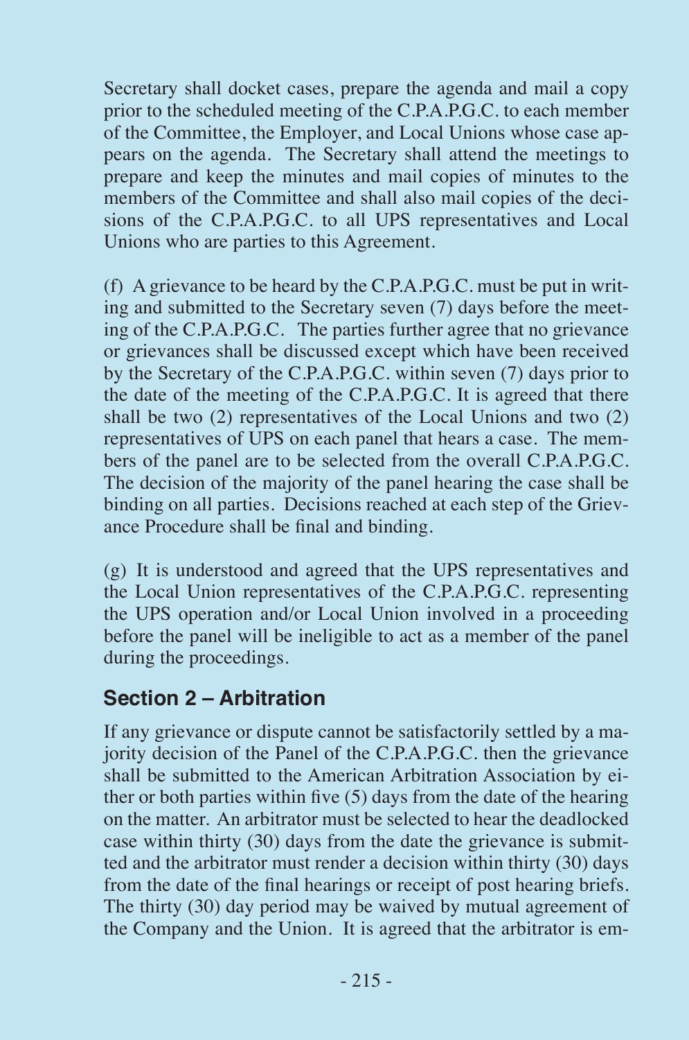Secretary shall docket cases, prepare the agenda and mail a copy prior to the scheduled meeting of the C.P.A.P.G.C. to each member of the Committee, the Employer, and Local Unions whose case appears on the agenda. The Secretary shall attend the meetings to prepare and keep the minutes and mail copies of minutes to the members of the Committee and shall also mail copies of the decisions of the C.P.A.P.G.C. to all UPS representatives and Local Unions who are parties to this Agreement.

(f) A grievance to be heard by the C.P.A.P.G.C. must be put in writing and submitted to the Secretary seven (7) days before the meeting of the C.P.A.P.G.C. The parties further agree that no grievance or grievances shall be discussed except which have been received by the Secretary of the C.P.A.P.G.C. within seven (7) days prior to the date of the meeting of the C.P.A.P.G.C. It is agreed that there shall be two (2) representatives of the Local Unions and two (2) representatives of UPS on each panel that hears a case. The members of the panel are to be selected from the overall C.P.A.P.G.C. The decision of the majority of the panel hearing the case shall be binding on all parties. Decisions reached at each step of the Grievance Procedure shall be final and binding.

(g) It is understood and agreed that the UPS representatives and the Local Union representatives of the C.P.A.P.G.C. representing the UPS operation and/or Local Union involved in a proceeding before the panel will be ineligible to act as a member of the panel during the proceedings.

## Section 2 – Arbitration

If any grievance or dispute cannot be satisfactorily settled by a majority decision of the Panel of the C.P.A.P.G.C. then the grievance shall be submitted to the American Arbitration Association by either or both parties within five (5) days from the date of the hearing on the matter. An arbitrator must be selected to hear the deadlocked case within thirty (30) days from the date the grievance is submitted and the arbitrator must render a decision within thirty (30) days from the date of the final hearings or receipt of post hearing briefs. The thirty (30) day period may be waived by mutual agreement of the Company and the Union. It is agreed that the arbitrator is em-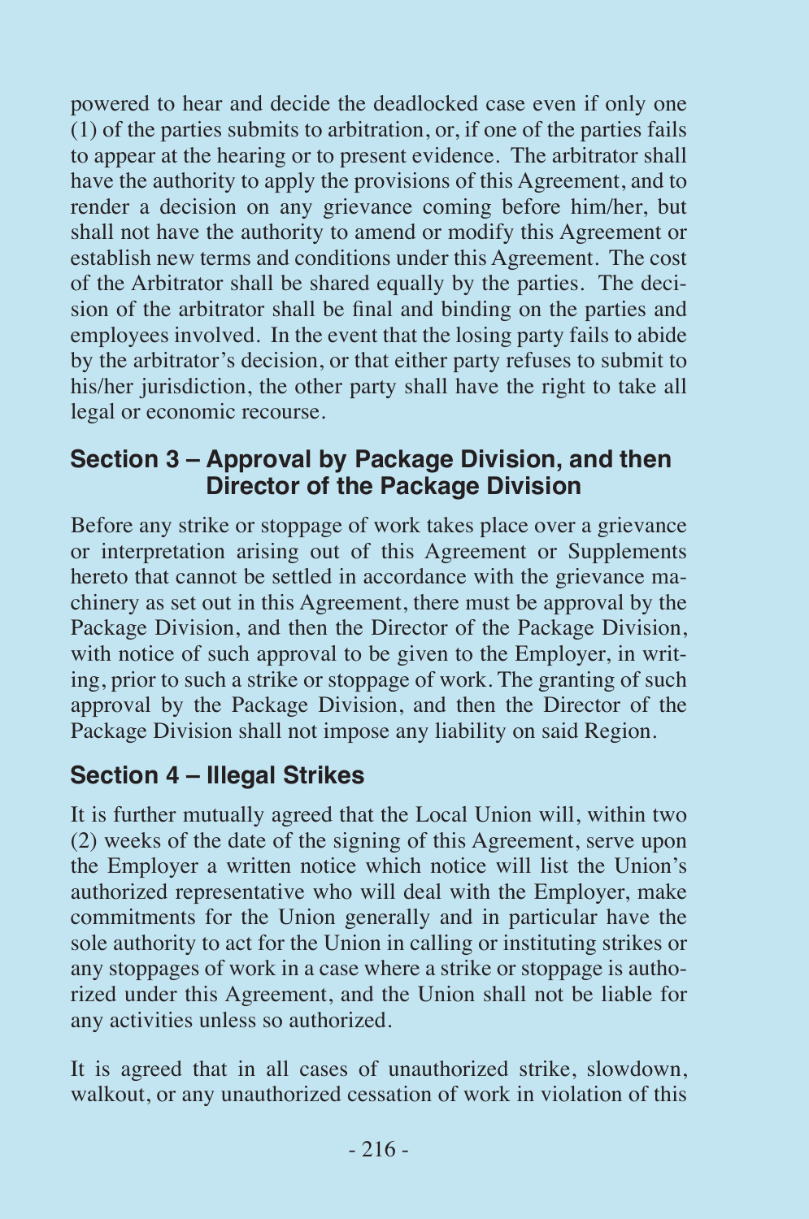powered to hear and decide the deadlocked case even if only one (1) of the parties submits to arbitration, or, if one of the parties fails to appear at the hearing or to present evidence. The arbitrator shall have the authority to apply the provisions of this Agreement, and to render a decision on any grievance coming before him/her, but shall not have the authority to amend or modify this Agreement or establish new terms and conditions under this Agreement. The cost of the Arbitrator shall be shared equally by the parties. The decision of the arbitrator shall be final and binding on the parties and employees involved. In the event that the losing party fails to abide by the arbitrator's decision, or that either party refuses to submit to his/her jurisdiction, the other party shall have the right to take all legal or economic recourse.

## Section 3 – Approval by Package Division, and then Director of the Package Division

Before any strike or stoppage of work takes place over a grievance or interpretation arising out of this Agreement or Supplements hereto that cannot be settled in accordance with the grievance machinery as set out in this Agreement, there must be approval by the Package Division, and then the Director of the Package Division, with notice of such approval to be given to the Employer, in writing, prior to such a strike or stoppage of work. The granting of such approval by the Package Division, and then the Director of the Package Division shall not impose any liability on said Region.

## Section 4 – Illegal Strikes

It is further mutually agreed that the Local Union will, within two (2) weeks of the date of the signing of this Agreement, serve upon the Employer a written notice which notice will list the Union's authorized representative who will deal with the Employer, make commitments for the Union generally and in particular have the sole authority to act for the Union in calling or instituting strikes or any stoppages of work in a case where a strike or stoppage is authorized under this Agreement, and the Union shall not be liable for any activities unless so authorized.

It is agreed that in all cases of unauthorized strike, slowdown, walkout, or any unauthorized cessation of work in violation of this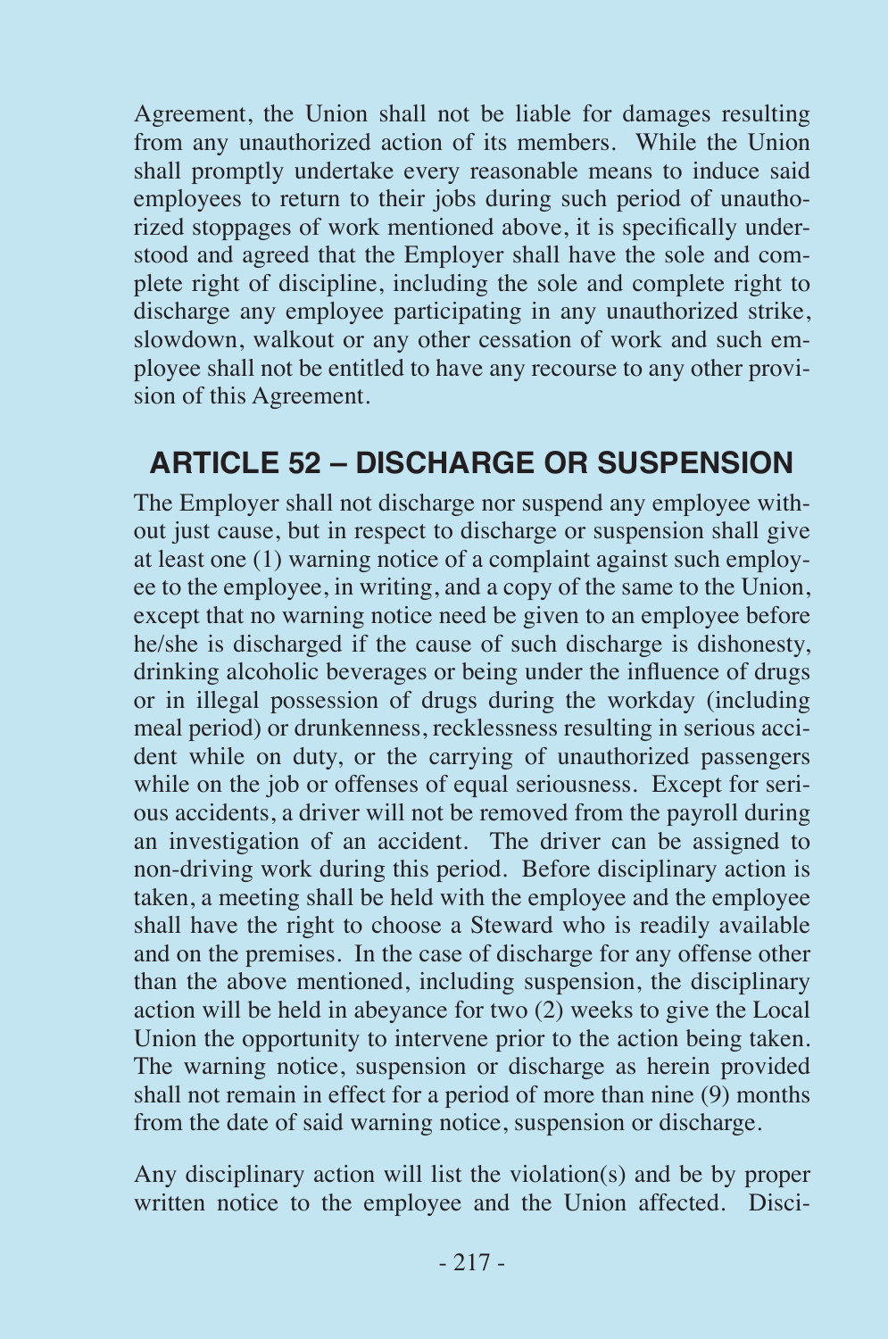Agreement, the Union shall not be liable for damages resulting from any unauthorized action of its members. While the Union shall promptly undertake every reasonable means to induce said employees to return to their jobs during such period of unauthorized stoppages of work mentioned above, it is specifically understood and agreed that the Employer shall have the sole and complete right of discipline, including the sole and complete right to discharge any employee participating in any unauthorized strike, slowdown, walkout or any other cessation of work and such employee shall not be entitled to have any recourse to any other provision of this Agreement.

## ARTICLE 52 – DISCHARGE OR SUSPENSION

The Employer shall not discharge nor suspend any employee without just cause, but in respect to discharge or suspension shall give at least one (1) warning notice of a complaint against such employee to the employee, in writing, and a copy of the same to the Union, except that no warning notice need be given to an employee before he/she is discharged if the cause of such discharge is dishonesty, drinking alcoholic beverages or being under the influence of drugs or in illegal possession of drugs during the workday (including meal period) or drunkenness, recklessness resulting in serious accident while on duty, or the carrying of unauthorized passengers while on the job or offenses of equal seriousness. Except for serious accidents, a driver will not be removed from the payroll during an investigation of an accident. The driver can be assigned to non-driving work during this period. Before disciplinary action is taken, a meeting shall be held with the employee and the employee shall have the right to choose a Steward who is readily available and on the premises. In the case of discharge for any offense other than the above mentioned, including suspension, the disciplinary action will be held in abeyance for two (2) weeks to give the Local Union the opportunity to intervene prior to the action being taken. The warning notice, suspension or discharge as herein provided shall not remain in effect for a period of more than nine (9) months from the date of said warning notice, suspension or discharge.

Any disciplinary action will list the violation(s) and be by proper written notice to the employee and the Union affected. Disci-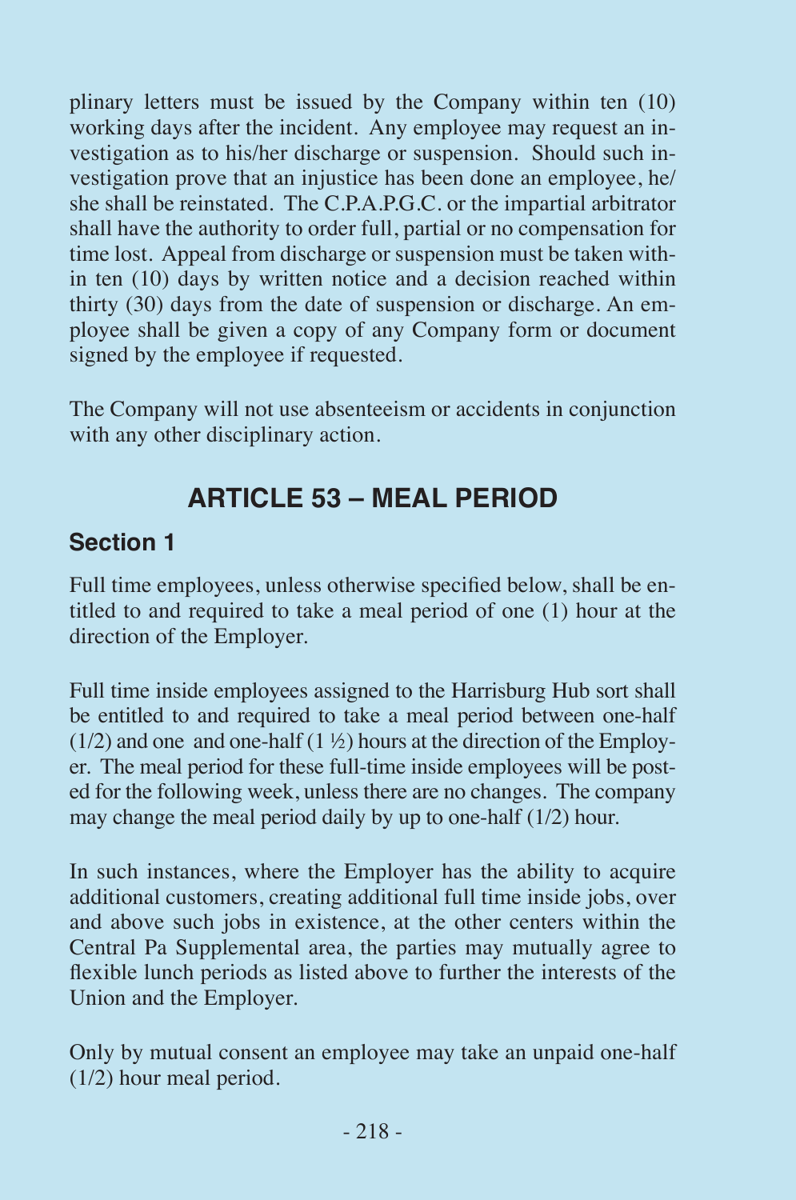plinary letters must be issued by the Company within ten (10) working days after the incident. Any employee may request an investigation as to his/her discharge or suspension. Should such investigation prove that an injustice has been done an employee, he/she shall be reinstated. The C.P.A.P.G.C. or the impartial arbitrator shall have the authority to order full, partial or no compensation for time lost. Appeal from discharge or suspension must be taken within ten (10) days by written notice and a decision reached within thirty (30) days from the date of suspension or discharge. An employee shall be given a copy of any Company form or document signed by the employee if requested.

The Company will not use absenteeism or accidents in conjunction with any other disciplinary action.

## ARTICLE 53 – MEAL PERIOD

### Section 1

Full time employees, unless otherwise specified below, shall be entitled to and required to take a meal period of one (1) hour at the direction of the Employer.

Full time inside employees assigned to the Harrisburg Hub sort shall be entitled to and required to take a meal period between one-half (1/2) and one and one-half (1 ½) hours at the direction of the Employer. The meal period for these full-time inside employees will be posted for the following week, unless there are no changes. The company may change the meal period daily by up to one-half (1/2) hour.

In such instances, where the Employer has the ability to acquire additional customers, creating additional full time inside jobs, over and above such jobs in existence, at the other centers within the Central Pa Supplemental area, the parties may mutually agree to flexible lunch periods as listed above to further the interests of the Union and the Employer.

Only by mutual consent an employee may take an unpaid one-half (1/2) hour meal period.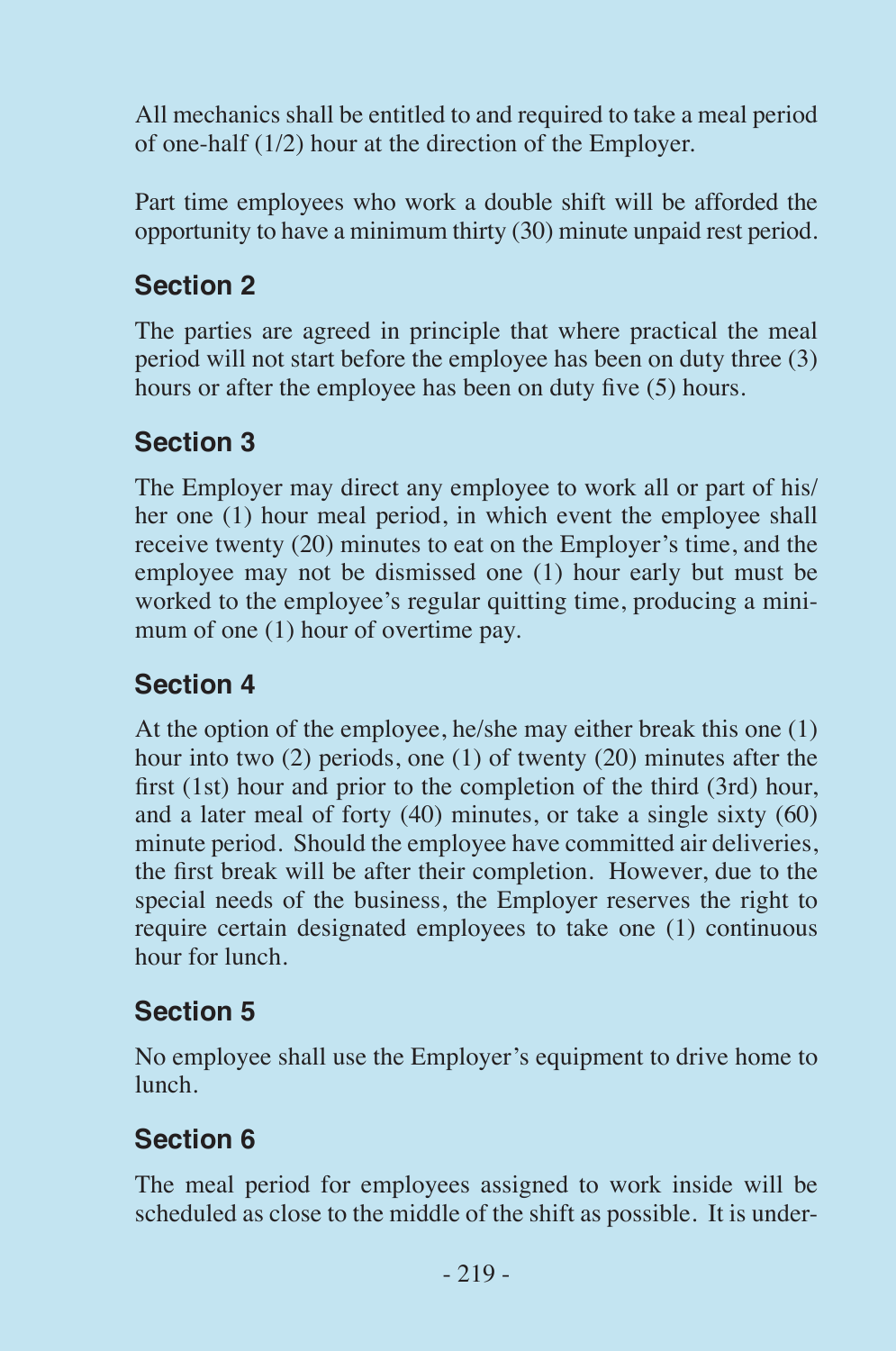All mechanics shall be entitled to and required to take a meal period of one-half (1/2) hour at the direction of the Employer.

Part time employees who work a double shift will be afforded the opportunity to have a minimum thirty (30) minute unpaid rest period.

## Section 2

The parties are agreed in principle that where practical the meal period will not start before the employee has been on duty three (3) hours or after the employee has been on duty five (5) hours.

## Section 3

The Employer may direct any employee to work all or part of his/her one (1) hour meal period, in which event the employee shall receive twenty (20) minutes to eat on the Employer's time, and the employee may not be dismissed one (1) hour early but must be worked to the employee's regular quitting time, producing a minimum of one (1) hour of overtime pay.

## Section 4

At the option of the employee, he/she may either break this one (1) hour into two (2) periods, one (1) of twenty (20) minutes after the first (1st) hour and prior to the completion of the third (3rd) hour, and a later meal of forty (40) minutes, or take a single sixty (60) minute period. Should the employee have committed air deliveries, the first break will be after their completion. However, due to the special needs of the business, the Employer reserves the right to require certain designated employees to take one (1) continuous hour for lunch.

## Section 5

No employee shall use the Employer's equipment to drive home to lunch.

## Section 6

The meal period for employees assigned to work inside will be scheduled as close to the middle of the shift as possible. It is under-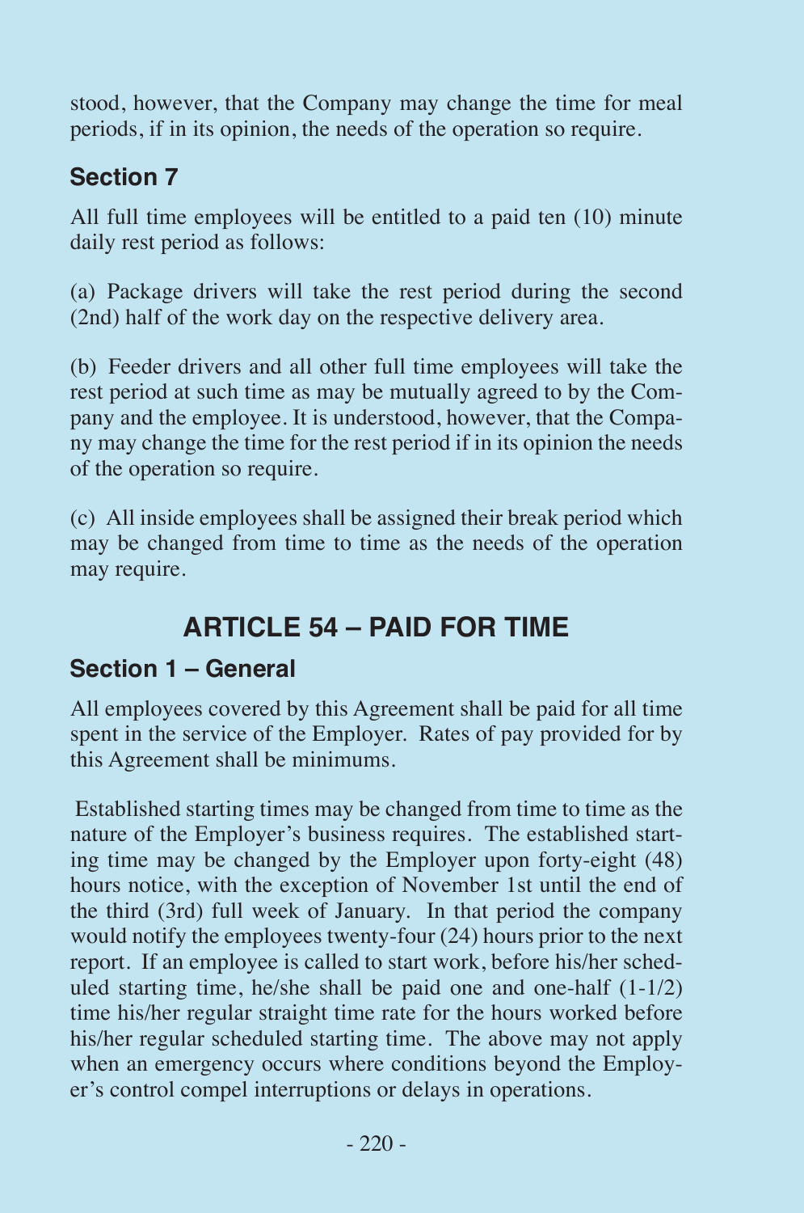stood, however, that the Company may change the time for meal periods, if in its opinion, the needs of the operation so require.

### Section 7

All full time employees will be entitled to a paid ten (10) minute daily rest period as follows:

(a) Package drivers will take the rest period during the second (2nd) half of the work day on the respective delivery area.

(b) Feeder drivers and all other full time employees will take the rest period at such time as may be mutually agreed to by the Company and the employee. It is understood, however, that the Company may change the time for the rest period if in its opinion the needs of the operation so require.

(c) All inside employees shall be assigned their break period which may be changed from time to time as the needs of the operation may require.

## ARTICLE 54 – PAID FOR TIME

### Section 1 – General

All employees covered by this Agreement shall be paid for all time spent in the service of the Employer. Rates of pay provided for by this Agreement shall be minimums.

Established starting times may be changed from time to time as the nature of the Employer's business requires. The established starting time may be changed by the Employer upon forty-eight (48) hours notice, with the exception of November 1st until the end of the third (3rd) full week of January. In that period the company would notify the employees twenty-four (24) hours prior to the next report. If an employee is called to start work, before his/her scheduled starting time, he/she shall be paid one and one-half (1-1/2) time his/her regular straight time rate for the hours worked before his/her regular scheduled starting time. The above may not apply when an emergency occurs where conditions beyond the Employer's control compel interruptions or delays in operations.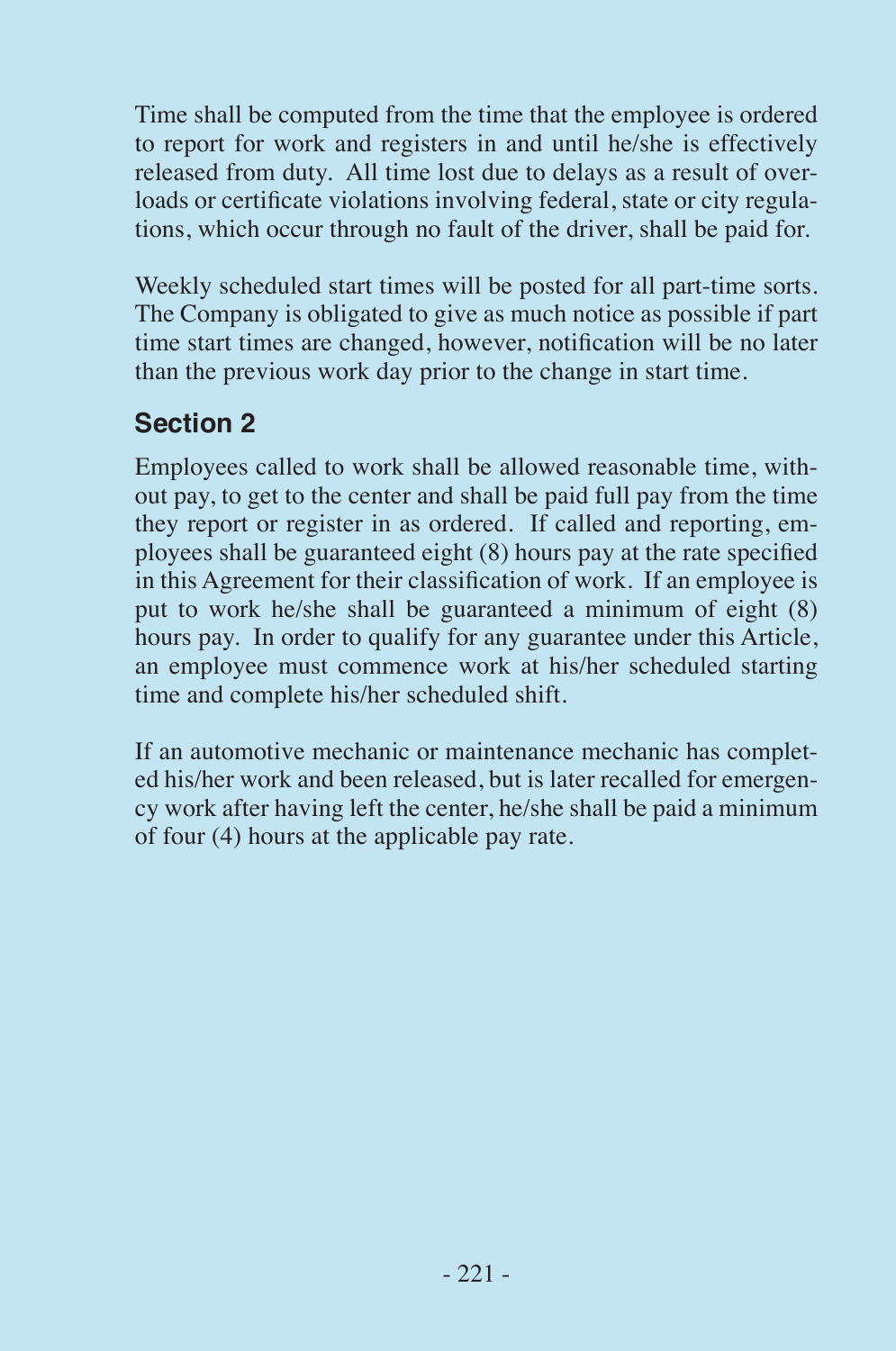Time shall be computed from the time that the employee is ordered to report for work and registers in and until he/she is effectively released from duty. All time lost due to delays as a result of overloads or certificate violations involving federal, state or city regulations, which occur through no fault of the driver, shall be paid for.

Weekly scheduled start times will be posted for all part-time sorts. The Company is obligated to give as much notice as possible if part time start times are changed, however, notification will be no later than the previous work day prior to the change in start time.

## Section 2

Employees called to work shall be allowed reasonable time, without pay, to get to the center and shall be paid full pay from the time they report or register in as ordered. If called and reporting, employees shall be guaranteed eight (8) hours pay at the rate specified in this Agreement for their classification of work. If an employee is put to work he/she shall be guaranteed a minimum of eight (8) hours pay. In order to qualify for any guarantee under this Article, an employee must commence work at his/her scheduled starting time and complete his/her scheduled shift.

If an automotive mechanic or maintenance mechanic has completed his/her work and been released, but is later recalled for emergency work after having left the center, he/she shall be paid a minimum of four (4) hours at the applicable pay rate.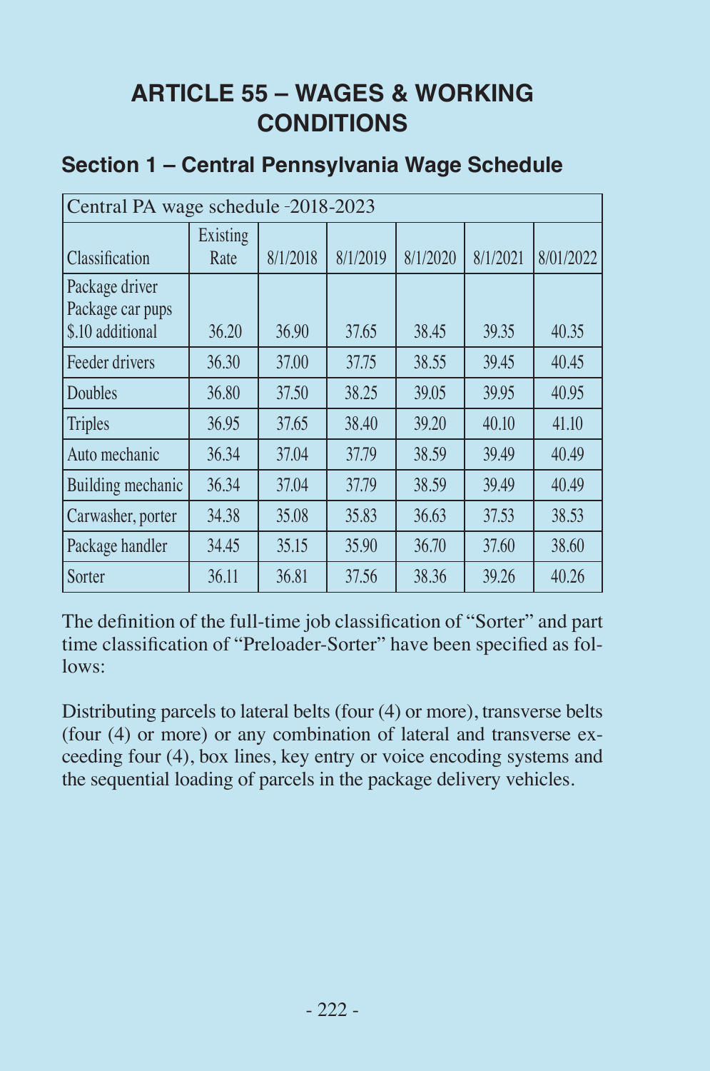# ARTICLE 55 – WAGES & WORKING CONDITIONS

## Section 1 – Central Pennsylvania Wage Schedule

| Central PA wage schedule -2018-2023 | | | | | | |
|---|---|---|---|---|---|---|
| Classification | Existing Rate | 8/1/2018 | 8/1/2019 | 8/1/2020 | 8/1/2021 | 8/01/2022 |
| Package driver Package car pups $.10 additional | 36.20 | 36.90 | 37.65 | 38.45 | 39.35 | 40.35 |
| Feeder drivers | 36.30 | 37.00 | 37.75 | 38.55 | 39.45 | 40.45 |
| Doubles | 36.80 | 37.50 | 38.25 | 39.05 | 39.95 | 40.95 |
| Triples | 36.95 | 37.65 | 38.40 | 39.20 | 40.10 | 41.10 |
| Auto mechanic | 36.34 | 37.04 | 37.79 | 38.59 | 39.49 | 40.49 |
| Building mechanic | 36.34 | 37.04 | 37.79 | 38.59 | 39.49 | 40.49 |
| Carwasher, porter | 34.38 | 35.08 | 35.83 | 36.63 | 37.53 | 38.53 |
| Package handler | 34.45 | 35.15 | 35.90 | 36.70 | 37.60 | 38.60 |
| Sorter | 36.11 | 36.81 | 37.56 | 38.36 | 39.26 | 40.26 |

The definition of the full-time job classification of "Sorter" and part time classification of "Preloader-Sorter" have been specified as follows:

Distributing parcels to lateral belts (four (4) or more), transverse belts (four (4) or more) or any combination of lateral and transverse exceeding four (4), box lines, key entry or voice encoding systems and the sequential loading of parcels in the package delivery vehicles.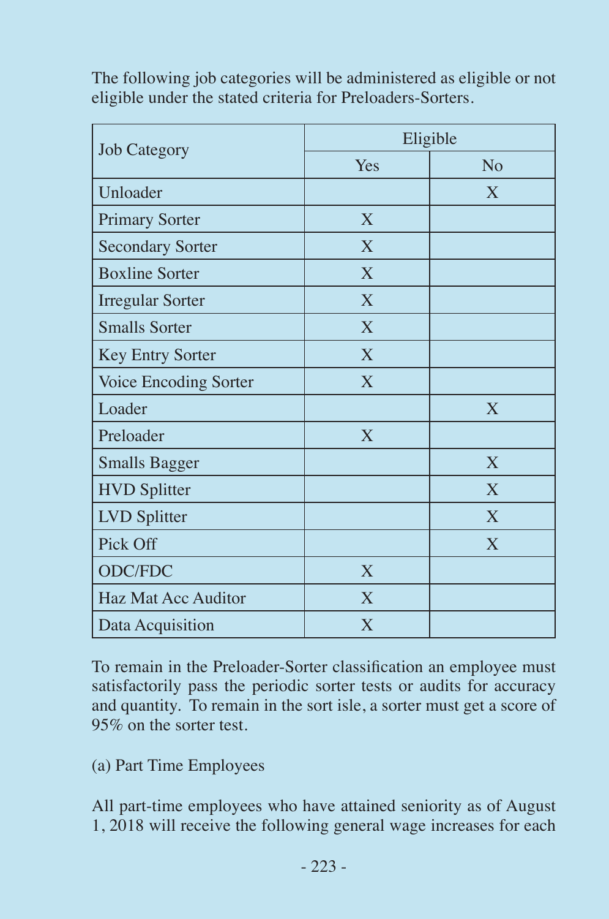The following job categories will be administered as eligible or not eligible under the stated criteria for Preloaders-Sorters.

| Job Category | Eligible | |
|---|---|---|
| | Yes | No |
| Unloader | | X |
| Primary Sorter | X | |
| Secondary Sorter | X | |
| Boxline Sorter | X | |
| Irregular Sorter | X | |
| Smalls Sorter | X | |
| Key Entry Sorter | X | |
| Voice Encoding Sorter | X | |
| Loader | | X |
| Preloader | X | |
| Smalls Bagger | | X |
| HVD Splitter | | X |
| LVD Splitter | | X |
| Pick Off | | X |
| ODC/FDC | X | |
| Haz Mat Acc Auditor | X | |
| Data Acquisition | X | |

To remain in the Preloader-Sorter classification an employee must satisfactorily pass the periodic sorter tests or audits for accuracy and quantity. To remain in the sort isle, a sorter must get a score of 95% on the sorter test.

(a) Part Time Employees

All part-time employees who have attained seniority as of August 1, 2018 will receive the following general wage increases for each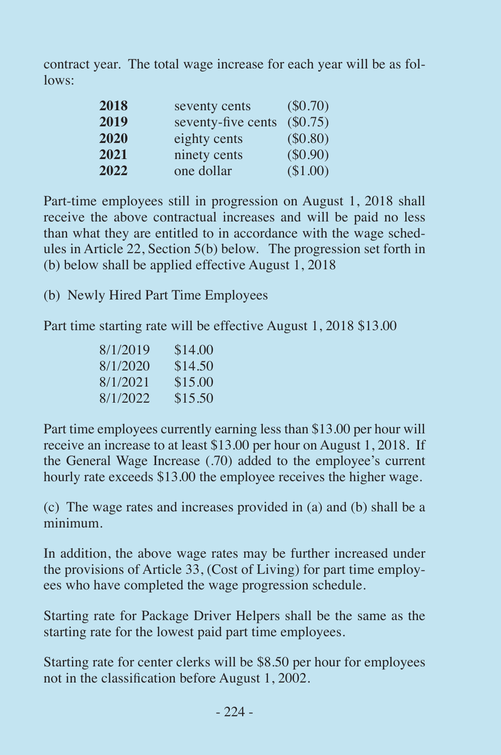contract year. The total wage increase for each year will be as follows:

| | | |
|---|---|---|
| **2018** | seventy cents | ($0.70) |
| **2019** | seventy-five cents | ($0.75) |
| **2020** | eighty cents | ($0.80) |
| **2021** | ninety cents | ($0.90) |
| **2022** | one dollar | ($1.00) |

Part-time employees still in progression on August 1, 2018 shall receive the above contractual increases and will be paid no less than what they are entitled to in accordance with the wage schedules in Article 22, Section 5(b) below. The progression set forth in (b) below shall be applied effective August 1, 2018

(b) Newly Hired Part Time Employees

Part time starting rate will be effective August 1, 2018 $13.00

| | |
|---|---|
| 8/1/2019 | $14.00 |
| 8/1/2020 | $14.50 |
| 8/1/2021 | $15.00 |
| 8/1/2022 | $15.50 |

Part time employees currently earning less than $13.00 per hour will receive an increase to at least $13.00 per hour on August 1, 2018. If the General Wage Increase (.70) added to the employee's current hourly rate exceeds $13.00 the employee receives the higher wage.

(c) The wage rates and increases provided in (a) and (b) shall be a minimum.

In addition, the above wage rates may be further increased under the provisions of Article 33, (Cost of Living) for part time employees who have completed the wage progression schedule.

Starting rate for Package Driver Helpers shall be the same as the starting rate for the lowest paid part time employees.

Starting rate for center clerks will be $8.50 per hour for employees not in the classification before August 1, 2002.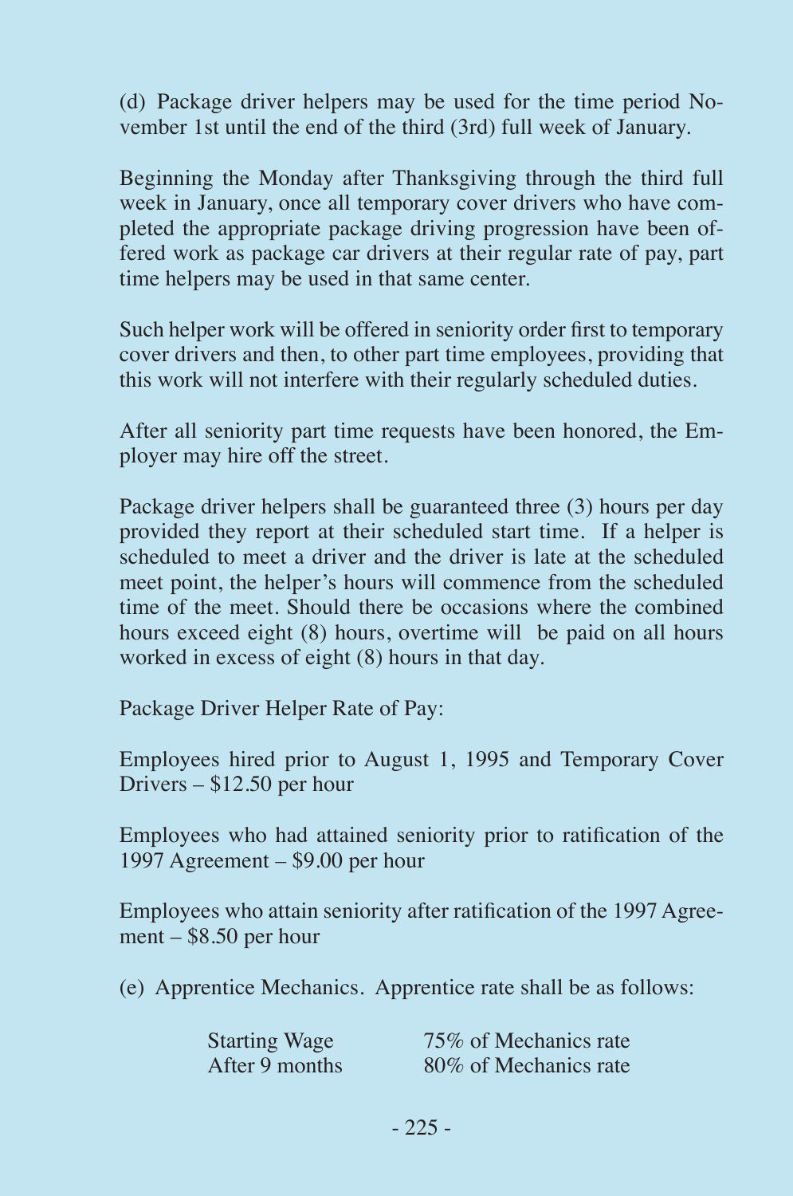(d) Package driver helpers may be used for the time period November 1st until the end of the third (3rd) full week of January.

Beginning the Monday after Thanksgiving through the third full week in January, once all temporary cover drivers who have completed the appropriate package driving progression have been offered work as package car drivers at their regular rate of pay, part time helpers may be used in that same center.

Such helper work will be offered in seniority order first to temporary cover drivers and then, to other part time employees, providing that this work will not interfere with their regularly scheduled duties.

After all seniority part time requests have been honored, the Employer may hire off the street.

Package driver helpers shall be guaranteed three (3) hours per day provided they report at their scheduled start time. If a helper is scheduled to meet a driver and the driver is late at the scheduled meet point, the helper's hours will commence from the scheduled time of the meet. Should there be occasions where the combined hours exceed eight (8) hours, overtime will be paid on all hours worked in excess of eight (8) hours in that day.

Package Driver Helper Rate of Pay:

Employees hired prior to August 1, 1995 and Temporary Cover Drivers – $12.50 per hour

Employees who had attained seniority prior to ratification of the 1997 Agreement – $9.00 per hour

Employees who attain seniority after ratification of the 1997 Agreement – $8.50 per hour

(e) Apprentice Mechanics. Apprentice rate shall be as follows:

| | |
|---|---|
| Starting Wage | 75% of Mechanics rate |
| After 9 months | 80% of Mechanics rate |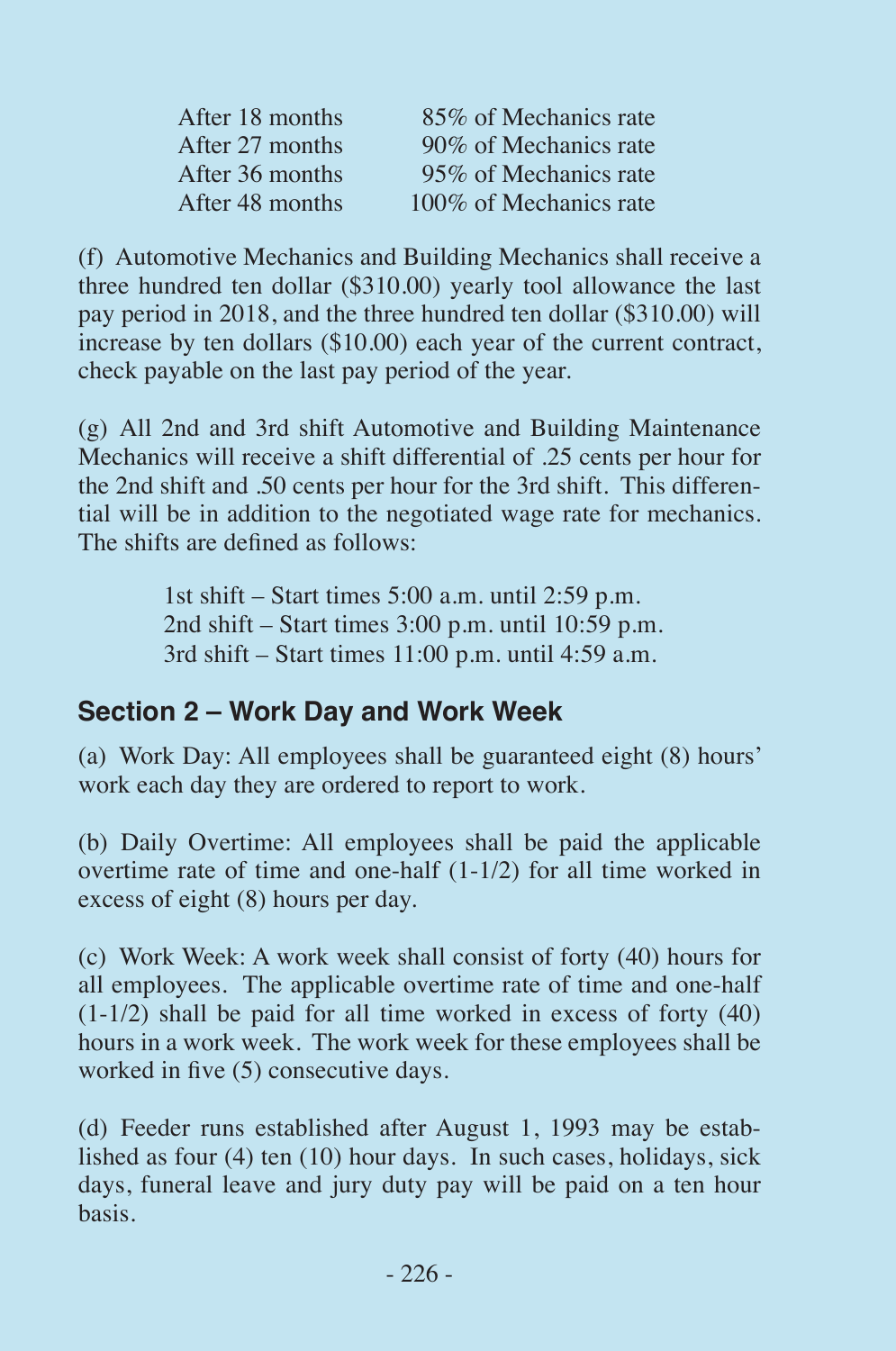| | |
|---|---|
| After 18 months | 85% of Mechanics rate |
| After 27 months | 90% of Mechanics rate |
| After 36 months | 95% of Mechanics rate |
| After 48 months | 100% of Mechanics rate |

(f) Automotive Mechanics and Building Mechanics shall receive a three hundred ten dollar ($310.00) yearly tool allowance the last pay period in 2018, and the three hundred ten dollar ($310.00) will increase by ten dollars ($10.00) each year of the current contract, check payable on the last pay period of the year.

(g) All 2nd and 3rd shift Automotive and Building Maintenance Mechanics will receive a shift differential of .25 cents per hour for the 2nd shift and .50 cents per hour for the 3rd shift. This differential will be in addition to the negotiated wage rate for mechanics. The shifts are defined as follows:

1st shift – Start times 5:00 a.m. until 2:59 p.m.
2nd shift – Start times 3:00 p.m. until 10:59 p.m.
3rd shift – Start times 11:00 p.m. until 4:59 a.m.

## Section 2 – Work Day and Work Week

(a) Work Day: All employees shall be guaranteed eight (8) hours' work each day they are ordered to report to work.

(b) Daily Overtime: All employees shall be paid the applicable overtime rate of time and one-half (1-1/2) for all time worked in excess of eight (8) hours per day.

(c) Work Week: A work week shall consist of forty (40) hours for all employees. The applicable overtime rate of time and one-half (1-1/2) shall be paid for all time worked in excess of forty (40) hours in a work week. The work week for these employees shall be worked in five (5) consecutive days.

(d) Feeder runs established after August 1, 1993 may be established as four (4) ten (10) hour days. In such cases, holidays, sick days, funeral leave and jury duty pay will be paid on a ten hour basis.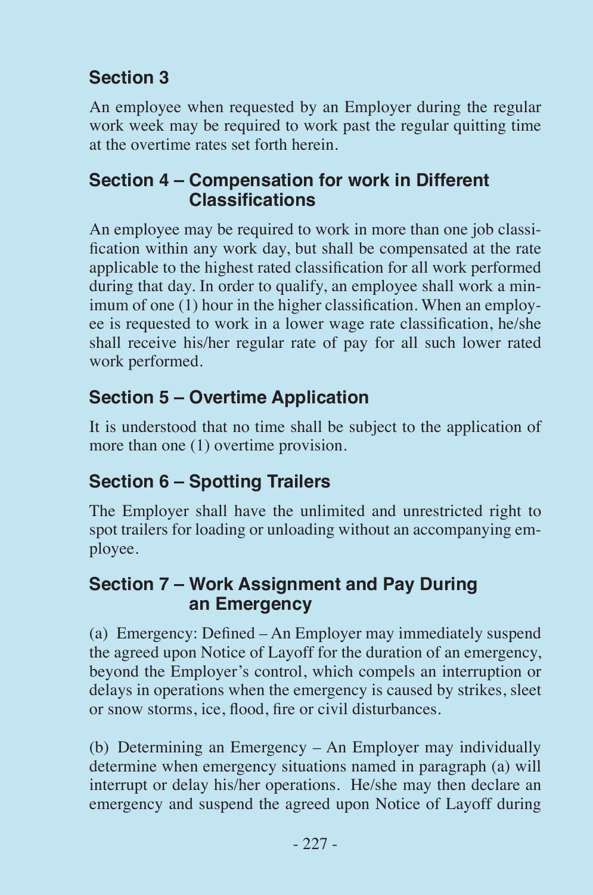### Section 3

An employee when requested by an Employer during the regular work week may be required to work past the regular quitting time at the overtime rates set forth herein.

### Section 4 – Compensation for work in Different Classifications

An employee may be required to work in more than one job classification within any work day, but shall be compensated at the rate applicable to the highest rated classification for all work performed during that day. In order to qualify, an employee shall work a minimum of one (1) hour in the higher classification. When an employee is requested to work in a lower wage rate classification, he/she shall receive his/her regular rate of pay for all such lower rated work performed.

### Section 5 – Overtime Application

It is understood that no time shall be subject to the application of more than one (1) overtime provision.

### Section 6 – Spotting Trailers

The Employer shall have the unlimited and unrestricted right to spot trailers for loading or unloading without an accompanying employee.

### Section 7 – Work Assignment and Pay During an Emergency

(a) Emergency: Defined – An Employer may immediately suspend the agreed upon Notice of Layoff for the duration of an emergency, beyond the Employer's control, which compels an interruption or delays in operations when the emergency is caused by strikes, sleet or snow storms, ice, flood, fire or civil disturbances.

(b) Determining an Emergency – An Employer may individually determine when emergency situations named in paragraph (a) will interrupt or delay his/her operations. He/she may then declare an emergency and suspend the agreed upon Notice of Layoff during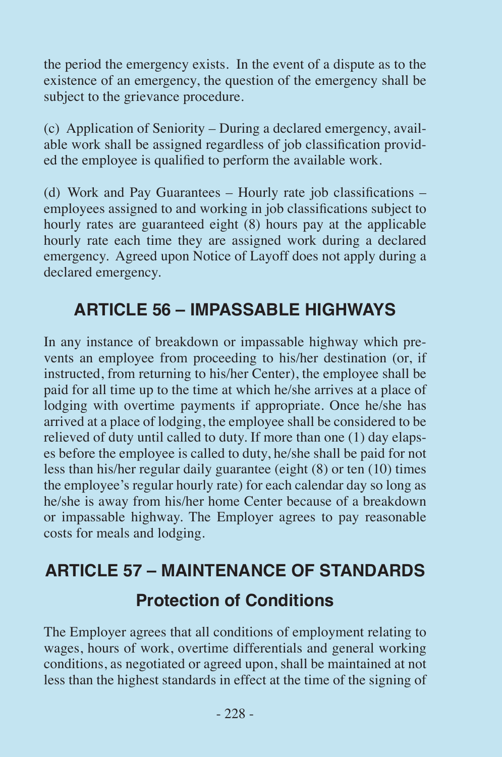the period the emergency exists. In the event of a dispute as to the existence of an emergency, the question of the emergency shall be subject to the grievance procedure.

(c) Application of Seniority – During a declared emergency, available work shall be assigned regardless of job classification provided the employee is qualified to perform the available work.

(d) Work and Pay Guarantees – Hourly rate job classifications – employees assigned to and working in job classifications subject to hourly rates are guaranteed eight (8) hours pay at the applicable hourly rate each time they are assigned work during a declared emergency. Agreed upon Notice of Layoff does not apply during a declared emergency.

## ARTICLE 56 – IMPASSABLE HIGHWAYS

In any instance of breakdown or impassable highway which prevents an employee from proceeding to his/her destination (or, if instructed, from returning to his/her Center), the employee shall be paid for all time up to the time at which he/she arrives at a place of lodging with overtime payments if appropriate. Once he/she has arrived at a place of lodging, the employee shall be considered to be relieved of duty until called to duty. If more than one (1) day elapses before the employee is called to duty, he/she shall be paid for not less than his/her regular daily guarantee (eight (8) or ten (10) times the employee's regular hourly rate) for each calendar day so long as he/she is away from his/her home Center because of a breakdown or impassable highway. The Employer agrees to pay reasonable costs for meals and lodging.

## ARTICLE 57 – MAINTENANCE OF STANDARDS

### Protection of Conditions

The Employer agrees that all conditions of employment relating to wages, hours of work, overtime differentials and general working conditions, as negotiated or agreed upon, shall be maintained at not less than the highest standards in effect at the time of the signing of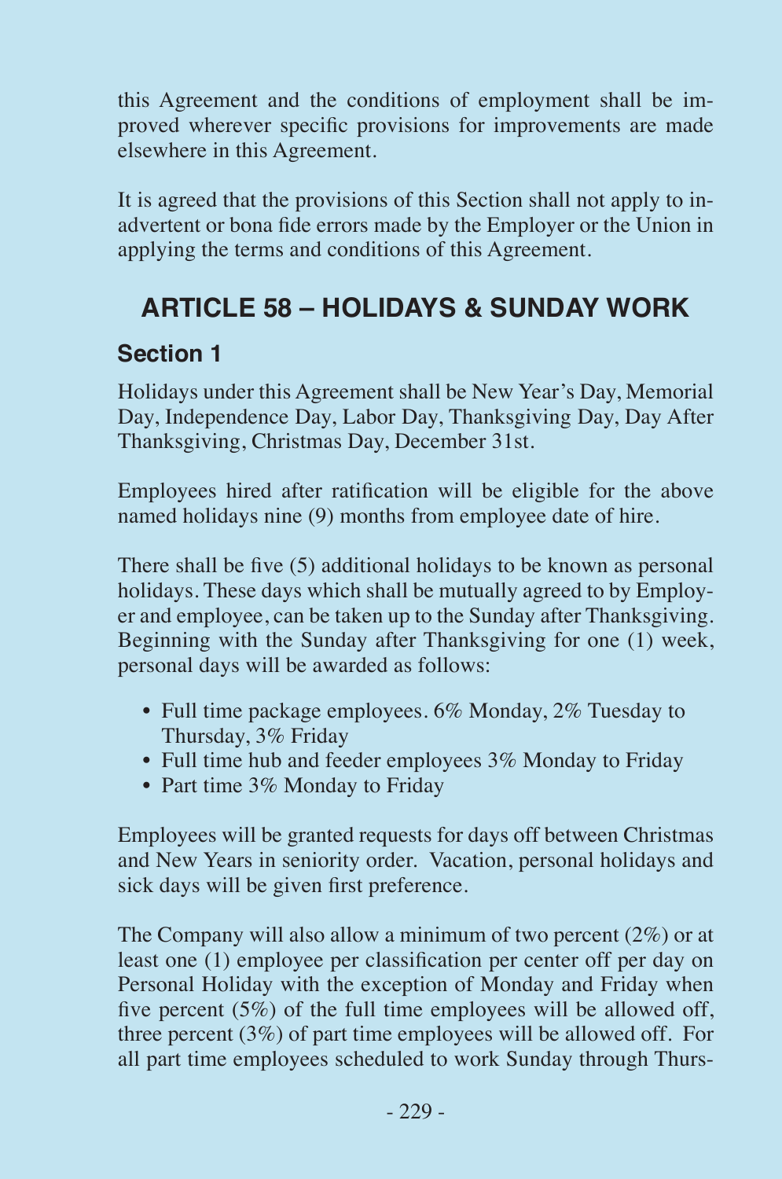this Agreement and the conditions of employment shall be improved wherever specific provisions for improvements are made elsewhere in this Agreement.

It is agreed that the provisions of this Section shall not apply to inadvertent or bona fide errors made by the Employer or the Union in applying the terms and conditions of this Agreement.

## ARTICLE 58 – HOLIDAYS & SUNDAY WORK

### Section 1

Holidays under this Agreement shall be New Year's Day, Memorial Day, Independence Day, Labor Day, Thanksgiving Day, Day After Thanksgiving, Christmas Day, December 31st.

Employees hired after ratification will be eligible for the above named holidays nine (9) months from employee date of hire.

There shall be five (5) additional holidays to be known as personal holidays. These days which shall be mutually agreed to by Employer and employee, can be taken up to the Sunday after Thanksgiving. Beginning with the Sunday after Thanksgiving for one (1) week, personal days will be awarded as follows:

- Full time package employees. 6% Monday, 2% Tuesday to Thursday, 3% Friday
- Full time hub and feeder employees 3% Monday to Friday
- Part time 3% Monday to Friday

Employees will be granted requests for days off between Christmas and New Years in seniority order. Vacation, personal holidays and sick days will be given first preference.

The Company will also allow a minimum of two percent (2%) or at least one (1) employee per classification per center off per day on Personal Holiday with the exception of Monday and Friday when five percent (5%) of the full time employees will be allowed off, three percent (3%) of part time employees will be allowed off. For all part time employees scheduled to work Sunday through Thurs-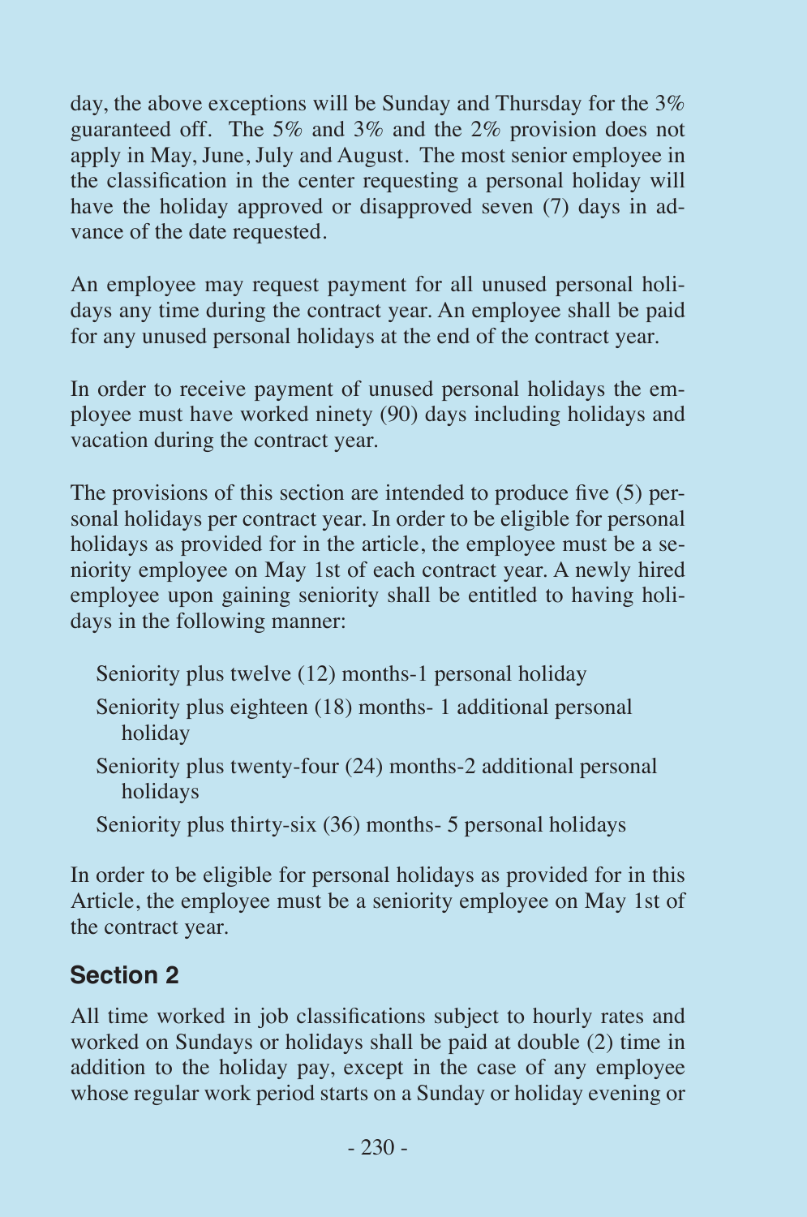day, the above exceptions will be Sunday and Thursday for the 3% guaranteed off. The 5% and 3% and the 2% provision does not apply in May, June, July and August. The most senior employee in the classification in the center requesting a personal holiday will have the holiday approved or disapproved seven (7) days in advance of the date requested.

An employee may request payment for all unused personal holidays any time during the contract year. An employee shall be paid for any unused personal holidays at the end of the contract year.

In order to receive payment of unused personal holidays the employee must have worked ninety (90) days including holidays and vacation during the contract year.

The provisions of this section are intended to produce five (5) personal holidays per contract year. In order to be eligible for personal holidays as provided for in the article, the employee must be a seniority employee on May 1st of each contract year. A newly hired employee upon gaining seniority shall be entitled to having holidays in the following manner:

- Seniority plus twelve (12) months-1 personal holiday
- Seniority plus eighteen (18) months- 1 additional personal holiday
- Seniority plus twenty-four (24) months-2 additional personal holidays
- Seniority plus thirty-six (36) months- 5 personal holidays

In order to be eligible for personal holidays as provided for in this Article, the employee must be a seniority employee on May 1st of the contract year.

## Section 2

All time worked in job classifications subject to hourly rates and worked on Sundays or holidays shall be paid at double (2) time in addition to the holiday pay, except in the case of any employee whose regular work period starts on a Sunday or holiday evening or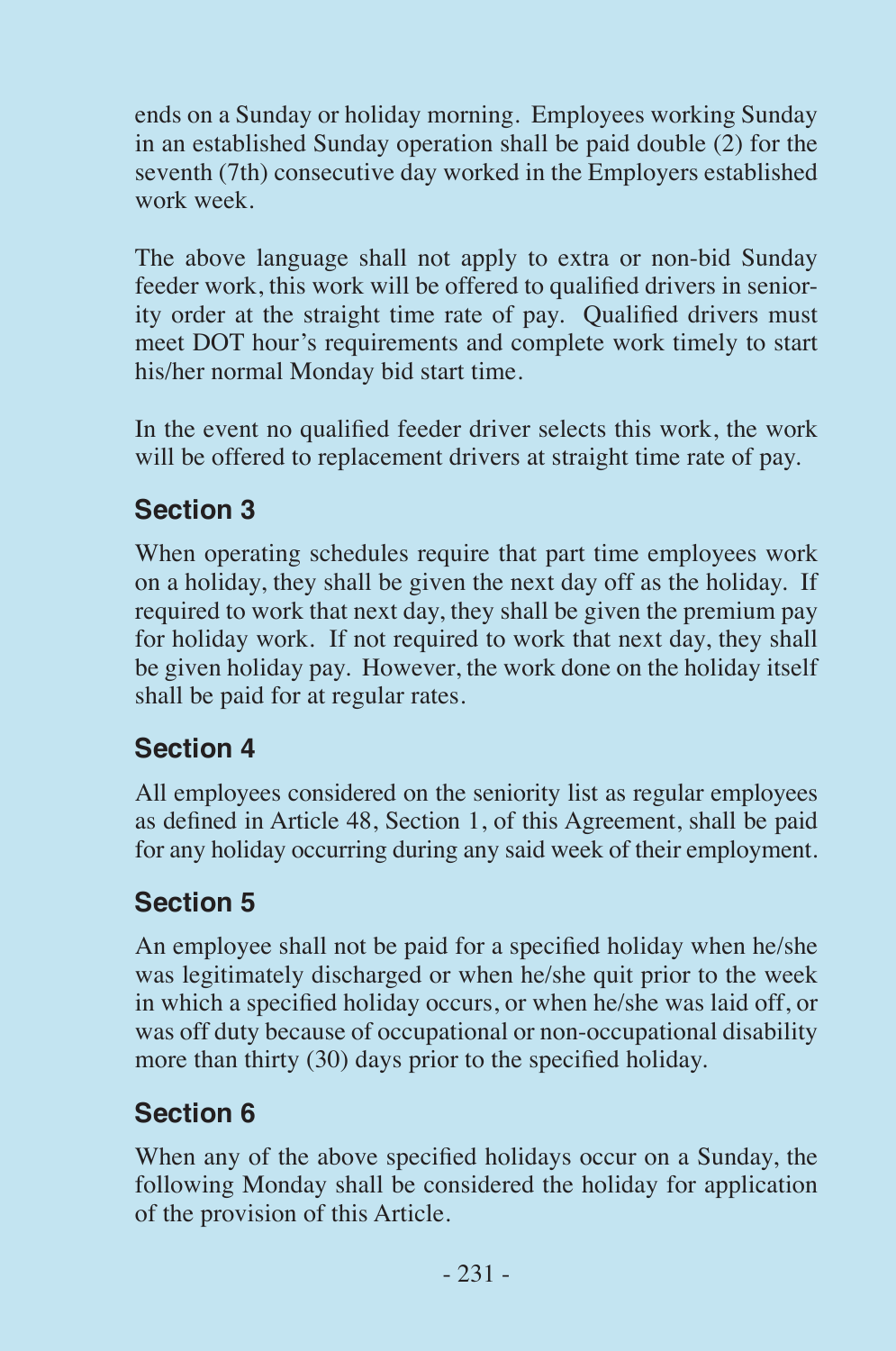ends on a Sunday or holiday morning. Employees working Sunday in an established Sunday operation shall be paid double (2) for the seventh (7th) consecutive day worked in the Employers established work week.

The above language shall not apply to extra or non-bid Sunday feeder work, this work will be offered to qualified drivers in seniority order at the straight time rate of pay. Qualified drivers must meet DOT hour's requirements and complete work timely to start his/her normal Monday bid start time.

In the event no qualified feeder driver selects this work, the work will be offered to replacement drivers at straight time rate of pay.

## Section 3

When operating schedules require that part time employees work on a holiday, they shall be given the next day off as the holiday. If required to work that next day, they shall be given the premium pay for holiday work. If not required to work that next day, they shall be given holiday pay. However, the work done on the holiday itself shall be paid for at regular rates.

## Section 4

All employees considered on the seniority list as regular employees as defined in Article 48, Section 1, of this Agreement, shall be paid for any holiday occurring during any said week of their employment.

## Section 5

An employee shall not be paid for a specified holiday when he/she was legitimately discharged or when he/she quit prior to the week in which a specified holiday occurs, or when he/she was laid off, or was off duty because of occupational or non-occupational disability more than thirty (30) days prior to the specified holiday.

## Section 6

When any of the above specified holidays occur on a Sunday, the following Monday shall be considered the holiday for application of the provision of this Article.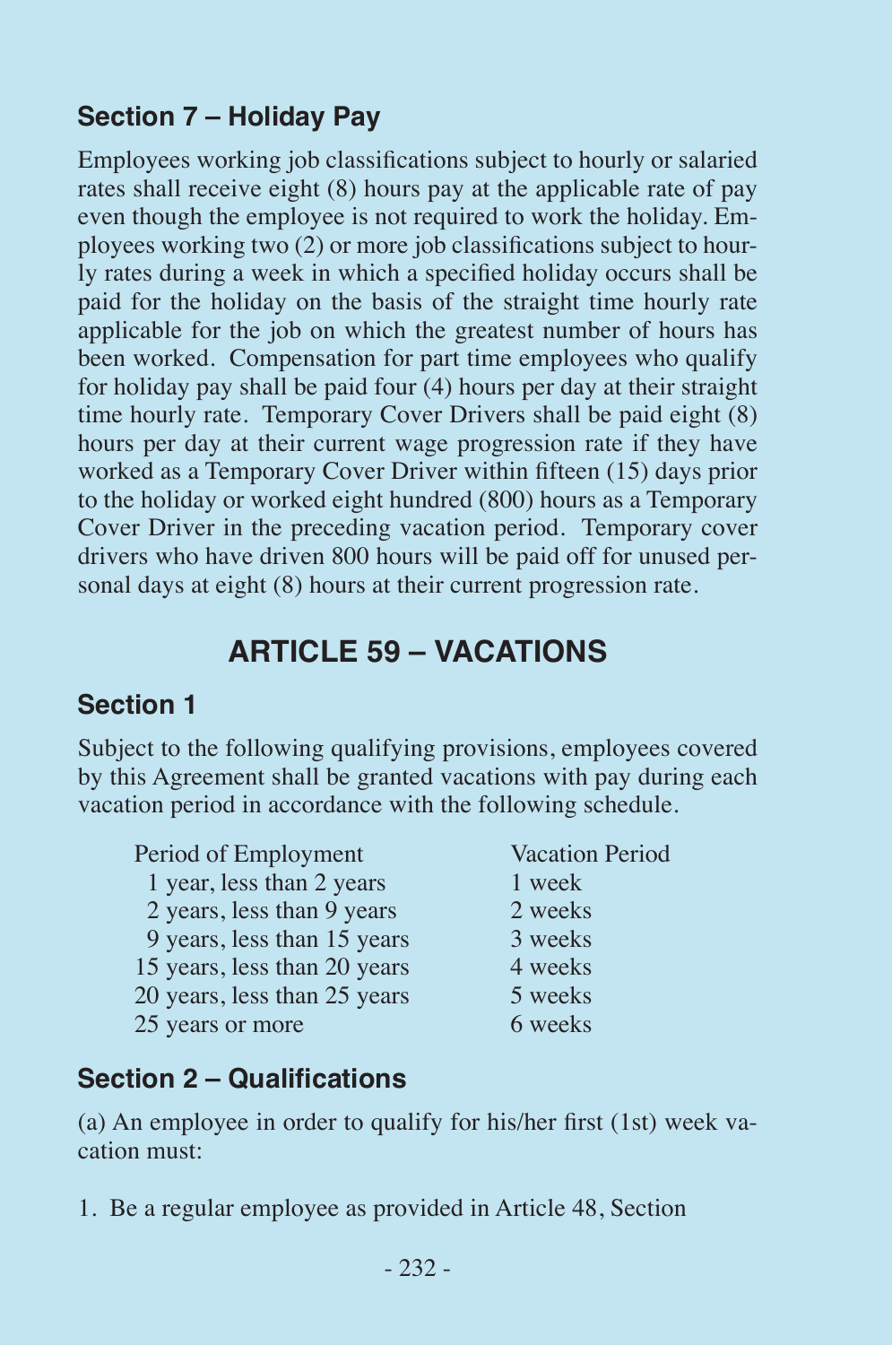### Section 7 – Holiday Pay

Employees working job classifications subject to hourly or salaried rates shall receive eight (8) hours pay at the applicable rate of pay even though the employee is not required to work the holiday. Employees working two (2) or more job classifications subject to hourly rates during a week in which a specified holiday occurs shall be paid for the holiday on the basis of the straight time hourly rate applicable for the job on which the greatest number of hours has been worked. Compensation for part time employees who qualify for holiday pay shall be paid four (4) hours per day at their straight time hourly rate. Temporary Cover Drivers shall be paid eight (8) hours per day at their current wage progression rate if they have worked as a Temporary Cover Driver within fifteen (15) days prior to the holiday or worked eight hundred (800) hours as a Temporary Cover Driver in the preceding vacation period. Temporary cover drivers who have driven 800 hours will be paid off for unused personal days at eight (8) hours at their current progression rate.

## ARTICLE 59 – VACATIONS

### Section 1

Subject to the following qualifying provisions, employees covered by this Agreement shall be granted vacations with pay during each vacation period in accordance with the following schedule.

| Period of Employment | Vacation Period |
|---|---|
| 1 year, less than 2 years | 1 week |
| 2 years, less than 9 years | 2 weeks |
| 9 years, less than 15 years | 3 weeks |
| 15 years, less than 20 years | 4 weeks |
| 20 years, less than 25 years | 5 weeks |
| 25 years or more | 6 weeks |

### Section 2 – Qualifications

(a) An employee in order to qualify for his/her first (1st) week vacation must:

1. Be a regular employee as provided in Article 48, Section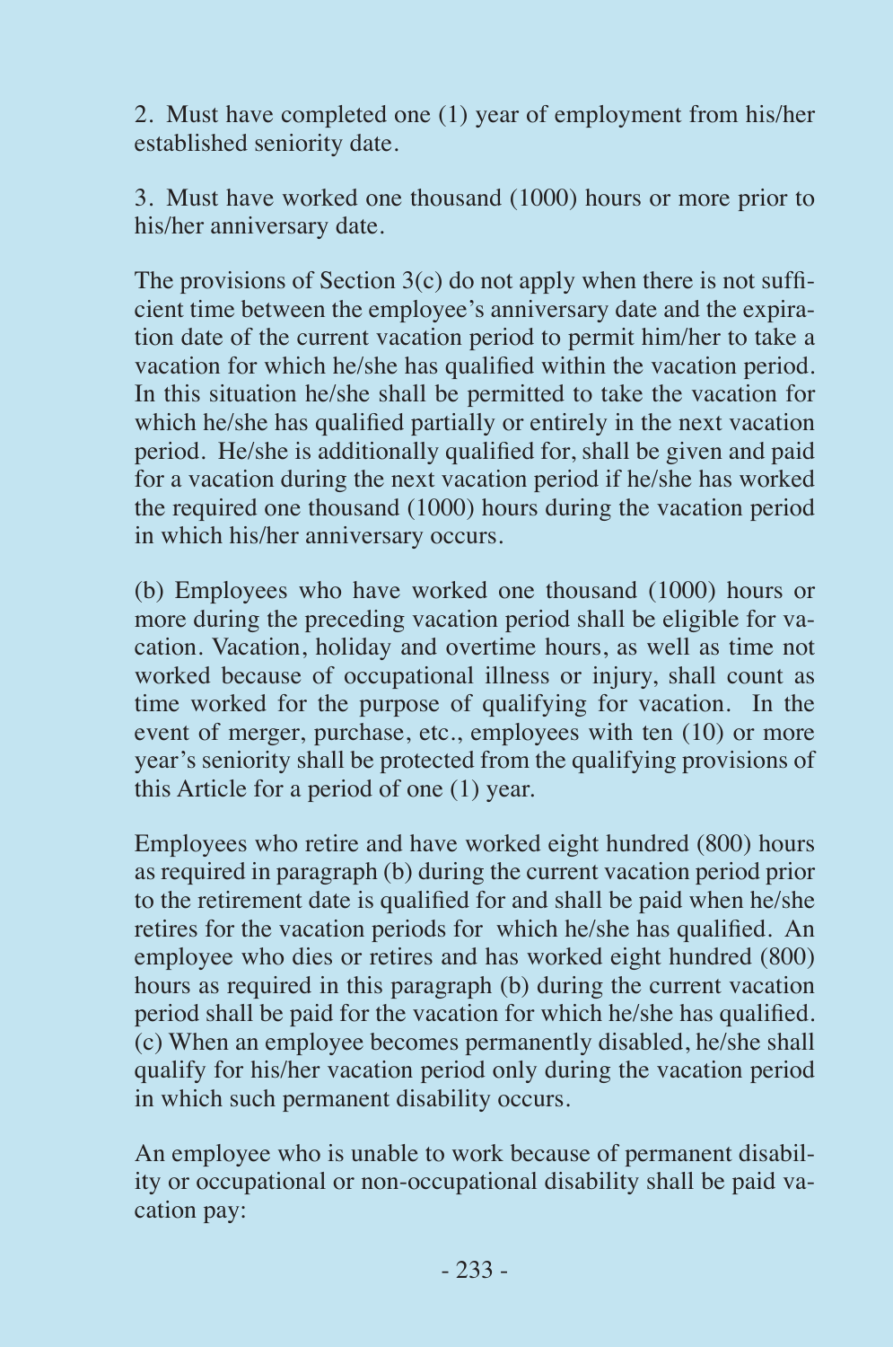2. Must have completed one (1) year of employment from his/her established seniority date.

3. Must have worked one thousand (1000) hours or more prior to his/her anniversary date.

The provisions of Section 3(c) do not apply when there is not sufficient time between the employee's anniversary date and the expiration date of the current vacation period to permit him/her to take a vacation for which he/she has qualified within the vacation period. In this situation he/she shall be permitted to take the vacation for which he/she has qualified partially or entirely in the next vacation period. He/she is additionally qualified for, shall be given and paid for a vacation during the next vacation period if he/she has worked the required one thousand (1000) hours during the vacation period in which his/her anniversary occurs.

(b) Employees who have worked one thousand (1000) hours or more during the preceding vacation period shall be eligible for vacation. Vacation, holiday and overtime hours, as well as time not worked because of occupational illness or injury, shall count as time worked for the purpose of qualifying for vacation. In the event of merger, purchase, etc., employees with ten (10) or more year's seniority shall be protected from the qualifying provisions of this Article for a period of one (1) year.

Employees who retire and have worked eight hundred (800) hours as required in paragraph (b) during the current vacation period prior to the retirement date is qualified for and shall be paid when he/she retires for the vacation periods for which he/she has qualified. An employee who dies or retires and has worked eight hundred (800) hours as required in this paragraph (b) during the current vacation period shall be paid for the vacation for which he/she has qualified.
(c) When an employee becomes permanently disabled, he/she shall qualify for his/her vacation period only during the vacation period in which such permanent disability occurs.

An employee who is unable to work because of permanent disability or occupational or non-occupational disability shall be paid vacation pay: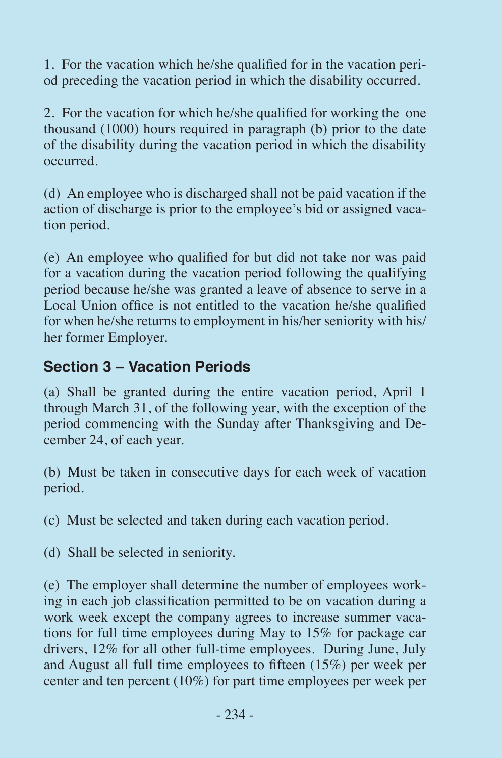1. For the vacation which he/she qualified for in the vacation period preceding the vacation period in which the disability occurred.

2. For the vacation for which he/she qualified for working the one thousand (1000) hours required in paragraph (b) prior to the date of the disability during the vacation period in which the disability occurred.

(d) An employee who is discharged shall not be paid vacation if the action of discharge is prior to the employee's bid or assigned vacation period.

(e) An employee who qualified for but did not take nor was paid for a vacation during the vacation period following the qualifying period because he/she was granted a leave of absence to serve in a Local Union office is not entitled to the vacation he/she qualified for when he/she returns to employment in his/her seniority with his/her former Employer.

## Section 3 – Vacation Periods

(a) Shall be granted during the entire vacation period, April 1 through March 31, of the following year, with the exception of the period commencing with the Sunday after Thanksgiving and December 24, of each year.

(b) Must be taken in consecutive days for each week of vacation period.

(c) Must be selected and taken during each vacation period.

(d) Shall be selected in seniority.

(e) The employer shall determine the number of employees working in each job classification permitted to be on vacation during a work week except the company agrees to increase summer vacations for full time employees during May to 15% for package car drivers, 12% for all other full-time employees. During June, July and August all full time employees to fifteen (15%) per week per center and ten percent (10%) for part time employees per week per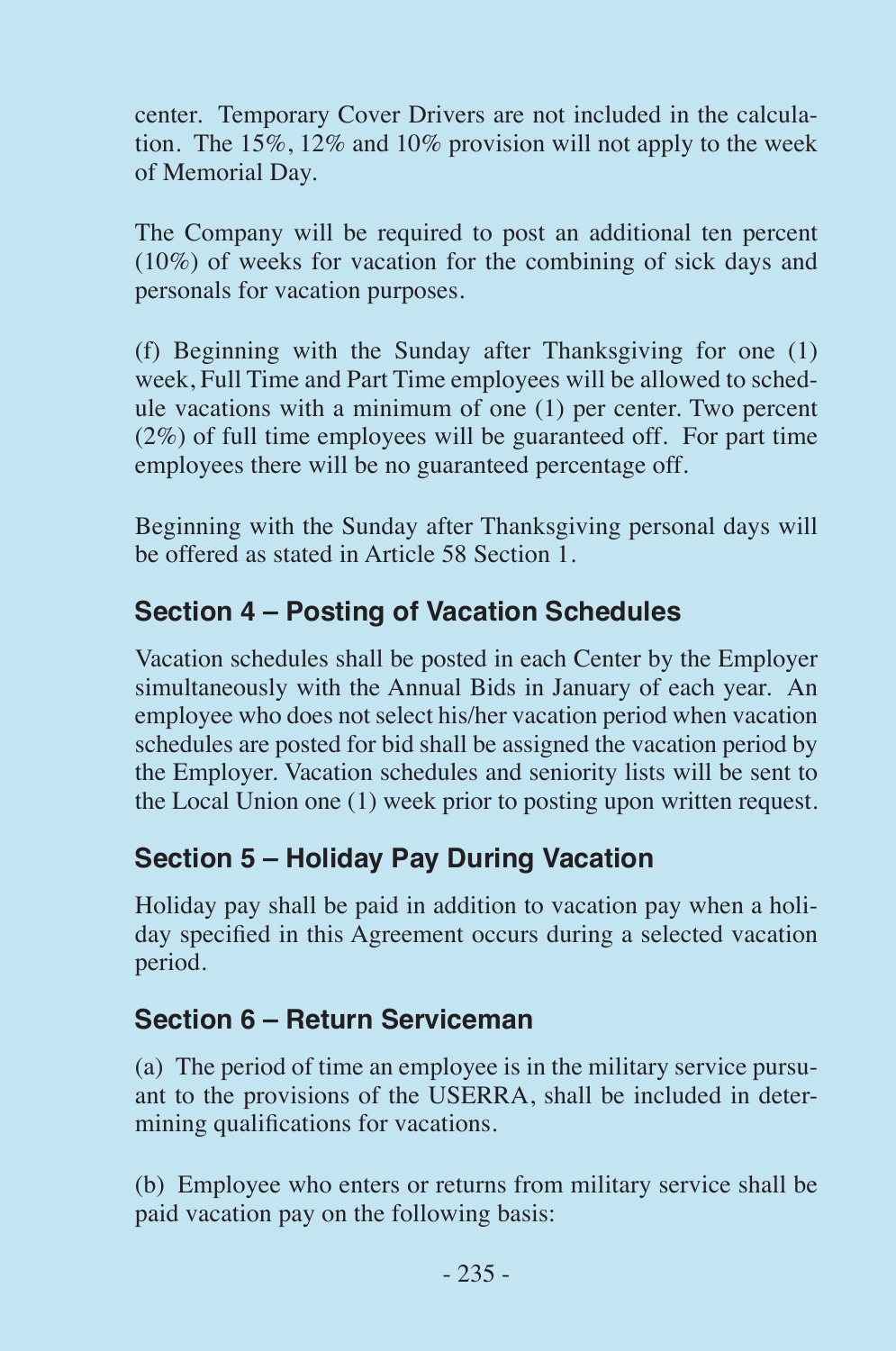center. Temporary Cover Drivers are not included in the calculation. The 15%, 12% and 10% provision will not apply to the week of Memorial Day.

The Company will be required to post an additional ten percent (10%) of weeks for vacation for the combining of sick days and personals for vacation purposes.

(f) Beginning with the Sunday after Thanksgiving for one (1) week, Full Time and Part Time employees will be allowed to schedule vacations with a minimum of one (1) per center. Two percent (2%) of full time employees will be guaranteed off. For part time employees there will be no guaranteed percentage off.

Beginning with the Sunday after Thanksgiving personal days will be offered as stated in Article 58 Section 1.

## Section 4 – Posting of Vacation Schedules

Vacation schedules shall be posted in each Center by the Employer simultaneously with the Annual Bids in January of each year. An employee who does not select his/her vacation period when vacation schedules are posted for bid shall be assigned the vacation period by the Employer. Vacation schedules and seniority lists will be sent to the Local Union one (1) week prior to posting upon written request.

## Section 5 – Holiday Pay During Vacation

Holiday pay shall be paid in addition to vacation pay when a holiday specified in this Agreement occurs during a selected vacation period.

## Section 6 – Return Serviceman

(a) The period of time an employee is in the military service pursuant to the provisions of the USERRA, shall be included in determining qualifications for vacations.

(b) Employee who enters or returns from military service shall be paid vacation pay on the following basis: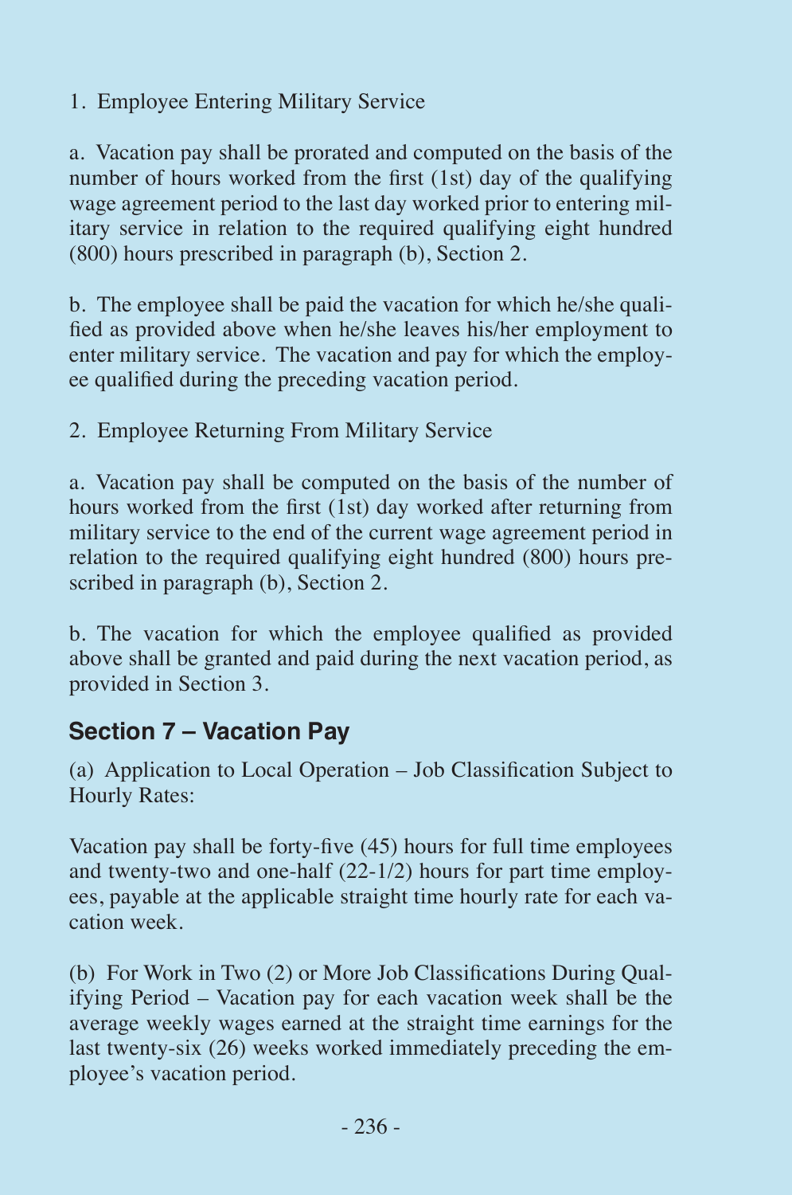1. Employee Entering Military Service

a. Vacation pay shall be prorated and computed on the basis of the number of hours worked from the first (1st) day of the qualifying wage agreement period to the last day worked prior to entering military service in relation to the required qualifying eight hundred (800) hours prescribed in paragraph (b), Section 2.

b. The employee shall be paid the vacation for which he/she qualified as provided above when he/she leaves his/her employment to enter military service. The vacation and pay for which the employee qualified during the preceding vacation period.

2. Employee Returning From Military Service

a. Vacation pay shall be computed on the basis of the number of hours worked from the first (1st) day worked after returning from military service to the end of the current wage agreement period in relation to the required qualifying eight hundred (800) hours prescribed in paragraph (b), Section 2.

b. The vacation for which the employee qualified as provided above shall be granted and paid during the next vacation period, as provided in Section 3.

## Section 7 – Vacation Pay

(a) Application to Local Operation – Job Classification Subject to Hourly Rates:

Vacation pay shall be forty-five (45) hours for full time employees and twenty-two and one-half (22-1/2) hours for part time employees, payable at the applicable straight time hourly rate for each vacation week.

(b) For Work in Two (2) or More Job Classifications During Qualifying Period – Vacation pay for each vacation week shall be the average weekly wages earned at the straight time earnings for the last twenty-six (26) weeks worked immediately preceding the employee's vacation period.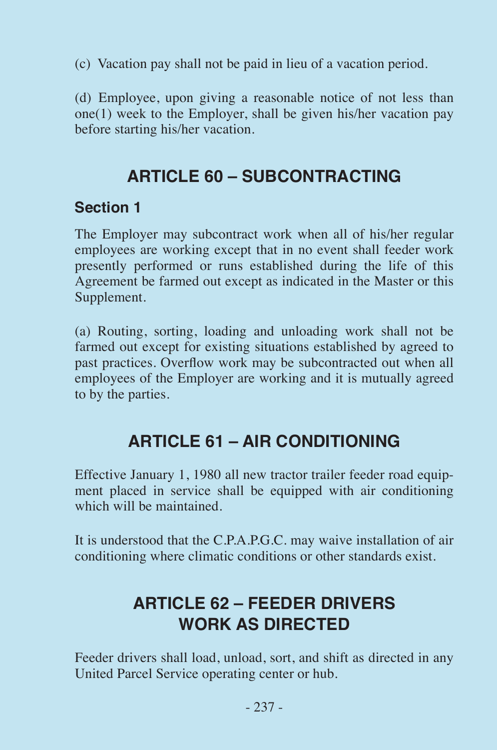(c) Vacation pay shall not be paid in lieu of a vacation period.

(d) Employee, upon giving a reasonable notice of not less than one(1) week to the Employer, shall be given his/her vacation pay before starting his/her vacation.

## ARTICLE 60 – SUBCONTRACTING

### Section 1

The Employer may subcontract work when all of his/her regular employees are working except that in no event shall feeder work presently performed or runs established during the life of this Agreement be farmed out except as indicated in the Master or this Supplement.

(a) Routing, sorting, loading and unloading work shall not be farmed out except for existing situations established by agreed to past practices. Overflow work may be subcontracted out when all employees of the Employer are working and it is mutually agreed to by the parties.

## ARTICLE 61 – AIR CONDITIONING

Effective January 1, 1980 all new tractor trailer feeder road equipment placed in service shall be equipped with air conditioning which will be maintained.

It is understood that the C.P.A.P.G.C. may waive installation of air conditioning where climatic conditions or other standards exist.

## ARTICLE 62 – FEEDER DRIVERS WORK AS DIRECTED

Feeder drivers shall load, unload, sort, and shift as directed in any United Parcel Service operating center or hub.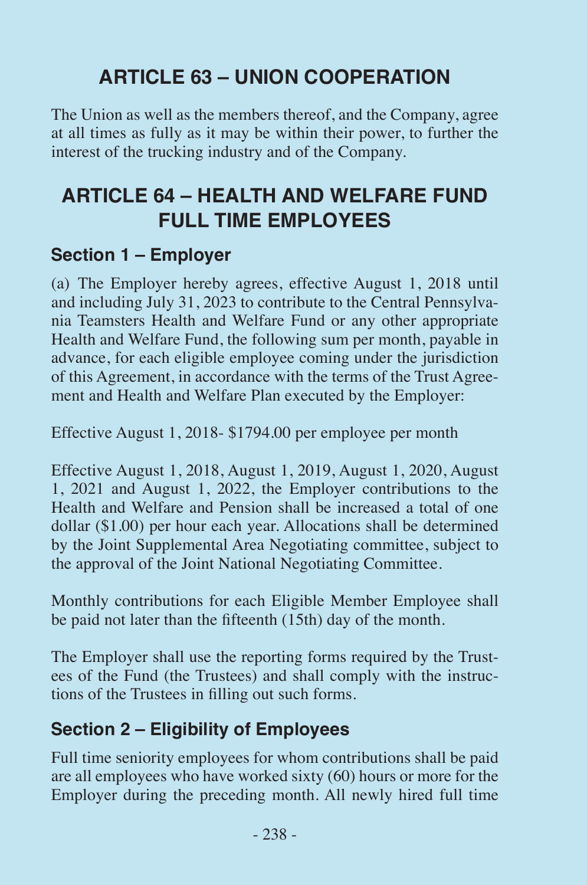## ARTICLE 63 – UNION COOPERATION

The Union as well as the members thereof, and the Company, agree at all times as fully as it may be within their power, to further the interest of the trucking industry and of the Company.

## ARTICLE 64 – HEALTH AND WELFARE FUND FULL TIME EMPLOYEES

### Section 1 – Employer

(a) The Employer hereby agrees, effective August 1, 2018 until and including July 31, 2023 to contribute to the Central Pennsylvania Teamsters Health and Welfare Fund or any other appropriate Health and Welfare Fund, the following sum per month, payable in advance, for each eligible employee coming under the jurisdiction of this Agreement, in accordance with the terms of the Trust Agreement and Health and Welfare Plan executed by the Employer:

Effective August 1, 2018- $1794.00 per employee per month

Effective August 1, 2018, August 1, 2019, August 1, 2020, August 1, 2021 and August 1, 2022, the Employer contributions to the Health and Welfare and Pension shall be increased a total of one dollar ($1.00) per hour each year. Allocations shall be determined by the Joint Supplemental Area Negotiating committee, subject to the approval of the Joint National Negotiating Committee.

Monthly contributions for each Eligible Member Employee shall be paid not later than the fifteenth (15th) day of the month.

The Employer shall use the reporting forms required by the Trustees of the Fund (the Trustees) and shall comply with the instructions of the Trustees in filling out such forms.

### Section 2 – Eligibility of Employees

Full time seniority employees for whom contributions shall be paid are all employees who have worked sixty (60) hours or more for the Employer during the preceding month. All newly hired full time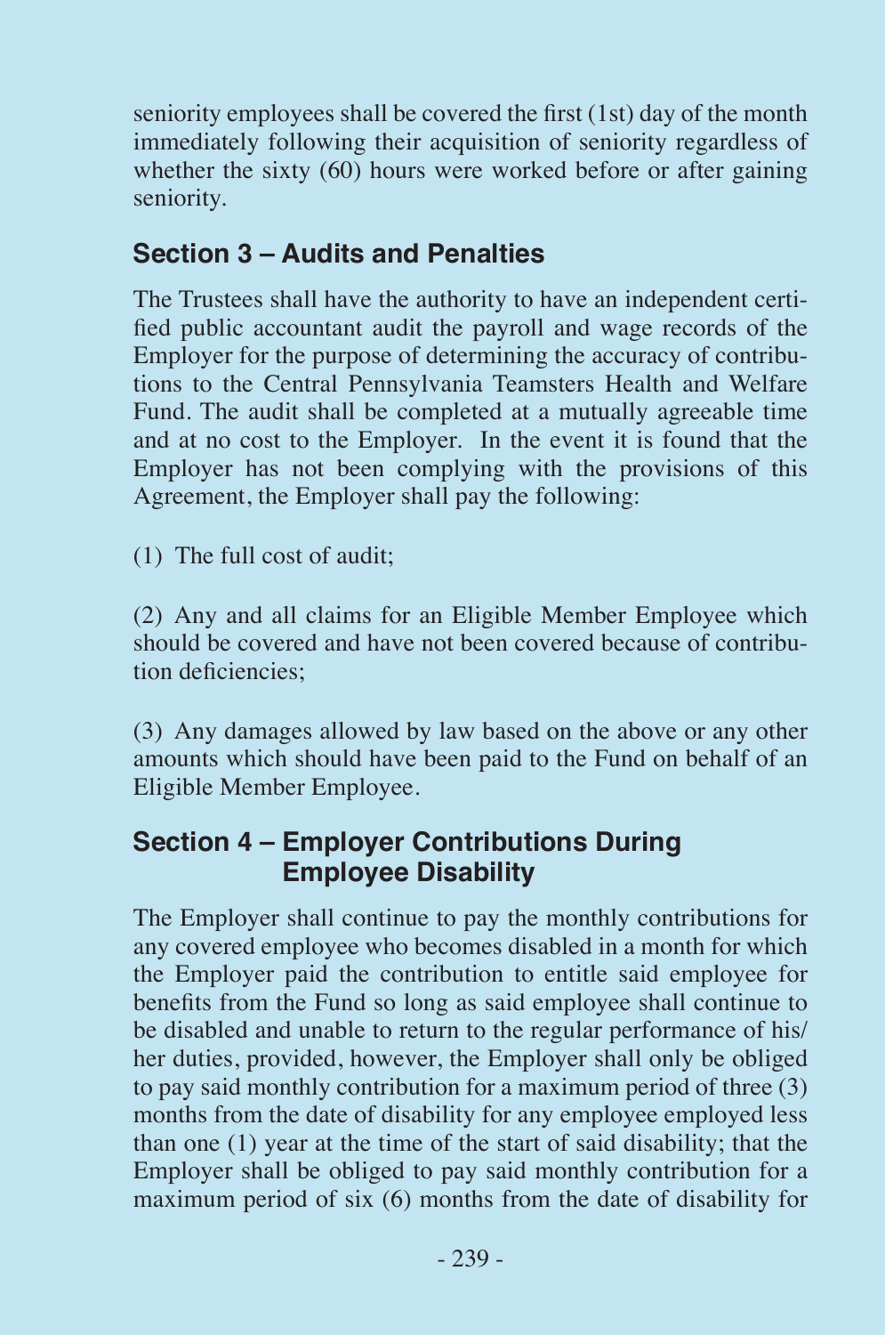seniority employees shall be covered the first (1st) day of the month immediately following their acquisition of seniority regardless of whether the sixty (60) hours were worked before or after gaining seniority.

### Section 3 – Audits and Penalties

The Trustees shall have the authority to have an independent certified public accountant audit the payroll and wage records of the Employer for the purpose of determining the accuracy of contributions to the Central Pennsylvania Teamsters Health and Welfare Fund. The audit shall be completed at a mutually agreeable time and at no cost to the Employer. In the event it is found that the Employer has not been complying with the provisions of this Agreement, the Employer shall pay the following:

(1) The full cost of audit;

(2) Any and all claims for an Eligible Member Employee which should be covered and have not been covered because of contribution deficiencies;

(3) Any damages allowed by law based on the above or any other amounts which should have been paid to the Fund on behalf of an Eligible Member Employee.

### Section 4 – Employer Contributions During Employee Disability

The Employer shall continue to pay the monthly contributions for any covered employee who becomes disabled in a month for which the Employer paid the contribution to entitle said employee for benefits from the Fund so long as said employee shall continue to be disabled and unable to return to the regular performance of his/her duties, provided, however, the Employer shall only be obliged to pay said monthly contribution for a maximum period of three (3) months from the date of disability for any employee employed less than one (1) year at the time of the start of said disability; that the Employer shall be obliged to pay said monthly contribution for a maximum period of six (6) months from the date of disability for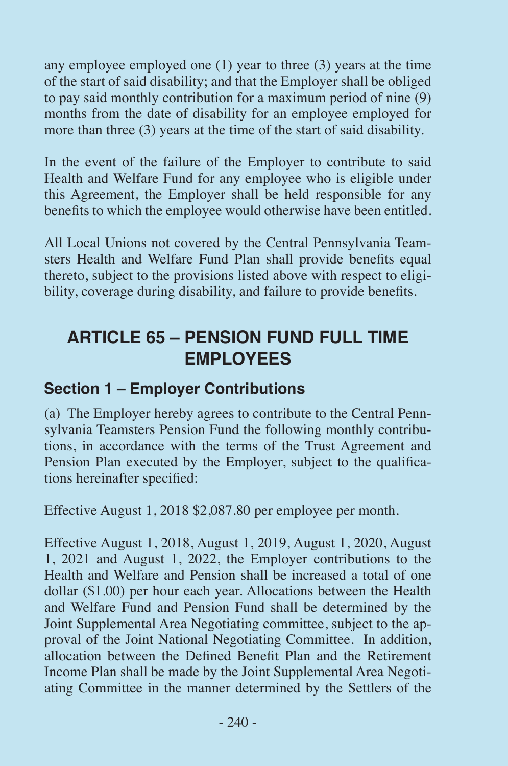any employee employed one (1) year to three (3) years at the time of the start of said disability; and that the Employer shall be obliged to pay said monthly contribution for a maximum period of nine (9) months from the date of disability for an employee employed for more than three (3) years at the time of the start of said disability.

In the event of the failure of the Employer to contribute to said Health and Welfare Fund for any employee who is eligible under this Agreement, the Employer shall be held responsible for any benefits to which the employee would otherwise have been entitled.

All Local Unions not covered by the Central Pennsylvania Teamsters Health and Welfare Fund Plan shall provide benefits equal thereto, subject to the provisions listed above with respect to eligibility, coverage during disability, and failure to provide benefits.

## ARTICLE 65 – PENSION FUND FULL TIME EMPLOYEES

### Section 1 – Employer Contributions

(a) The Employer hereby agrees to contribute to the Central Pennsylvania Teamsters Pension Fund the following monthly contributions, in accordance with the terms of the Trust Agreement and Pension Plan executed by the Employer, subject to the qualifications hereinafter specified:

Effective August 1, 2018 $2,087.80 per employee per month.

Effective August 1, 2018, August 1, 2019, August 1, 2020, August 1, 2021 and August 1, 2022, the Employer contributions to the Health and Welfare and Pension shall be increased a total of one dollar ($1.00) per hour each year. Allocations between the Health and Welfare Fund and Pension Fund shall be determined by the Joint Supplemental Area Negotiating committee, subject to the approval of the Joint National Negotiating Committee. In addition, allocation between the Defined Benefit Plan and the Retirement Income Plan shall be made by the Joint Supplemental Area Negotiating Committee in the manner determined by the Settlers of the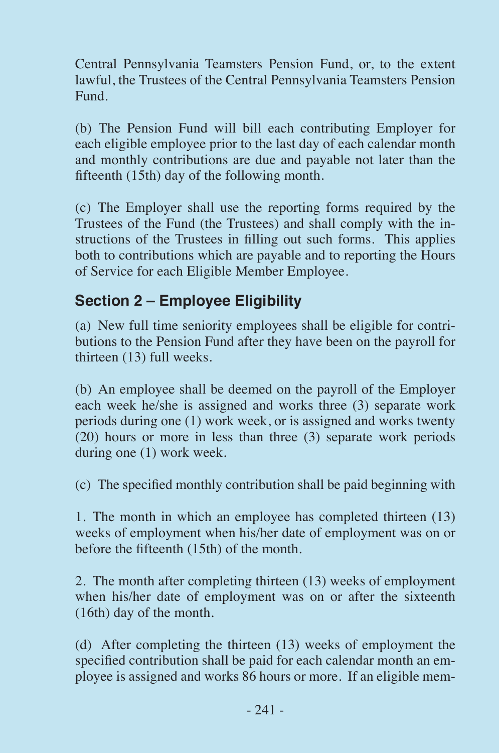Central Pennsylvania Teamsters Pension Fund, or, to the extent lawful, the Trustees of the Central Pennsylvania Teamsters Pension Fund.

(b) The Pension Fund will bill each contributing Employer for each eligible employee prior to the last day of each calendar month and monthly contributions are due and payable not later than the fifteenth (15th) day of the following month.

(c) The Employer shall use the reporting forms required by the Trustees of the Fund (the Trustees) and shall comply with the instructions of the Trustees in filling out such forms. This applies both to contributions which are payable and to reporting the Hours of Service for each Eligible Member Employee.

## Section 2 – Employee Eligibility

(a) New full time seniority employees shall be eligible for contributions to the Pension Fund after they have been on the payroll for thirteen (13) full weeks.

(b) An employee shall be deemed on the payroll of the Employer each week he/she is assigned and works three (3) separate work periods during one (1) work week, or is assigned and works twenty (20) hours or more in less than three (3) separate work periods during one (1) work week.

(c) The specified monthly contribution shall be paid beginning with

1. The month in which an employee has completed thirteen (13) weeks of employment when his/her date of employment was on or before the fifteenth (15th) of the month.

2. The month after completing thirteen (13) weeks of employment when his/her date of employment was on or after the sixteenth (16th) day of the month.

(d) After completing the thirteen (13) weeks of employment the specified contribution shall be paid for each calendar month an employee is assigned and works 86 hours or more. If an eligible mem-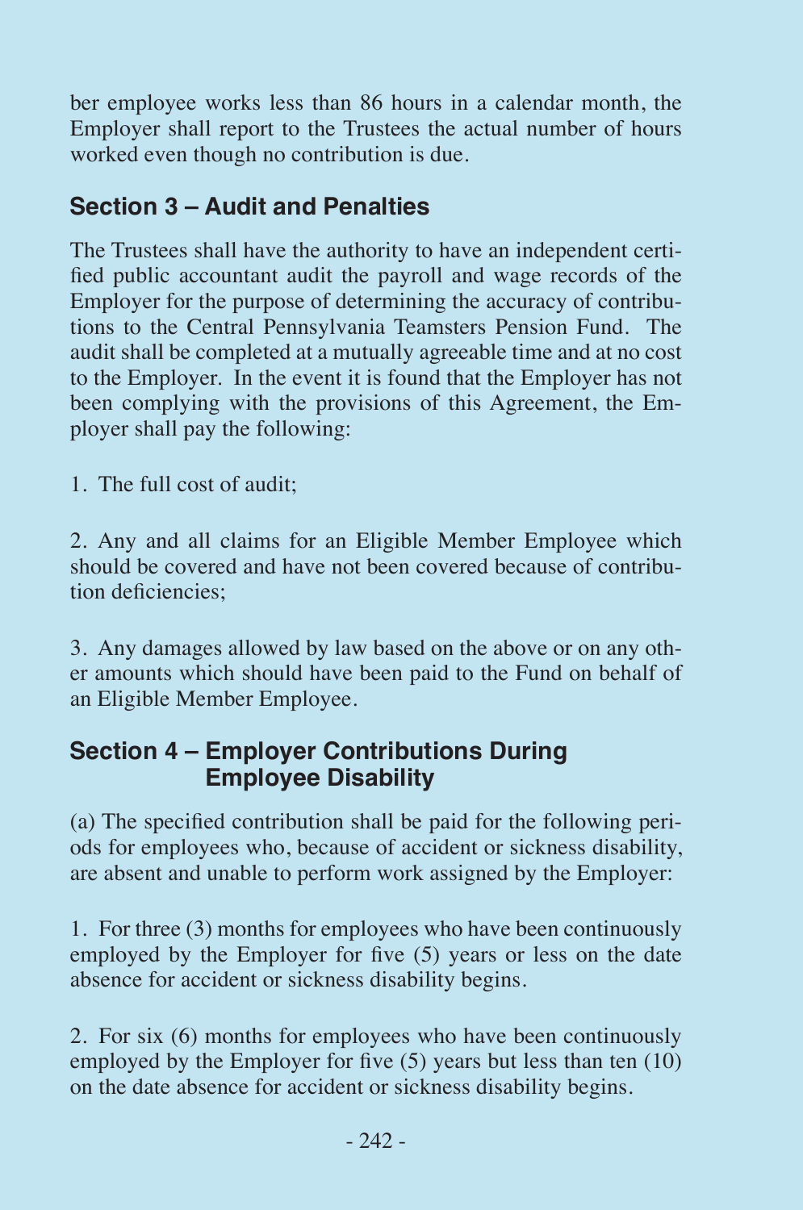ber employee works less than 86 hours in a calendar month, the Employer shall report to the Trustees the actual number of hours worked even though no contribution is due.

## Section 3 – Audit and Penalties

The Trustees shall have the authority to have an independent certified public accountant audit the payroll and wage records of the Employer for the purpose of determining the accuracy of contributions to the Central Pennsylvania Teamsters Pension Fund. The audit shall be completed at a mutually agreeable time and at no cost to the Employer. In the event it is found that the Employer has not been complying with the provisions of this Agreement, the Employer shall pay the following:

1. The full cost of audit;

2. Any and all claims for an Eligible Member Employee which should be covered and have not been covered because of contribution deficiencies;

3. Any damages allowed by law based on the above or on any other amounts which should have been paid to the Fund on behalf of an Eligible Member Employee.

## Section 4 – Employer Contributions During Employee Disability

(a) The specified contribution shall be paid for the following periods for employees who, because of accident or sickness disability, are absent and unable to perform work assigned by the Employer:

1. For three (3) months for employees who have been continuously employed by the Employer for five (5) years or less on the date absence for accident or sickness disability begins.

2. For six (6) months for employees who have been continuously employed by the Employer for five (5) years but less than ten (10) on the date absence for accident or sickness disability begins.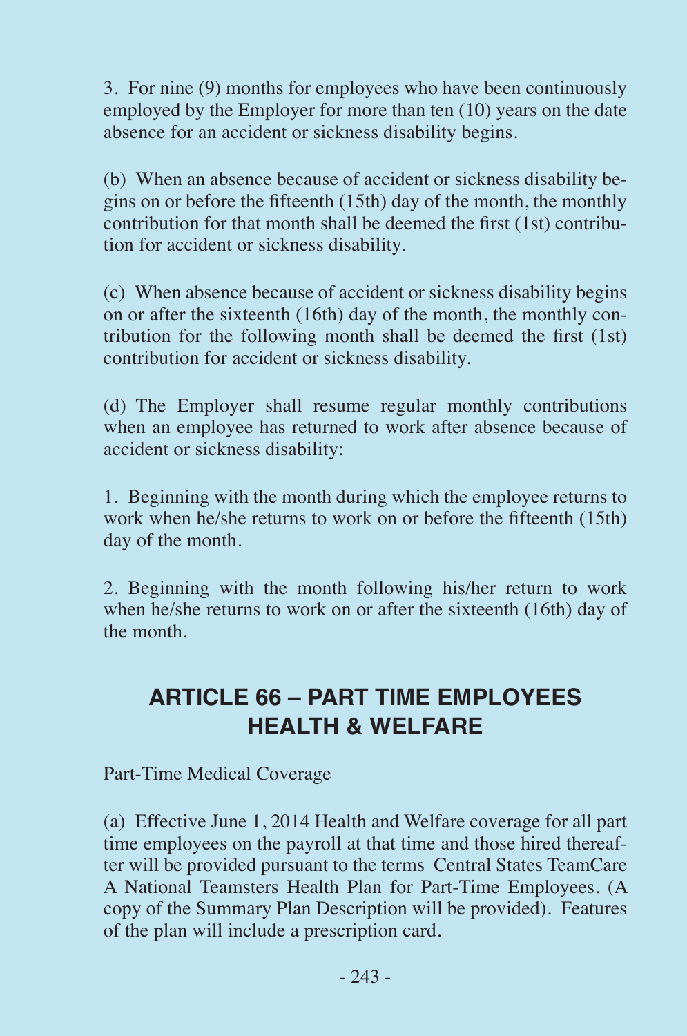3. For nine (9) months for employees who have been continuously employed by the Employer for more than ten (10) years on the date absence for an accident or sickness disability begins.

(b) When an absence because of accident or sickness disability begins on or before the fifteenth (15th) day of the month, the monthly contribution for that month shall be deemed the first (1st) contribution for accident or sickness disability.

(c) When absence because of accident or sickness disability begins on or after the sixteenth (16th) day of the month, the monthly contribution for the following month shall be deemed the first (1st) contribution for accident or sickness disability.

(d) The Employer shall resume regular monthly contributions when an employee has returned to work after absence because of accident or sickness disability:

1. Beginning with the month during which the employee returns to work when he/she returns to work on or before the fifteenth (15th) day of the month.

2. Beginning with the month following his/her return to work when he/she returns to work on or after the sixteenth (16th) day of the month.

## ARTICLE 66 – PART TIME EMPLOYEES HEALTH & WELFARE

Part-Time Medical Coverage

(a) Effective June 1, 2014 Health and Welfare coverage for all part time employees on the payroll at that time and those hired thereafter will be provided pursuant to the terms Central States TeamCare A National Teamsters Health Plan for Part-Time Employees. (A copy of the Summary Plan Description will be provided). Features of the plan will include a prescription card.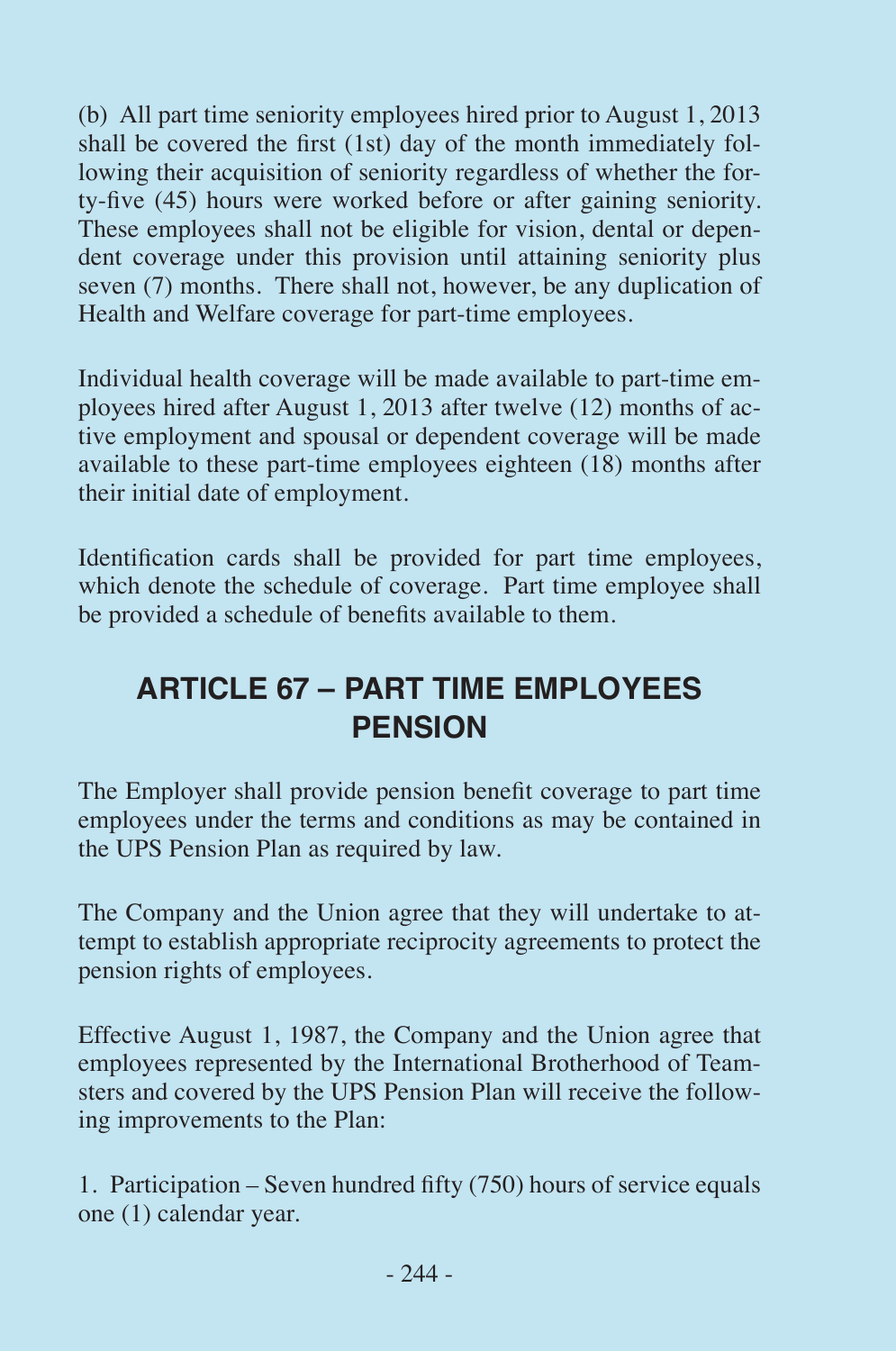(b) All part time seniority employees hired prior to August 1, 2013 shall be covered the first (1st) day of the month immediately following their acquisition of seniority regardless of whether the forty-five (45) hours were worked before or after gaining seniority. These employees shall not be eligible for vision, dental or dependent coverage under this provision until attaining seniority plus seven (7) months. There shall not, however, be any duplication of Health and Welfare coverage for part-time employees.

Individual health coverage will be made available to part-time employees hired after August 1, 2013 after twelve (12) months of active employment and spousal or dependent coverage will be made available to these part-time employees eighteen (18) months after their initial date of employment.

Identification cards shall be provided for part time employees, which denote the schedule of coverage. Part time employee shall be provided a schedule of benefits available to them.

## ARTICLE 67 – PART TIME EMPLOYEES PENSION

The Employer shall provide pension benefit coverage to part time employees under the terms and conditions as may be contained in the UPS Pension Plan as required by law.

The Company and the Union agree that they will undertake to attempt to establish appropriate reciprocity agreements to protect the pension rights of employees.

Effective August 1, 1987, the Company and the Union agree that employees represented by the International Brotherhood of Teamsters and covered by the UPS Pension Plan will receive the following improvements to the Plan:

1. Participation – Seven hundred fifty (750) hours of service equals one (1) calendar year.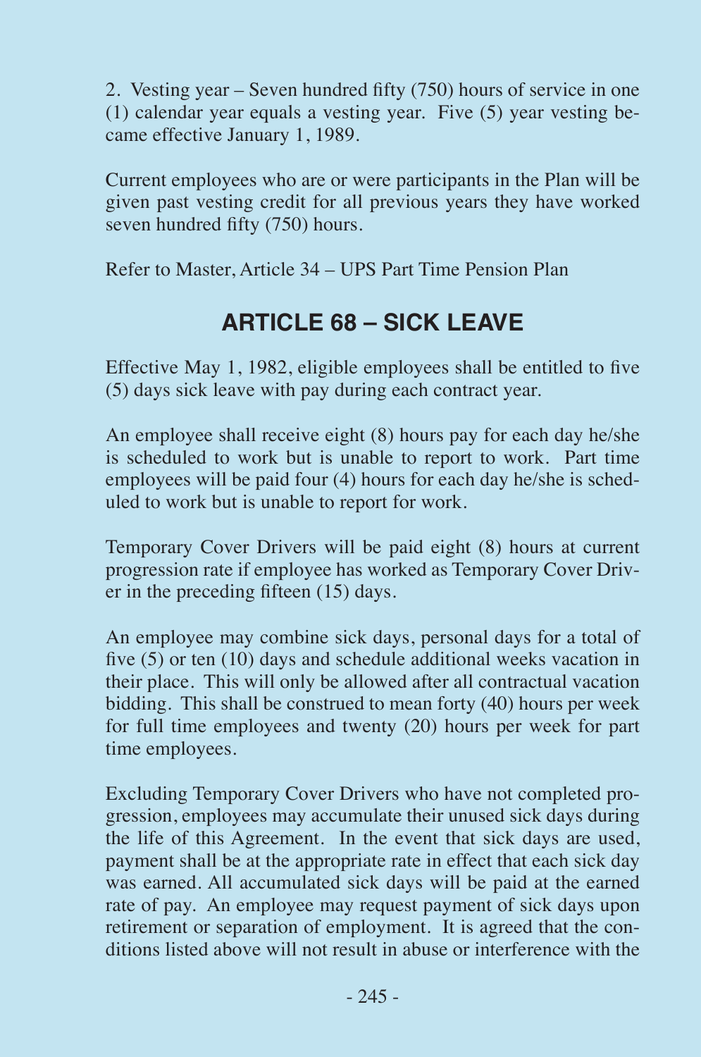2. Vesting year – Seven hundred fifty (750) hours of service in one (1) calendar year equals a vesting year. Five (5) year vesting became effective January 1, 1989.

Current employees who are or were participants in the Plan will be given past vesting credit for all previous years they have worked seven hundred fifty (750) hours.

Refer to Master, Article 34 – UPS Part Time Pension Plan

## ARTICLE 68 – SICK LEAVE

Effective May 1, 1982, eligible employees shall be entitled to five (5) days sick leave with pay during each contract year.

An employee shall receive eight (8) hours pay for each day he/she is scheduled to work but is unable to report to work. Part time employees will be paid four (4) hours for each day he/she is scheduled to work but is unable to report for work.

Temporary Cover Drivers will be paid eight (8) hours at current progression rate if employee has worked as Temporary Cover Driver in the preceding fifteen (15) days.

An employee may combine sick days, personal days for a total of five (5) or ten (10) days and schedule additional weeks vacation in their place. This will only be allowed after all contractual vacation bidding. This shall be construed to mean forty (40) hours per week for full time employees and twenty (20) hours per week for part time employees.

Excluding Temporary Cover Drivers who have not completed progression, employees may accumulate their unused sick days during the life of this Agreement. In the event that sick days are used, payment shall be at the appropriate rate in effect that each sick day was earned. All accumulated sick days will be paid at the earned rate of pay. An employee may request payment of sick days upon retirement or separation of employment. It is agreed that the conditions listed above will not result in abuse or interference with the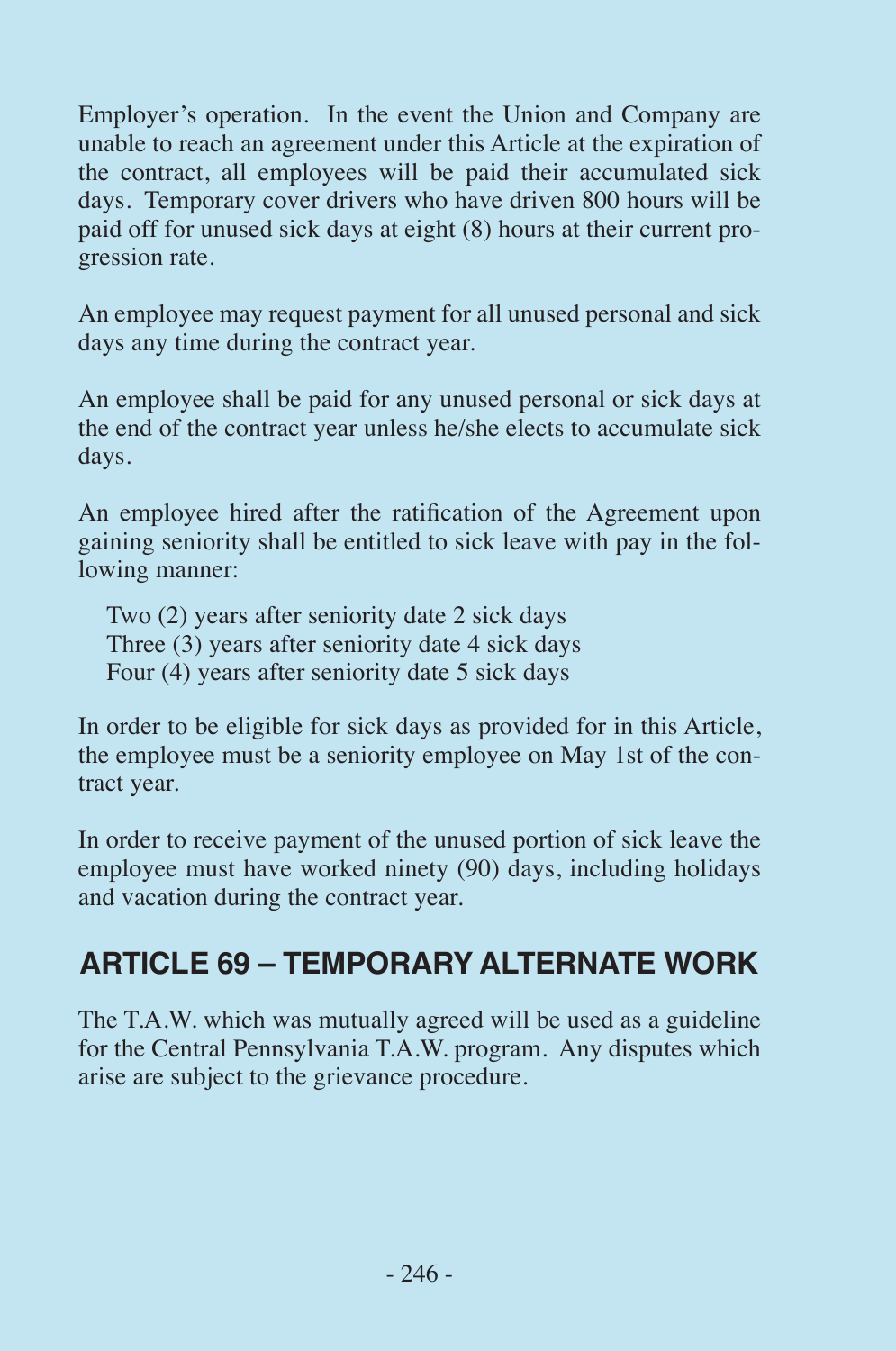Employer's operation. In the event the Union and Company are unable to reach an agreement under this Article at the expiration of the contract, all employees will be paid their accumulated sick days. Temporary cover drivers who have driven 800 hours will be paid off for unused sick days at eight (8) hours at their current progression rate.

An employee may request payment for all unused personal and sick days any time during the contract year.

An employee shall be paid for any unused personal or sick days at the end of the contract year unless he/she elects to accumulate sick days.

An employee hired after the ratification of the Agreement upon gaining seniority shall be entitled to sick leave with pay in the following manner:

Two (2) years after seniority date 2 sick days
Three (3) years after seniority date 4 sick days
Four (4) years after seniority date 5 sick days

In order to be eligible for sick days as provided for in this Article, the employee must be a seniority employee on May 1st of the contract year.

In order to receive payment of the unused portion of sick leave the employee must have worked ninety (90) days, including holidays and vacation during the contract year.

## ARTICLE 69 – TEMPORARY ALTERNATE WORK

The T.A.W. which was mutually agreed will be used as a guideline for the Central Pennsylvania T.A.W. program. Any disputes which arise are subject to the grievance procedure.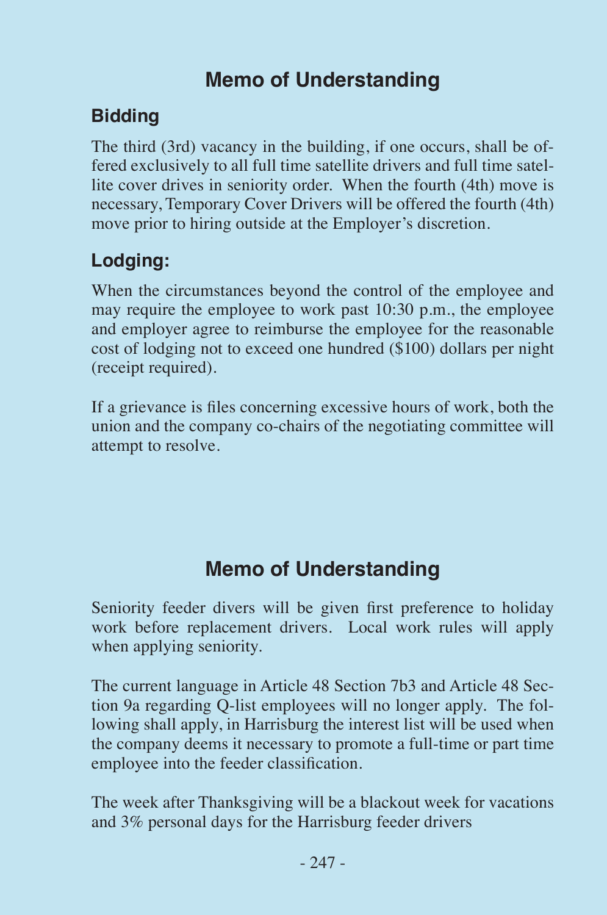## Memo of Understanding

### Bidding

The third (3rd) vacancy in the building, if one occurs, shall be offered exclusively to all full time satellite drivers and full time satellite cover drives in seniority order. When the fourth (4th) move is necessary, Temporary Cover Drivers will be offered the fourth (4th) move prior to hiring outside at the Employer's discretion.

### Lodging:

When the circumstances beyond the control of the employee and may require the employee to work past 10:30 p.m., the employee and employer agree to reimburse the employee for the reasonable cost of lodging not to exceed one hundred ($100) dollars per night (receipt required).

If a grievance is files concerning excessive hours of work, both the union and the company co-chairs of the negotiating committee will attempt to resolve.

## Memo of Understanding

Seniority feeder divers will be given first preference to holiday work before replacement drivers. Local work rules will apply when applying seniority.

The current language in Article 48 Section 7b3 and Article 48 Section 9a regarding Q-list employees will no longer apply. The following shall apply, in Harrisburg the interest list will be used when the company deems it necessary to promote a full-time or part time employee into the feeder classification.

The week after Thanksgiving will be a blackout week for vacations and 3% personal days for the Harrisburg feeder drivers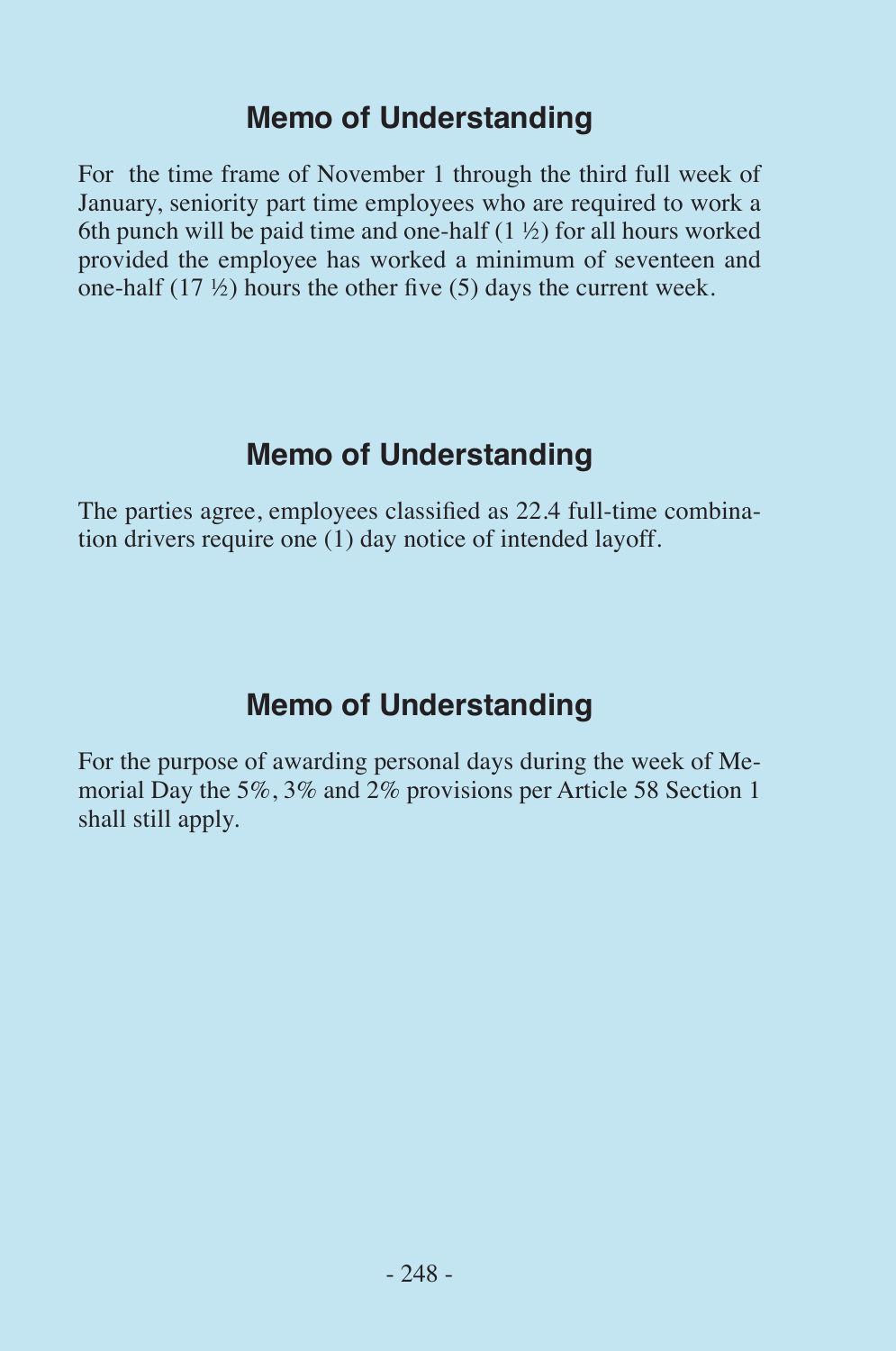## Memo of Understanding

For the time frame of November 1 through the third full week of January, seniority part time employees who are required to work a 6th punch will be paid time and one-half (1 ½) for all hours worked provided the employee has worked a minimum of seventeen and one-half (17 ½) hours the other five (5) days the current week.

## Memo of Understanding

The parties agree, employees classified as 22.4 full-time combination drivers require one (1) day notice of intended layoff.

## Memo of Understanding

For the purpose of awarding personal days during the week of Memorial Day the 5%, 3% and 2% provisions per Article 58 Section 1 shall still apply.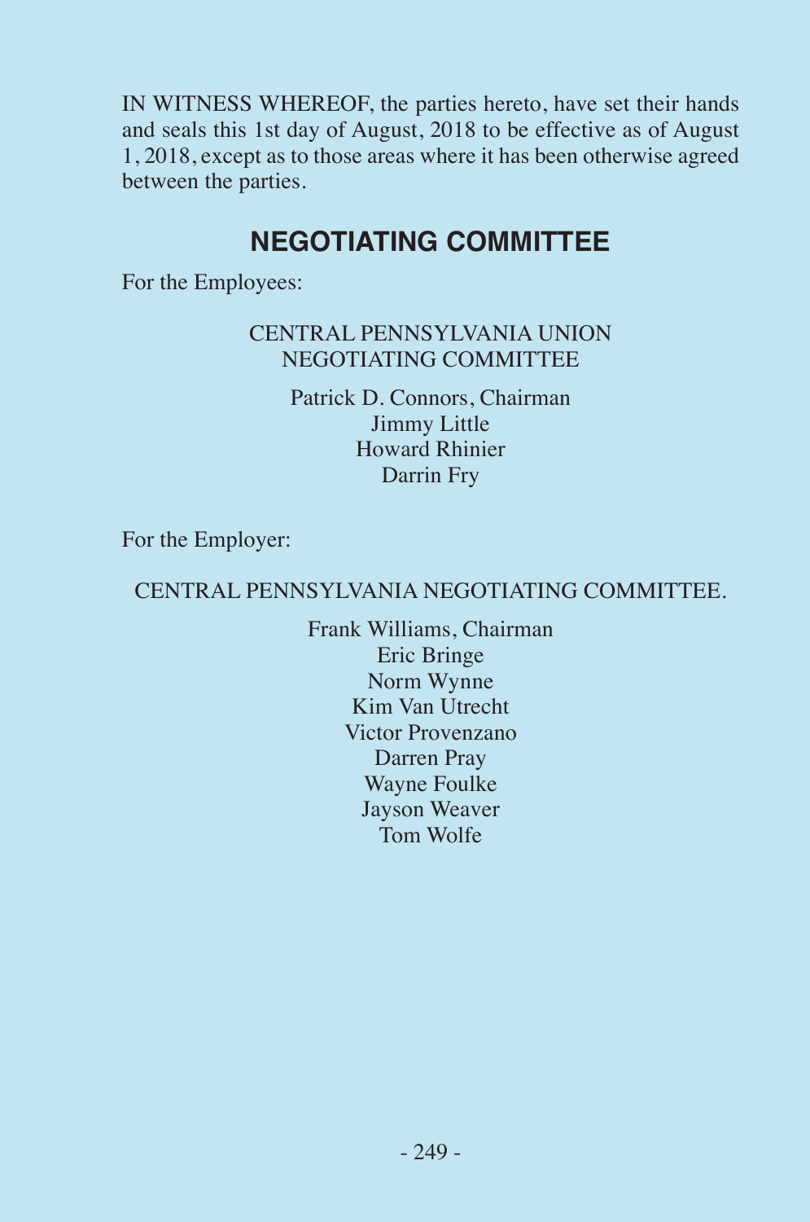IN WITNESS WHEREOF, the parties hereto, have set their hands and seals this 1st day of August, 2018 to be effective as of August 1, 2018, except as to those areas where it has been otherwise agreed between the parties.

## NEGOTIATING COMMITTEE

For the Employees:

CENTRAL PENNSYLVANIA UNION NEGOTIATING COMMITTEE

Patrick D. Connors, Chairman
Jimmy Little
Howard Rhinier
Darrin Fry

For the Employer:

CENTRAL PENNSYLVANIA NEGOTIATING COMMITTEE.

Frank Williams, Chairman
Eric Bringe
Norm Wynne
Kim Van Utrecht
Victor Provenzano
Darren Pray
Wayne Foulke
Jayson Weaver
Tom Wolfe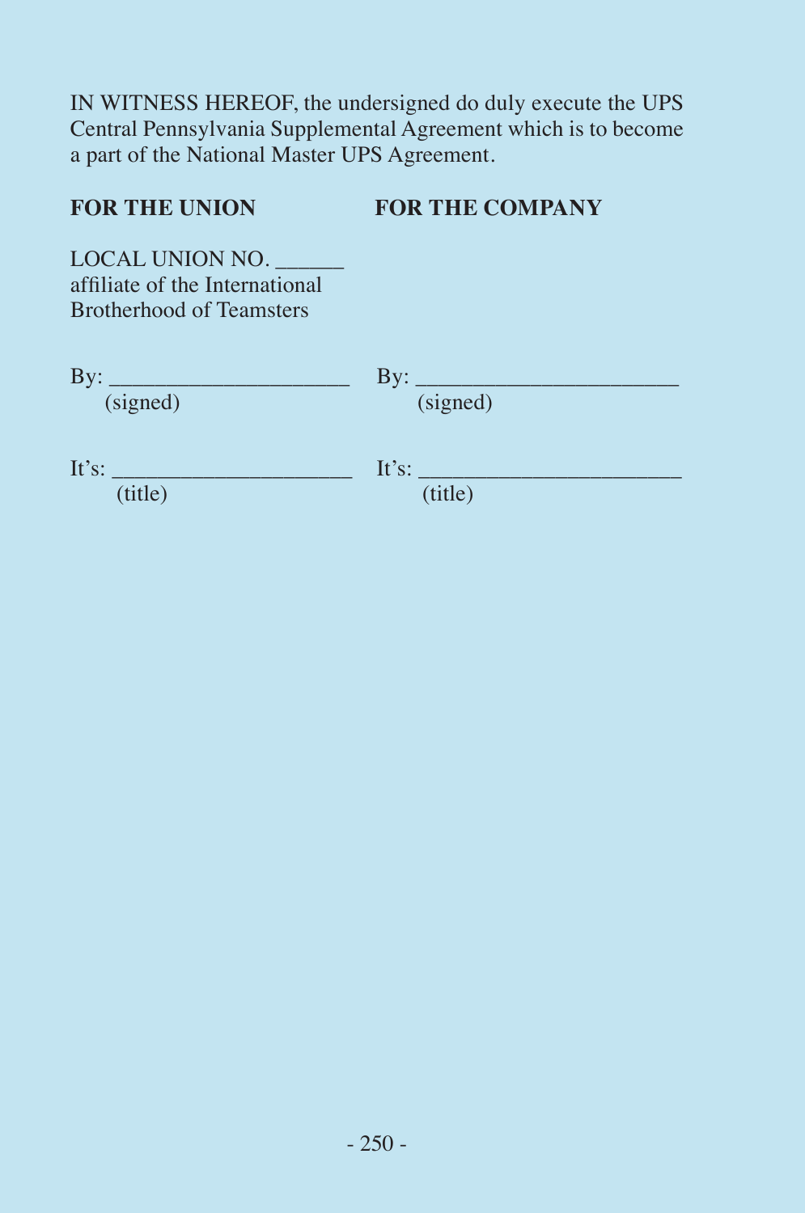IN WITNESS HEREOF, the undersigned do duly execute the UPS Central Pennsylvania Supplemental Agreement which is to become a part of the National Master UPS Agreement.

| **FOR THE UNION** | **FOR THE COMPANY** |
| --- | --- |
| LOCAL UNION NO. ______ affiliate of the International Brotherhood of Teamsters | |
| By: ____________________ (signed) | By: ______________________ (signed) |
| It's: ____________________ (title) | It's: ______________________ (title) |